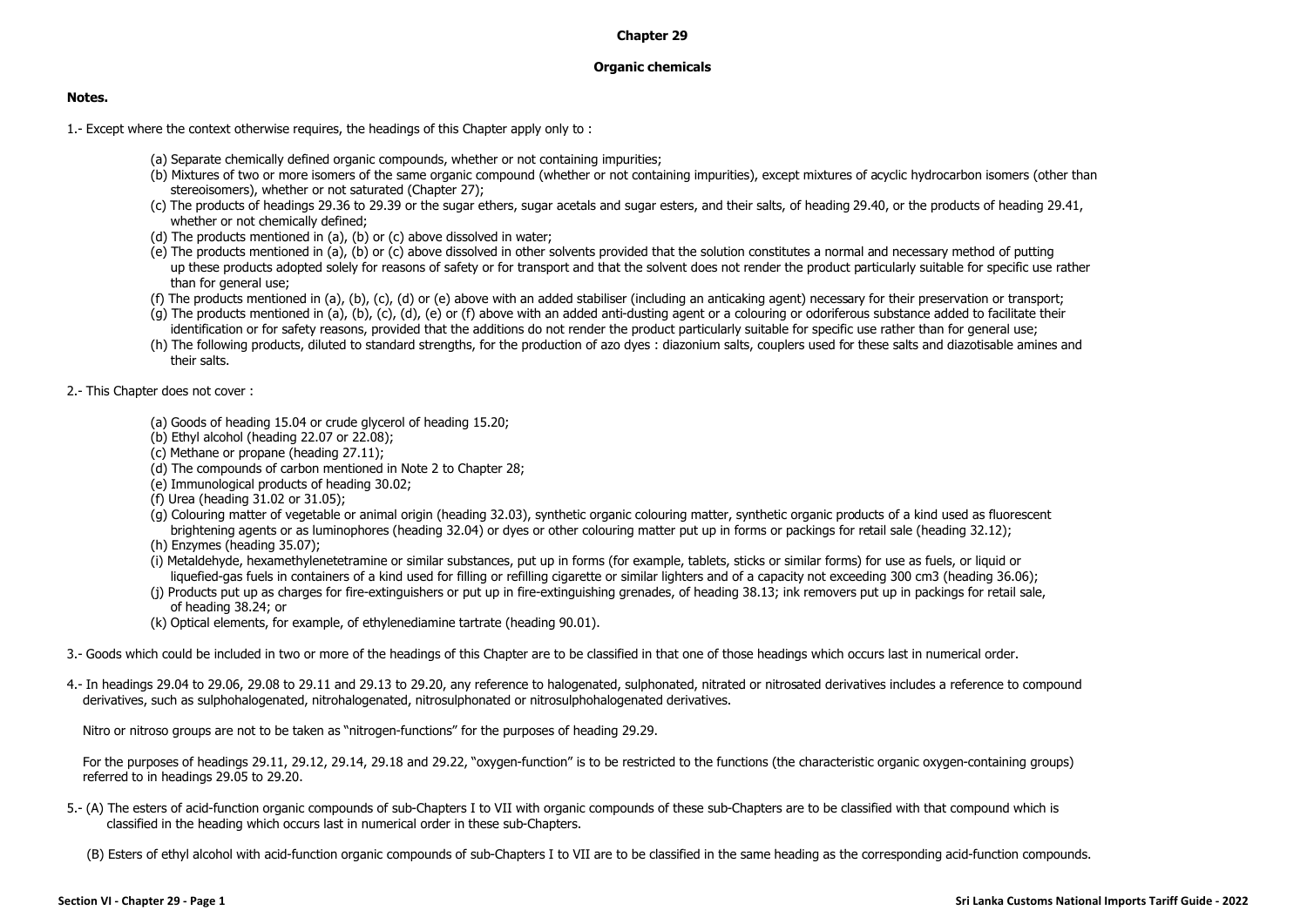# Chapter 29

## Organic chemicals

**Notes.**

1.- Except where the context otherwise requires, the headings of this Chapter apply only to :

(a) Separate chemically defined organic compounds, whether or not containing impurities;
(b) Mixtures of two or more isomers of the same organic compound (whether or not containing impurities), except mixtures of acyclic hydrocarbon isomers (other than stereoisomers), whether or not saturated (Chapter 27);
(c) The products of headings 29.36 to 29.39 or the sugar ethers, sugar acetals and sugar esters, and their salts, of heading 29.40, or the products of heading 29.41, whether or not chemically defined;
(d) The products mentioned in (a), (b) or (c) above dissolved in water;
(e) The products mentioned in (a), (b) or (c) above dissolved in other solvents provided that the solution constitutes a normal and necessary method of putting up these products adopted solely for reasons of safety or for transport and that the solvent does not render the product particularly suitable for specific use rather than for general use;
(f) The products mentioned in (a), (b), (c), (d) or (e) above with an added stabiliser (including an anticaking agent) necessary for their preservation or transport;
(g) The products mentioned in (a), (b), (c), (d), (e) or (f) above with an added anti-dusting agent or a colouring or odoriferous substance added to facilitate their identification or for safety reasons, provided that the additions do not render the product particularly suitable for specific use rather than for general use;
(h) The following products, diluted to standard strengths, for the production of azo dyes : diazonium salts, couplers used for these salts and diazotisable amines and their salts.

2.- This Chapter does not cover :

(a) Goods of heading 15.04 or crude glycerol of heading 15.20;
(b) Ethyl alcohol (heading 22.07 or 22.08);
(c) Methane or propane (heading 27.11);
(d) The compounds of carbon mentioned in Note 2 to Chapter 28;
(e) Immunological products of heading 30.02;
(f) Urea (heading 31.02 or 31.05);
(g) Colouring matter of vegetable or animal origin (heading 32.03), synthetic organic colouring matter, synthetic organic products of a kind used as fluorescent brightening agents or as luminophores (heading 32.04) or dyes or other colouring matter put up in forms or packings for retail sale (heading 32.12);
(h) Enzymes (heading 35.07);
(i) Metaldehyde, hexamethylenetetramine or similar substances, put up in forms (for example, tablets, sticks or similar forms) for use as fuels, or liquid or liquefied-gas fuels in containers of a kind used for filling or refilling cigarette or similar lighters and of a capacity not exceeding 300 cm3 (heading 36.06);
(j) Products put up as charges for fire-extinguishers or put up in fire-extinguishing grenades, of heading 38.13; ink removers put up in packings for retail sale, of heading 38.24; or
(k) Optical elements, for example, of ethylenediamine tartrate (heading 90.01).

3.- Goods which could be included in two or more of the headings of this Chapter are to be classified in that one of those headings which occurs last in numerical order.

4.- In headings 29.04 to 29.06, 29.08 to 29.11 and 29.13 to 29.20, any reference to halogenated, sulphonated, nitrated or nitrosated derivatives includes a reference to compound derivatives, such as sulphohalogenated, nitrohalogenated, nitrosulphonated or nitrosulphohalogenated derivatives.

Nitro or nitroso groups are not to be taken as "nitrogen-functions" for the purposes of heading 29.29.

For the purposes of headings 29.11, 29.12, 29.14, 29.18 and 29.22, "oxygen-function" is to be restricted to the functions (the characteristic organic oxygen-containing groups) referred to in headings 29.05 to 29.20.

5.- (A) The esters of acid-function organic compounds of sub-Chapters I to VII with organic compounds of these sub-Chapters are to be classified with that compound which is classified in the heading which occurs last in numerical order in these sub-Chapters.

(B) Esters of ethyl alcohol with acid-function organic compounds of sub-Chapters I to VII are to be classified in the same heading as the corresponding acid-function compounds.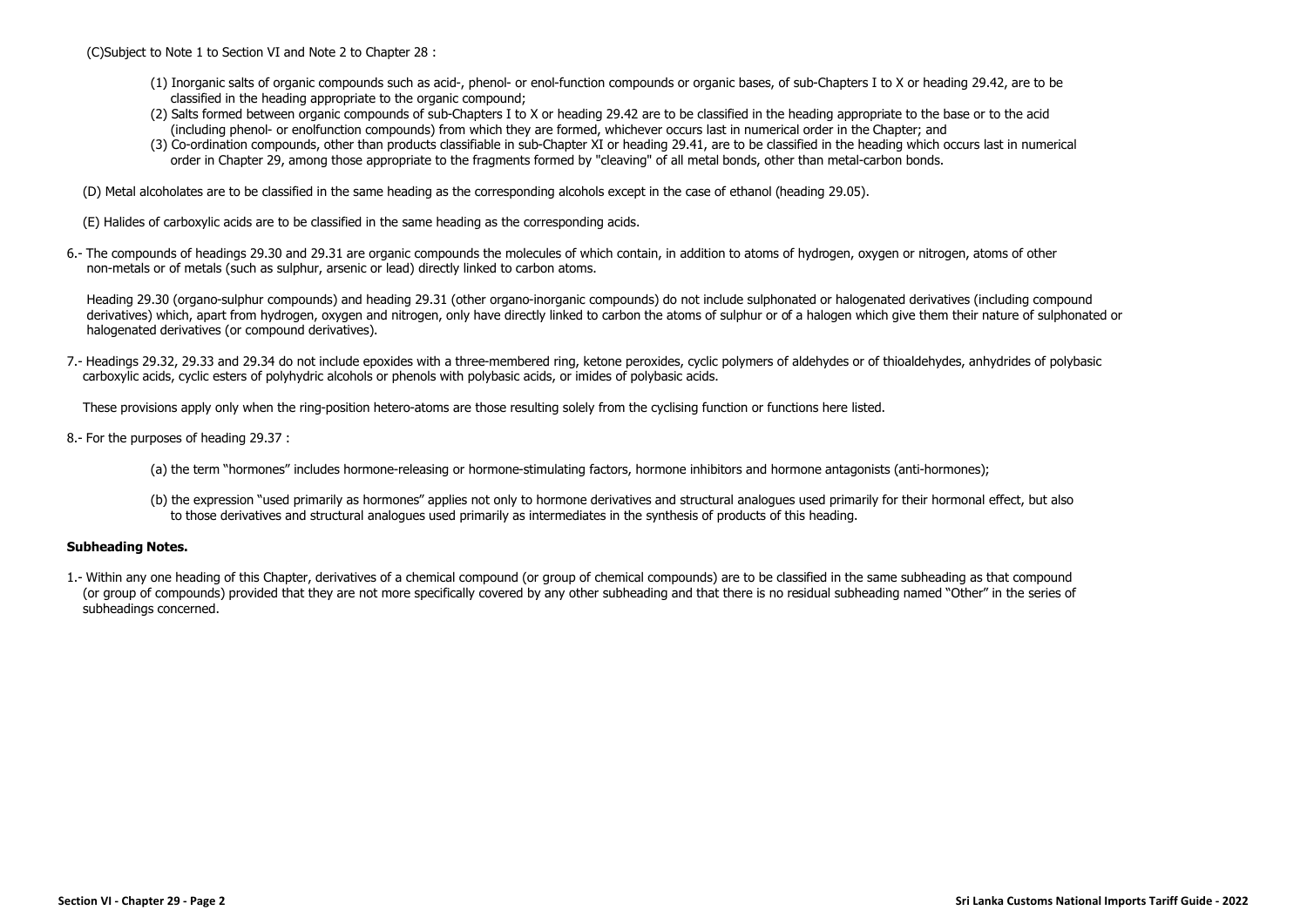(C)Subject to Note 1 to Section VI and Note 2 to Chapter 28 :

(1) Inorganic salts of organic compounds such as acid-, phenol- or enol-function compounds or organic bases, of sub-Chapters I to X or heading 29.42, are to be classified in the heading appropriate to the organic compound;

(2) Salts formed between organic compounds of sub-Chapters I to X or heading 29.42 are to be classified in the heading appropriate to the base or to the acid (including phenol- or enolfunction compounds) from which they are formed, whichever occurs last in numerical order in the Chapter; and

(3) Co-ordination compounds, other than products classifiable in sub-Chapter XI or heading 29.41, are to be classified in the heading which occurs last in numerical order in Chapter 29, among those appropriate to the fragments formed by "cleaving" of all metal bonds, other than metal-carbon bonds.

(D) Metal alcoholates are to be classified in the same heading as the corresponding alcohols except in the case of ethanol (heading 29.05).

(E) Halides of carboxylic acids are to be classified in the same heading as the corresponding acids.

6.- The compounds of headings 29.30 and 29.31 are organic compounds the molecules of which contain, in addition to atoms of hydrogen, oxygen or nitrogen, atoms of other non-metals or of metals (such as sulphur, arsenic or lead) directly linked to carbon atoms.

Heading 29.30 (organo-sulphur compounds) and heading 29.31 (other organo-inorganic compounds) do not include sulphonated or halogenated derivatives (including compound derivatives) which, apart from hydrogen, oxygen and nitrogen, only have directly linked to carbon the atoms of sulphur or of a halogen which give them their nature of sulphonated or halogenated derivatives (or compound derivatives).

7.- Headings 29.32, 29.33 and 29.34 do not include epoxides with a three-membered ring, ketone peroxides, cyclic polymers of aldehydes or of thioaldehydes, anhydrides of polybasic carboxylic acids, cyclic esters of polyhydric alcohols or phenols with polybasic acids, or imides of polybasic acids.

These provisions apply only when the ring-position hetero-atoms are those resulting solely from the cyclising function or functions here listed.

8.- For the purposes of heading 29.37 :

(a) the term "hormones" includes hormone-releasing or hormone-stimulating factors, hormone inhibitors and hormone antagonists (anti-hormones);

(b) the expression "used primarily as hormones" applies not only to hormone derivatives and structural analogues used primarily for their hormonal effect, but also to those derivatives and structural analogues used primarily as intermediates in the synthesis of products of this heading.

**Subheading Notes.**

1.- Within any one heading of this Chapter, derivatives of a chemical compound (or group of chemical compounds) are to be classified in the same subheading as that compound (or group of compounds) provided that they are not more specifically covered by any other subheading and that there is no residual subheading named "Other" in the series of subheadings concerned.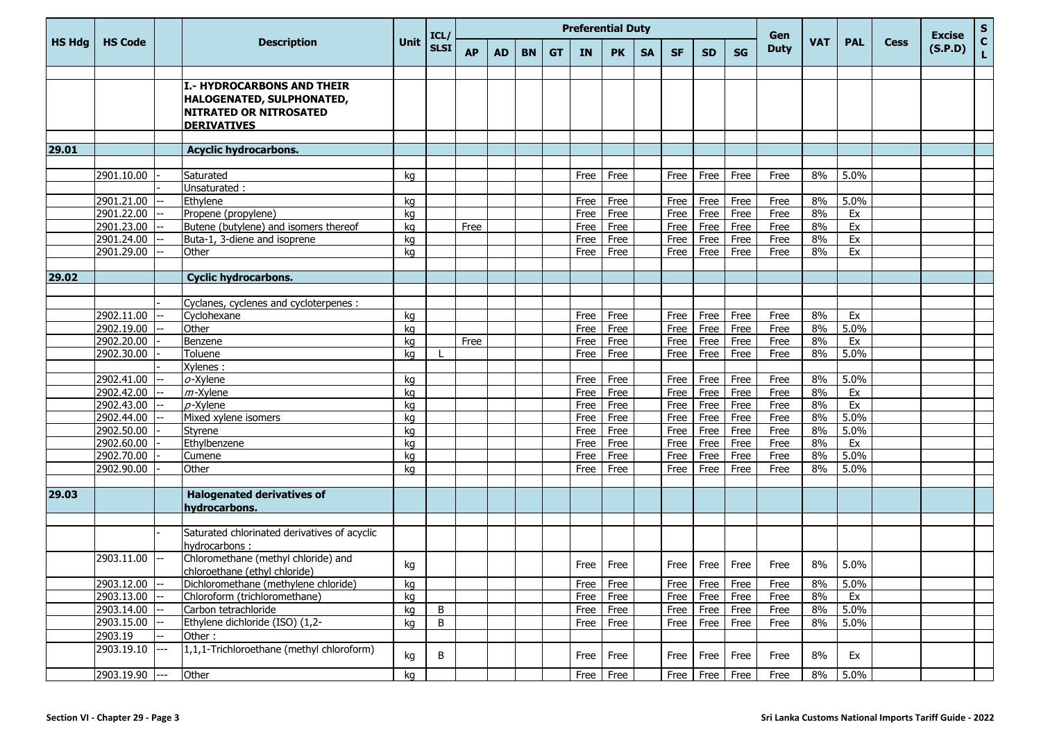| HS Hdg | HS Code | | Description | Unit | ICL/ SLSI | Preferential Duty | | | | | | | | | | Gen Duty | VAT | PAL | Cess | Excise (S.P.D) | S C L |
|---|---|---|---|---|---|---|---|---|---|---|---|---|---|---|---|---|---|---|---|---|---|
| | | | | | | AP | AD | BN | GT | IN | PK | SA | SF | SD | SG | | | | | | |
| | | | **I.- HYDROCARBONS AND THEIR HALOGENATED, SULPHONATED, NITRATED OR NITROSATED DERIVATIVES** | | | | | | | | | | | | | | | | | | |
| **29.01** | | | **Acyclic hydrocarbons.** | | | | | | | | | | | | | | | | | | |
| | 2901.10.00 | - | Saturated | kg | | | | | | Free | Free | | Free | Free | Free | Free | 8% | 5.0% | | | |
| | | - | Unsaturated : | | | | | | | | | | | | | | | | | | |
| | 2901.21.00 | -- | Ethylene | kg | | | | | | Free | Free | | Free | Free | Free | Free | 8% | 5.0% | | | |
| | 2901.22.00 | -- | Propene (propylene) | kg | | | | | | Free | Free | | Free | Free | Free | Free | 8% | Ex | | | |
| | 2901.23.00 | -- | Butene (butylene) and isomers thereof | kg | | Free | | | | Free | Free | | Free | Free | Free | Free | 8% | Ex | | | |
| | 2901.24.00 | -- | Buta-1, 3-diene and isoprene | kg | | | | | | Free | Free | | Free | Free | Free | Free | 8% | Ex | | | |
| | 2901.29.00 | -- | Other | kg | | | | | | Free | Free | | Free | Free | Free | Free | 8% | Ex | | | |
| **29.02** | | | **Cyclic hydrocarbons.** | | | | | | | | | | | | | | | | | | |
| | | - | Cyclanes, cyclenes and cycloterpenes : | | | | | | | | | | | | | | | | | | |
| | 2902.11.00 | -- | Cyclohexane | kg | | | | | | Free | Free | | Free | Free | Free | Free | 8% | Ex | | | |
| | 2902.19.00 | -- | Other | kg | | | | | | Free | Free | | Free | Free | Free | Free | 8% | 5.0% | | | |
| | 2902.20.00 | - | Benzene | kg | | Free | | | | Free | Free | | Free | Free | Free | Free | 8% | Ex | | | |
| | 2902.30.00 | - | Toluene | kg | L | | | | | Free | Free | | Free | Free | Free | Free | 8% | 5.0% | | | |
| | | - | Xylenes : | | | | | | | | | | | | | | | | | | |
| | 2902.41.00 | -- | *o*-Xylene | kg | | | | | | Free | Free | | Free | Free | Free | Free | 8% | 5.0% | | | |
| | 2902.42.00 | -- | *m*-Xylene | kg | | | | | | Free | Free | | Free | Free | Free | Free | 8% | Ex | | | |
| | 2902.43.00 | -- | *p*-Xylene | kg | | | | | | Free | Free | | Free | Free | Free | Free | 8% | Ex | | | |
| | 2902.44.00 | -- | Mixed xylene isomers | kg | | | | | | Free | Free | | Free | Free | Free | Free | 8% | 5.0% | | | |
| | 2902.50.00 | - | Styrene | kg | | | | | | Free | Free | | Free | Free | Free | Free | 8% | 5.0% | | | |
| | 2902.60.00 | - | Ethylbenzene | kg | | | | | | Free | Free | | Free | Free | Free | Free | 8% | Ex | | | |
| | 2902.70.00 | - | Cumene | kg | | | | | | Free | Free | | Free | Free | Free | Free | 8% | 5.0% | | | |
| | 2902.90.00 | - | Other | kg | | | | | | Free | Free | | Free | Free | Free | Free | 8% | 5.0% | | | |
| **29.03** | | | **Halogenated derivatives of hydrocarbons.** | | | | | | | | | | | | | | | | | | |
| | | - | Saturated chlorinated derivatives of acyclic hydrocarbons : | | | | | | | | | | | | | | | | | | |
| | 2903.11.00 | -- | Chloromethane (methyl chloride) and chloroethane (ethyl chloride) | kg | | | | | | Free | Free | | Free | Free | Free | Free | 8% | 5.0% | | | |
| | 2903.12.00 | -- | Dichloromethane (methylene chloride) | kg | | | | | | Free | Free | | Free | Free | Free | Free | 8% | 5.0% | | | |
| | 2903.13.00 | -- | Chloroform (trichloromethane) | kg | | | | | | Free | Free | | Free | Free | Free | Free | 8% | Ex | | | |
| | 2903.14.00 | -- | Carbon tetrachloride | kg | B | | | | | Free | Free | | Free | Free | Free | Free | 8% | 5.0% | | | |
| | 2903.15.00 | -- | Ethylene dichloride (ISO) (1,2- | kg | B | | | | | Free | Free | | Free | Free | Free | Free | 8% | 5.0% | | | |
| | 2903.19 | -- | Other : | | | | | | | | | | | | | | | | | | |
| | 2903.19.10 | --- | 1,1,1-Trichloroethane (methyl chloroform) | kg | B | | | | | Free | Free | | Free | Free | Free | Free | 8% | Ex | | | |
| | 2903.19.90 | --- | Other | kg | | | | | | Free | Free | | Free | Free | Free | Free | 8% | 5.0% | | | |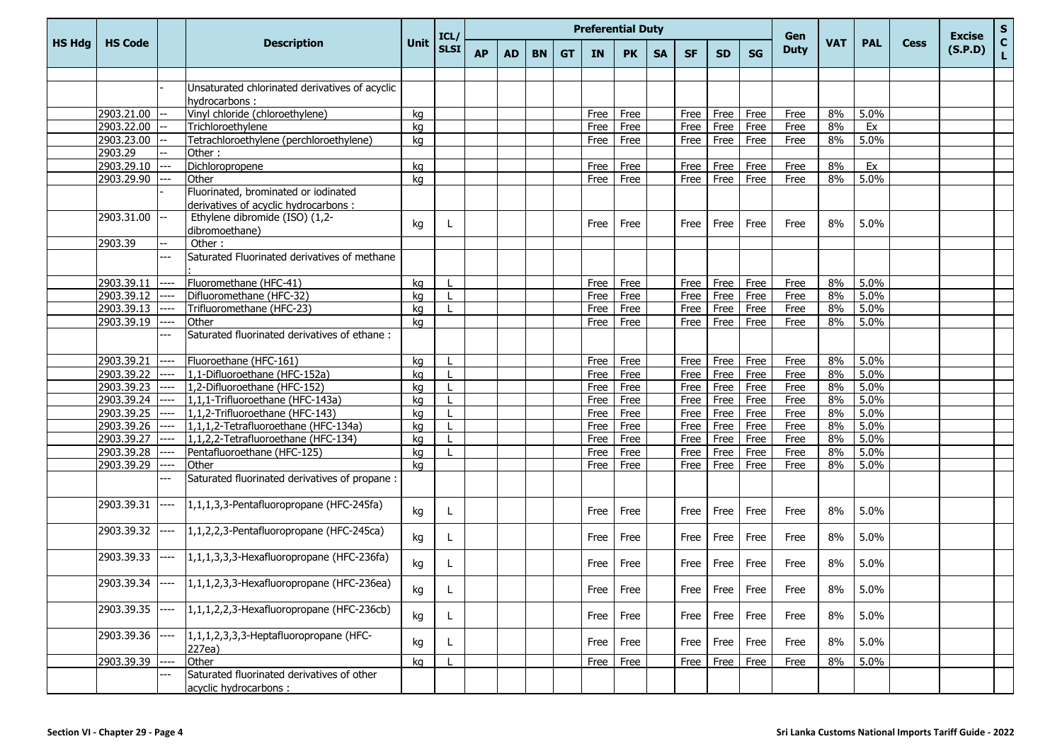| HS Hdg | HS Code | | Description | Unit | ICL/ SLSI | Preferential Duty | | | | | | | | | | Gen Duty | VAT | PAL | Cess | Excise (S.P.D) | S C L |
|---|---|---|---|---|---|---|---|---|---|---|---|---|---|---|---|---|---|---|---|---|---|
| | | | | | | AP | AD | BN | GT | IN | PK | SA | SF | SD | SG | | | | | | |
| | | | | | | | | | | | | | | | | | | | | | |
| | | - | Unsaturated chlorinated derivatives of acyclic hydrocarbons : | | | | | | | | | | | | | | | | | | |
| | 2903.21.00 | -- | Vinyl chloride (chloroethylene) | kg | | | | | | Free | Free | | Free | Free | Free | Free | 8% | 5.0% | | | |
| | 2903.22.00 | -- | Trichloroethylene | kg | | | | | | Free | Free | | Free | Free | Free | Free | 8% | Ex | | | |
| | 2903.23.00 | -- | Tetrachloroethylene (perchloroethylene) | kg | | | | | | Free | Free | | Free | Free | Free | Free | 8% | 5.0% | | | |
| | 2903.29 | -- | Other : | | | | | | | | | | | | | | | | | | |
| | 2903.29.10 | --- | Dichloropropene | kg | | | | | | Free | Free | | Free | Free | Free | Free | 8% | Ex | | | |
| | 2903.29.90 | --- | Other | kg | | | | | | Free | Free | | Free | Free | Free | Free | 8% | 5.0% | | | |
| | | - | Fluorinated, brominated or iodinated derivatives of acyclic hydrocarbons : | | | | | | | | | | | | | | | | | | |
| | 2903.31.00 | -- | Ethylene dibromide (ISO) (1,2-dibromoethane) | kg | L | | | | | Free | Free | | Free | Free | Free | Free | 8% | 5.0% | | | |
| | 2903.39 | -- | Other : | | | | | | | | | | | | | | | | | | |
| | | --- | Saturated Fluorinated derivatives of methane : | | | | | | | | | | | | | | | | | | |
| | 2903.39.11 | ---- | Fluoromethane (HFC-41) | kg | L | | | | | Free | Free | | Free | Free | Free | Free | 8% | 5.0% | | | |
| | 2903.39.12 | ---- | Difluoromethane (HFC-32) | kg | L | | | | | Free | Free | | Free | Free | Free | Free | 8% | 5.0% | | | |
| | 2903.39.13 | ---- | Trifluoromethane (HFC-23) | kg | L | | | | | Free | Free | | Free | Free | Free | Free | 8% | 5.0% | | | |
| | 2903.39.19 | ---- | Other | kg | | | | | | Free | Free | | Free | Free | Free | Free | 8% | 5.0% | | | |
| | | --- | Saturated fluorinated derivatives of ethane : | | | | | | | | | | | | | | | | | | |
| | 2903.39.21 | ---- | Fluoroethane (HFC-161) | kg | L | | | | | Free | Free | | Free | Free | Free | Free | 8% | 5.0% | | | |
| | 2903.39.22 | ---- | 1,1-Difluoroethane (HFC-152a) | kg | L | | | | | Free | Free | | Free | Free | Free | Free | 8% | 5.0% | | | |
| | 2903.39.23 | ---- | 1,2-Difluoroethane (HFC-152) | kg | L | | | | | Free | Free | | Free | Free | Free | Free | 8% | 5.0% | | | |
| | 2903.39.24 | ---- | 1,1,1-Trifluoroethane (HFC-143a) | kg | L | | | | | Free | Free | | Free | Free | Free | Free | 8% | 5.0% | | | |
| | 2903.39.25 | ---- | 1,1,2-Trifluoroethane (HFC-143) | kg | L | | | | | Free | Free | | Free | Free | Free | Free | 8% | 5.0% | | | |
| | 2903.39.26 | ---- | 1,1,1,2-Tetrafluoroethane (HFC-134a) | kg | L | | | | | Free | Free | | Free | Free | Free | Free | 8% | 5.0% | | | |
| | 2903.39.27 | ---- | 1,1,2,2-Tetrafluoroethane (HFC-134) | kg | L | | | | | Free | Free | | Free | Free | Free | Free | 8% | 5.0% | | | |
| | 2903.39.28 | ---- | Pentafluoroethane (HFC-125) | kg | L | | | | | Free | Free | | Free | Free | Free | Free | 8% | 5.0% | | | |
| | 2903.39.29 | ---- | Other | kg | | | | | | Free | Free | | Free | Free | Free | Free | 8% | 5.0% | | | |
| | | --- | Saturated fluorinated derivatives of propane : | | | | | | | | | | | | | | | | | | |
| | 2903.39.31 | ---- | 1,1,1,3,3-Pentafluoropropane (HFC-245fa) | kg | L | | | | | Free | Free | | Free | Free | Free | Free | 8% | 5.0% | | | |
| | 2903.39.32 | ---- | 1,1,2,2,3-Pentafluoropropane (HFC-245ca) | kg | L | | | | | Free | Free | | Free | Free | Free | Free | 8% | 5.0% | | | |
| | 2903.39.33 | ---- | 1,1,1,3,3,3-Hexafluoropropane (HFC-236fa) | kg | L | | | | | Free | Free | | Free | Free | Free | Free | 8% | 5.0% | | | |
| | 2903.39.34 | ---- | 1,1,1,2,3,3-Hexafluoropropane (HFC-236ea) | kg | L | | | | | Free | Free | | Free | Free | Free | Free | 8% | 5.0% | | | |
| | 2903.39.35 | ---- | 1,1,1,2,2,3-Hexafluoropropane (HFC-236cb) | kg | L | | | | | Free | Free | | Free | Free | Free | Free | 8% | 5.0% | | | |
| | 2903.39.36 | ---- | 1,1,1,2,3,3,3-Heptafluoropropane (HFC-227ea) | kg | L | | | | | Free | Free | | Free | Free | Free | Free | 8% | 5.0% | | | |
| | 2903.39.39 | ---- | Other | kg | L | | | | | Free | Free | | Free | Free | Free | Free | 8% | 5.0% | | | |
| | | --- | Saturated fluorinated derivatives of other acyclic hydrocarbons : | | | | | | | | | | | | | | | | | | |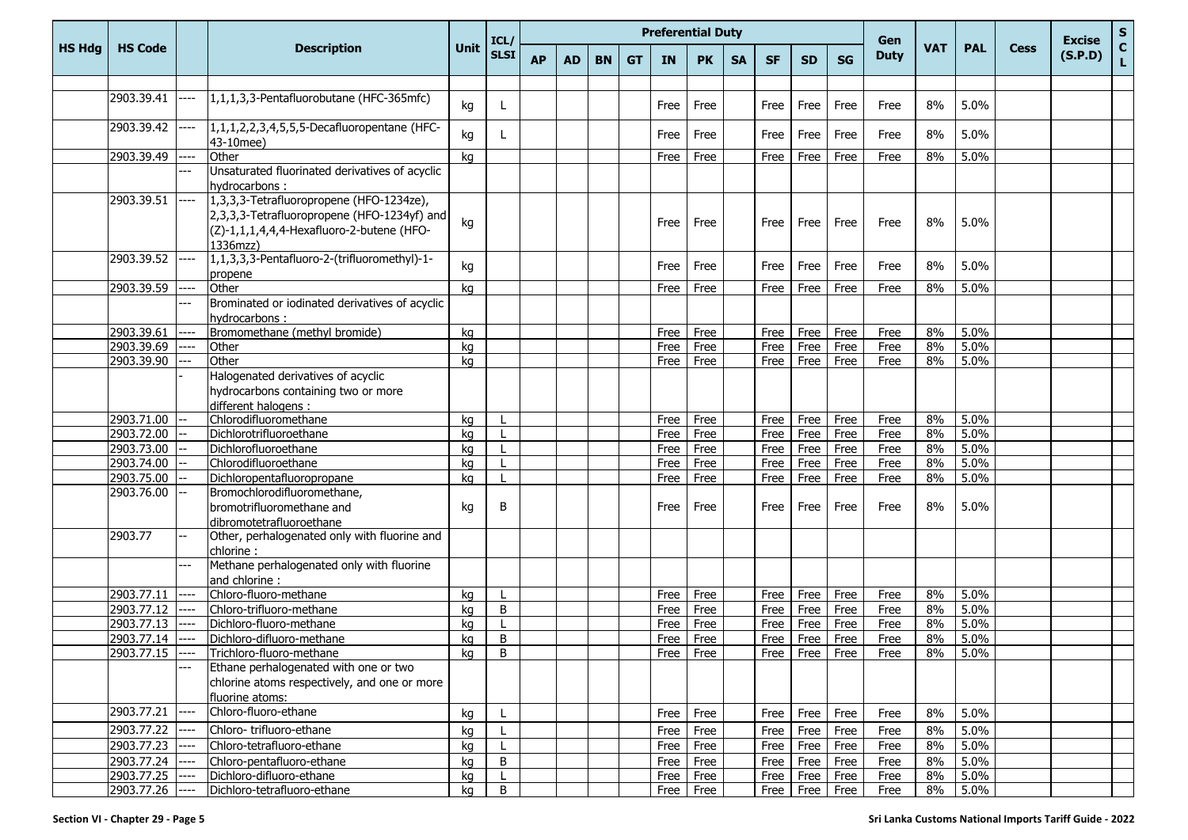| HS Hdg | HS Code | | Description | Unit | ICL/ SLSI | Preferential Duty | | | | | | | | | | Gen Duty | VAT | PAL | Cess | Excise (S.P.D) | S C L |
|---|---|---|---|---|---|---|---|---|---|---|---|---|---|---|---|---|---|---|---|---|---|
| | | | | | | AP | AD | BN | GT | IN | PK | SA | SF | SD | SG | | | | | | |
| | 2903.39.41 | ---- | 1,1,1,3,3-Pentafluorobutane (HFC-365mfc) | kg | L | | | | | Free | Free | | Free | Free | Free | Free | 8% | 5.0% | | | |
| | 2903.39.42 | ---- | 1,1,1,2,2,3,4,5,5,5-Decafluoropentane (HFC-43-10mee) | kg | L | | | | | Free | Free | | Free | Free | Free | Free | 8% | 5.0% | | | |
| | 2903.39.49 | ---- | Other | kg | | | | | | Free | Free | | Free | Free | Free | Free | 8% | 5.0% | | | |
| | | --- | Unsaturated fluorinated derivatives of acyclic hydrocarbons : | | | | | | | | | | | | | | | | | | |
| | 2903.39.51 | ---- | 1,3,3,3-Tetrafluoropropene (HFO-1234ze), 2,3,3,3-Tetrafluoropropene (HFO-1234yf) and (Z)-1,1,1,4,4,4-Hexafluoro-2-butene (HFO-1336mzz) | kg | | | | | | Free | Free | | Free | Free | Free | Free | 8% | 5.0% | | | |
| | 2903.39.52 | ---- | 1,1,3,3,3-Pentafluoro-2-(trifluoromethyl)-1-propene | kg | | | | | | Free | Free | | Free | Free | Free | Free | 8% | 5.0% | | | |
| | 2903.39.59 | ---- | Other | kg | | | | | | Free | Free | | Free | Free | Free | Free | 8% | 5.0% | | | |
| | | --- | Brominated or iodinated derivatives of acyclic hydrocarbons : | | | | | | | | | | | | | | | | | | |
| | 2903.39.61 | ---- | Bromomethane (methyl bromide) | kg | | | | | | Free | Free | | Free | Free | Free | Free | 8% | 5.0% | | | |
| | 2903.39.69 | ---- | Other | kg | | | | | | Free | Free | | Free | Free | Free | Free | 8% | 5.0% | | | |
| | 2903.39.90 | --- | Other | kg | | | | | | Free | Free | | Free | Free | Free | Free | 8% | 5.0% | | | |
| | | - | Halogenated derivatives of acyclic hydrocarbons containing two or more different halogens : | | | | | | | | | | | | | | | | | | |
| | 2903.71.00 | -- | Chlorodifluoromethane | kg | L | | | | | Free | Free | | Free | Free | Free | Free | 8% | 5.0% | | | |
| | 2903.72.00 | -- | Dichlorotrifluoroethane | kg | L | | | | | Free | Free | | Free | Free | Free | Free | 8% | 5.0% | | | |
| | 2903.73.00 | -- | Dichlorofluoroethane | kg | L | | | | | Free | Free | | Free | Free | Free | Free | 8% | 5.0% | | | |
| | 2903.74.00 | -- | Chlorodifluoroethane | kg | L | | | | | Free | Free | | Free | Free | Free | Free | 8% | 5.0% | | | |
| | 2903.75.00 | -- | Dichloropentafluoropropane | kg | L | | | | | Free | Free | | Free | Free | Free | Free | 8% | 5.0% | | | |
| | 2903.76.00 | -- | Bromochlorodifluoromethane, bromotrifluoromethane and dibromotetrafluoroethane | kg | B | | | | | Free | Free | | Free | Free | Free | Free | 8% | 5.0% | | | |
| | 2903.77 | -- | Other, perhalogenated only with fluorine and chlorine : | | | | | | | | | | | | | | | | | | |
| | | --- | Methane perhalogenated only with fluorine and chlorine : | | | | | | | | | | | | | | | | | | |
| | 2903.77.11 | ---- | Chloro-fluoro-methane | kg | L | | | | | Free | Free | | Free | Free | Free | Free | 8% | 5.0% | | | |
| | 2903.77.12 | ---- | Chloro-trifluoro-methane | kg | B | | | | | Free | Free | | Free | Free | Free | Free | 8% | 5.0% | | | |
| | 2903.77.13 | ---- | Dichloro-fluoro-methane | kg | L | | | | | Free | Free | | Free | Free | Free | Free | 8% | 5.0% | | | |
| | 2903.77.14 | ---- | Dichloro-difluoro-methane | kg | B | | | | | Free | Free | | Free | Free | Free | Free | 8% | 5.0% | | | |
| | 2903.77.15 | ---- | Trichloro-fluoro-methane | kg | B | | | | | Free | Free | | Free | Free | Free | Free | 8% | 5.0% | | | |
| | | --- | Ethane perhalogenated with one or two chlorine atoms respectively, and one or more fluorine atoms: | | | | | | | | | | | | | | | | | | |
| | 2903.77.21 | ---- | Chloro-fluoro-ethane | kg | L | | | | | Free | Free | | Free | Free | Free | Free | 8% | 5.0% | | | |
| | 2903.77.22 | ---- | Chloro- trifluoro-ethane | kg | L | | | | | Free | Free | | Free | Free | Free | Free | 8% | 5.0% | | | |
| | 2903.77.23 | ---- | Chloro-tetrafluoro-ethane | kg | L | | | | | Free | Free | | Free | Free | Free | Free | 8% | 5.0% | | | |
| | 2903.77.24 | ---- | Chloro-pentafluoro-ethane | kg | B | | | | | Free | Free | | Free | Free | Free | Free | 8% | 5.0% | | | |
| | 2903.77.25 | ---- | Dichloro-difluoro-ethane | kg | L | | | | | Free | Free | | Free | Free | Free | Free | 8% | 5.0% | | | |
| | 2903.77.26 | ---- | Dichloro-tetrafluoro-ethane | kg | B | | | | | Free | Free | | Free | Free | Free | Free | 8% | 5.0% | | | |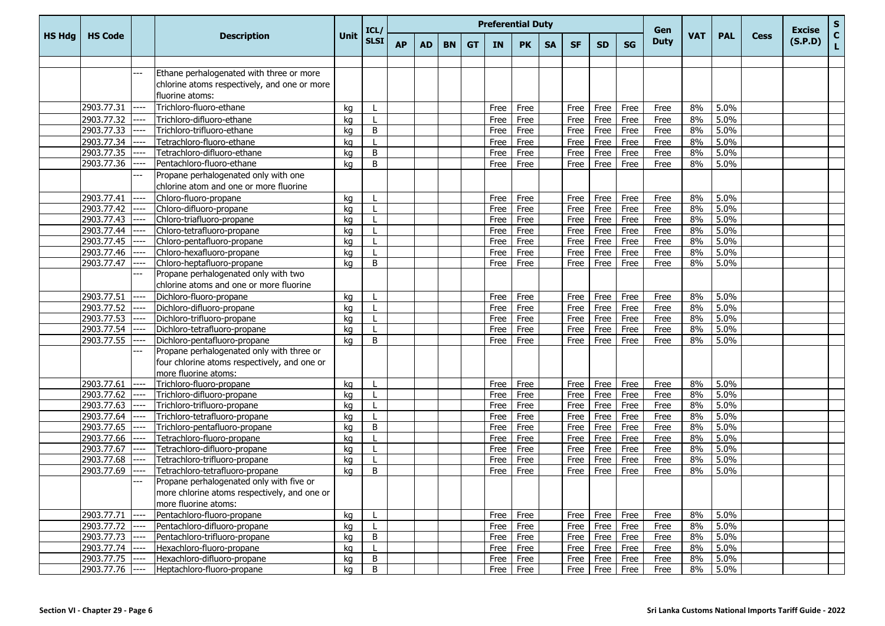| HS Hdg | HS Code | | Description | Unit | ICL/ SLSI | Preferential Duty | | | | | | | | | | Gen Duty | VAT | PAL | Cess | Excise (S.P.D) | S C L |
|---|---|---|---|---|---|---|---|---|---|---|---|---|---|---|---|---|---|---|---|---|---|
| | | | | | | AP | AD | BN | GT | IN | PK | SA | SF | SD | SG | | | | | | |
| | | | | | | | | | | | | | | | | | | | | | |
| | | --- | Ethane perhalogenated with three or more chlorine atoms respectively, and one or more fluorine atoms: | | | | | | | | | | | | | | | | | | |
| | 2903.77.31 | ---- | Trichloro-fluoro-ethane | kg | L | | | | | Free | Free | | Free | Free | Free | Free | 8% | 5.0% | | | |
| | 2903.77.32 | ---- | Trichloro-difluoro-ethane | kg | L | | | | | Free | Free | | Free | Free | Free | Free | 8% | 5.0% | | | |
| | 2903.77.33 | ---- | Trichloro-trifluoro-ethane | kg | B | | | | | Free | Free | | Free | Free | Free | Free | 8% | 5.0% | | | |
| | 2903.77.34 | ---- | Tetrachloro-fluoro-ethane | kg | L | | | | | Free | Free | | Free | Free | Free | Free | 8% | 5.0% | | | |
| | 2903.77.35 | ---- | Tetrachloro-difluoro-ethane | kg | B | | | | | Free | Free | | Free | Free | Free | Free | 8% | 5.0% | | | |
| | 2903.77.36 | ---- | Pentachloro-fluoro-ethane | kg | B | | | | | Free | Free | | Free | Free | Free | Free | 8% | 5.0% | | | |
| | | --- | Propane perhalogenated only with one chlorine atom and one or more fluorine | | | | | | | | | | | | | | | | | | |
| | 2903.77.41 | ---- | Chloro-fluoro-propane | kg | L | | | | | Free | Free | | Free | Free | Free | Free | 8% | 5.0% | | | |
| | 2903.77.42 | ---- | Chloro-difluoro-propane | kg | L | | | | | Free | Free | | Free | Free | Free | Free | 8% | 5.0% | | | |
| | 2903.77.43 | ---- | Chloro-triafluoro-propane | kg | L | | | | | Free | Free | | Free | Free | Free | Free | 8% | 5.0% | | | |
| | 2903.77.44 | ---- | Chloro-tetrafluoro-propane | kg | L | | | | | Free | Free | | Free | Free | Free | Free | 8% | 5.0% | | | |
| | 2903.77.45 | ---- | Chloro-pentafluoro-propane | kg | L | | | | | Free | Free | | Free | Free | Free | Free | 8% | 5.0% | | | |
| | 2903.77.46 | ---- | Chloro-hexafluoro-propane | kg | L | | | | | Free | Free | | Free | Free | Free | Free | 8% | 5.0% | | | |
| | 2903.77.47 | ---- | Chloro-heptafluoro-propane | kg | B | | | | | Free | Free | | Free | Free | Free | Free | 8% | 5.0% | | | |
| | | --- | Propane perhalogenated only with two chlorine atoms and one or more fluorine | | | | | | | | | | | | | | | | | | |
| | 2903.77.51 | ---- | Dichloro-fluoro-propane | kg | L | | | | | Free | Free | | Free | Free | Free | Free | 8% | 5.0% | | | |
| | 2903.77.52 | ---- | Dichloro-difluoro-propane | kg | L | | | | | Free | Free | | Free | Free | Free | Free | 8% | 5.0% | | | |
| | 2903.77.53 | ---- | Dichloro-trifluoro-propane | kg | L | | | | | Free | Free | | Free | Free | Free | Free | 8% | 5.0% | | | |
| | 2903.77.54 | ---- | Dichloro-tetrafluoro-propane | kg | L | | | | | Free | Free | | Free | Free | Free | Free | 8% | 5.0% | | | |
| | 2903.77.55 | ---- | Dichloro-pentafluoro-propane | kg | B | | | | | Free | Free | | Free | Free | Free | Free | 8% | 5.0% | | | |
| | | --- | Propane perhalogenated only with three or four chlorine atoms respectively, and one or more fluorine atoms: | | | | | | | | | | | | | | | | | | |
| | 2903.77.61 | ---- | Trichloro-fluoro-propane | kg | L | | | | | Free | Free | | Free | Free | Free | Free | 8% | 5.0% | | | |
| | 2903.77.62 | ---- | Trichloro-difluoro-propane | kg | L | | | | | Free | Free | | Free | Free | Free | Free | 8% | 5.0% | | | |
| | 2903.77.63 | ---- | Trichloro-trifluoro-propane | kg | L | | | | | Free | Free | | Free | Free | Free | Free | 8% | 5.0% | | | |
| | 2903.77.64 | ---- | Trichloro-tetrafluoro-propane | kg | L | | | | | Free | Free | | Free | Free | Free | Free | 8% | 5.0% | | | |
| | 2903.77.65 | ---- | Trichloro-pentafluoro-propane | kg | B | | | | | Free | Free | | Free | Free | Free | Free | 8% | 5.0% | | | |
| | 2903.77.66 | ---- | Tetrachloro-fluoro-propane | kg | L | | | | | Free | Free | | Free | Free | Free | Free | 8% | 5.0% | | | |
| | 2903.77.67 | ---- | Tetrachloro-difluoro-propane | kg | L | | | | | Free | Free | | Free | Free | Free | Free | 8% | 5.0% | | | |
| | 2903.77.68 | ---- | Tetrachloro-trifluoro-propane | kg | L | | | | | Free | Free | | Free | Free | Free | Free | 8% | 5.0% | | | |
| | 2903.77.69 | ---- | Tetrachloro-tetrafluoro-propane | kg | B | | | | | Free | Free | | Free | Free | Free | Free | 8% | 5.0% | | | |
| | | --- | Propane perhalogenated only with five or more chlorine atoms respectively, and one or more fluorine atoms: | | | | | | | | | | | | | | | | | | |
| | 2903.77.71 | ---- | Pentachloro-fluoro-propane | kg | L | | | | | Free | Free | | Free | Free | Free | Free | 8% | 5.0% | | | |
| | 2903.77.72 | ---- | Pentachloro-difluoro-propane | kg | L | | | | | Free | Free | | Free | Free | Free | Free | 8% | 5.0% | | | |
| | 2903.77.73 | ---- | Pentachloro-trifluoro-propane | kg | B | | | | | Free | Free | | Free | Free | Free | Free | 8% | 5.0% | | | |
| | 2903.77.74 | ---- | Hexachloro-fluoro-propane | kg | L | | | | | Free | Free | | Free | Free | Free | Free | 8% | 5.0% | | | |
| | 2903.77.75 | ---- | Hexachloro-difluoro-propane | kg | B | | | | | Free | Free | | Free | Free | Free | Free | 8% | 5.0% | | | |
| | 2903.77.76 | ---- | Heptachloro-fluoro-propane | kg | B | | | | | Free | Free | | Free | Free | Free | Free | 8% | 5.0% | | | |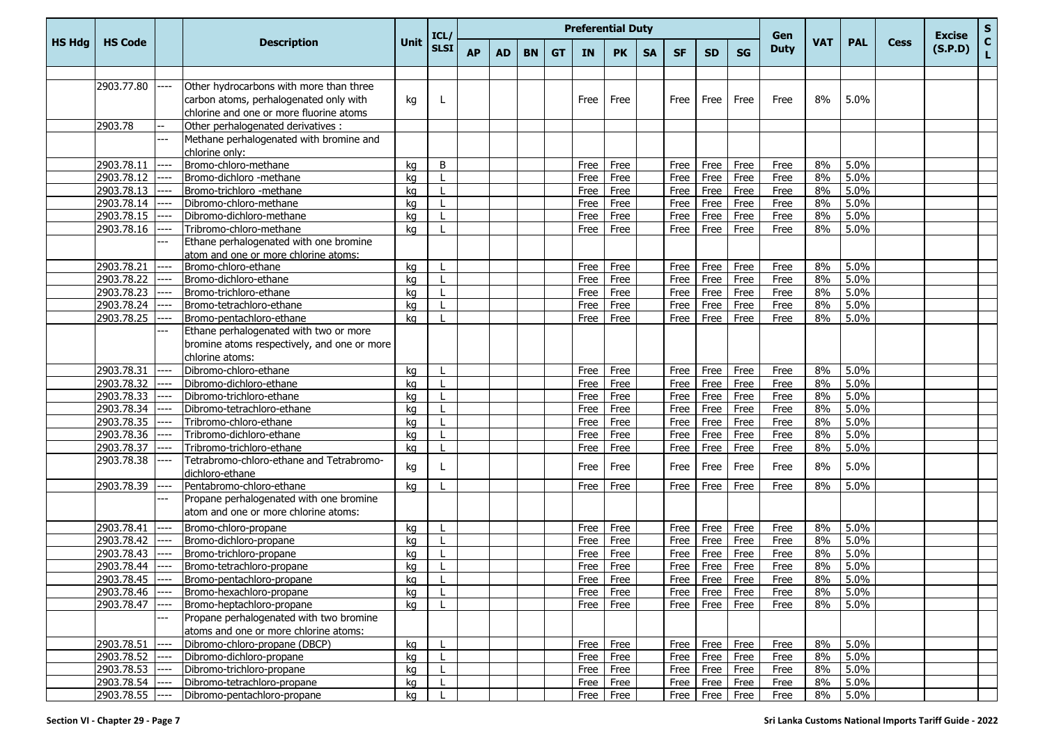| HS Hdg | HS Code | | Description | Unit | ICL/ SLSI | Preferential Duty | | | | | | | | | | Gen Duty | VAT | PAL | Cess | Excise (S.P.D) | S C L |
|---|---|---|---|---|---|---|---|---|---|---|---|---|---|---|---|---|---|---|---|---|---|
| | | | | | | AP | AD | BN | GT | IN | PK | SA | SF | SD | SG | | | | | | |
| | 2903.77.80 | ---- | Other hydrocarbons with more than three carbon atoms, perhalogenated only with chlorine and one or more fluorine atoms | kg | L | | | | | Free | Free | | Free | Free | Free | Free | 8% | 5.0% | | | |
| | 2903.78 | -- | Other perhalogenated derivatives : | | | | | | | | | | | | | | | | | | |
| | | --- | Methane perhalogenated with bromine and chlorine only: | | | | | | | | | | | | | | | | | | |
| | 2903.78.11 | ---- | Bromo-chloro-methane | kg | B | | | | | Free | Free | | Free | Free | Free | Free | 8% | 5.0% | | | |
| | 2903.78.12 | ---- | Bromo-dichloro -methane | kg | L | | | | | Free | Free | | Free | Free | Free | Free | 8% | 5.0% | | | |
| | 2903.78.13 | ---- | Bromo-trichloro -methane | kg | L | | | | | Free | Free | | Free | Free | Free | Free | 8% | 5.0% | | | |
| | 2903.78.14 | ---- | Dibromo-chloro-methane | kg | L | | | | | Free | Free | | Free | Free | Free | Free | 8% | 5.0% | | | |
| | 2903.78.15 | ---- | Dibromo-dichloro-methane | kg | L | | | | | Free | Free | | Free | Free | Free | Free | 8% | 5.0% | | | |
| | 2903.78.16 | ---- | Tribromo-chloro-methane | kg | L | | | | | Free | Free | | Free | Free | Free | Free | 8% | 5.0% | | | |
| | | --- | Ethane perhalogenated with one bromine atom and one or more chlorine atoms: | | | | | | | | | | | | | | | | | | |
| | 2903.78.21 | ---- | Bromo-chloro-ethane | kg | L | | | | | Free | Free | | Free | Free | Free | Free | 8% | 5.0% | | | |
| | 2903.78.22 | ---- | Bromo-dichloro-ethane | kg | L | | | | | Free | Free | | Free | Free | Free | Free | 8% | 5.0% | | | |
| | 2903.78.23 | ---- | Bromo-trichloro-ethane | kg | L | | | | | Free | Free | | Free | Free | Free | Free | 8% | 5.0% | | | |
| | 2903.78.24 | ---- | Bromo-tetrachloro-ethane | kg | L | | | | | Free | Free | | Free | Free | Free | Free | 8% | 5.0% | | | |
| | 2903.78.25 | ---- | Bromo-pentachloro-ethane | kg | L | | | | | Free | Free | | Free | Free | Free | Free | 8% | 5.0% | | | |
| | | --- | Ethane perhalogenated with two or more bromine atoms respectively, and one or more chlorine atoms: | | | | | | | | | | | | | | | | | | |
| | 2903.78.31 | ---- | Dibromo-chloro-ethane | kg | L | | | | | Free | Free | | Free | Free | Free | Free | 8% | 5.0% | | | |
| | 2903.78.32 | ---- | Dibromo-dichloro-ethane | kg | L | | | | | Free | Free | | Free | Free | Free | Free | 8% | 5.0% | | | |
| | 2903.78.33 | ---- | Dibromo-trichloro-ethane | kg | L | | | | | Free | Free | | Free | Free | Free | Free | 8% | 5.0% | | | |
| | 2903.78.34 | ---- | Dibromo-tetrachloro-ethane | kg | L | | | | | Free | Free | | Free | Free | Free | Free | 8% | 5.0% | | | |
| | 2903.78.35 | ---- | Tribromo-chloro-ethane | kg | L | | | | | Free | Free | | Free | Free | Free | Free | 8% | 5.0% | | | |
| | 2903.78.36 | ---- | Tribromo-dichloro-ethane | kg | L | | | | | Free | Free | | Free | Free | Free | Free | 8% | 5.0% | | | |
| | 2903.78.37 | ---- | Tribromo-trichloro-ethane | kg | L | | | | | Free | Free | | Free | Free | Free | Free | 8% | 5.0% | | | |
| | 2903.78.38 | ---- | Tetrabromo-chloro-ethane and Tetrabromo-dichloro-ethane | kg | L | | | | | Free | Free | | Free | Free | Free | Free | 8% | 5.0% | | | |
| | 2903.78.39 | ---- | Pentabromo-chloro-ethane | kg | L | | | | | Free | Free | | Free | Free | Free | Free | 8% | 5.0% | | | |
| | | --- | Propane perhalogenated with one bromine atom and one or more chlorine atoms: | | | | | | | | | | | | | | | | | | |
| | 2903.78.41 | ---- | Bromo-chloro-propane | kg | L | | | | | Free | Free | | Free | Free | Free | Free | 8% | 5.0% | | | |
| | 2903.78.42 | ---- | Bromo-dichloro-propane | kg | L | | | | | Free | Free | | Free | Free | Free | Free | 8% | 5.0% | | | |
| | 2903.78.43 | ---- | Bromo-trichloro-propane | kg | L | | | | | Free | Free | | Free | Free | Free | Free | 8% | 5.0% | | | |
| | 2903.78.44 | ---- | Bromo-tetrachloro-propane | kg | L | | | | | Free | Free | | Free | Free | Free | Free | 8% | 5.0% | | | |
| | 2903.78.45 | ---- | Bromo-pentachloro-propane | kg | L | | | | | Free | Free | | Free | Free | Free | Free | 8% | 5.0% | | | |
| | 2903.78.46 | ---- | Bromo-hexachloro-propane | kg | L | | | | | Free | Free | | Free | Free | Free | Free | 8% | 5.0% | | | |
| | 2903.78.47 | ---- | Bromo-heptachloro-propane | kg | L | | | | | Free | Free | | Free | Free | Free | Free | 8% | 5.0% | | | |
| | | --- | Propane perhalogenated with two bromine atoms and one or more chlorine atoms: | | | | | | | | | | | | | | | | | | |
| | 2903.78.51 | ---- | Dibromo-chloro-propane (DBCP) | kg | L | | | | | Free | Free | | Free | Free | Free | Free | 8% | 5.0% | | | |
| | 2903.78.52 | ---- | Dibromo-dichloro-propane | kg | L | | | | | Free | Free | | Free | Free | Free | Free | 8% | 5.0% | | | |
| | 2903.78.53 | ---- | Dibromo-trichloro-propane | kg | L | | | | | Free | Free | | Free | Free | Free | Free | 8% | 5.0% | | | |
| | 2903.78.54 | ---- | Dibromo-tetrachloro-propane | kg | L | | | | | Free | Free | | Free | Free | Free | Free | 8% | 5.0% | | | |
| | 2903.78.55 | ---- | Dibromo-pentachloro-propane | kg | L | | | | | Free | Free | | Free | Free | Free | Free | 8% | 5.0% | | | |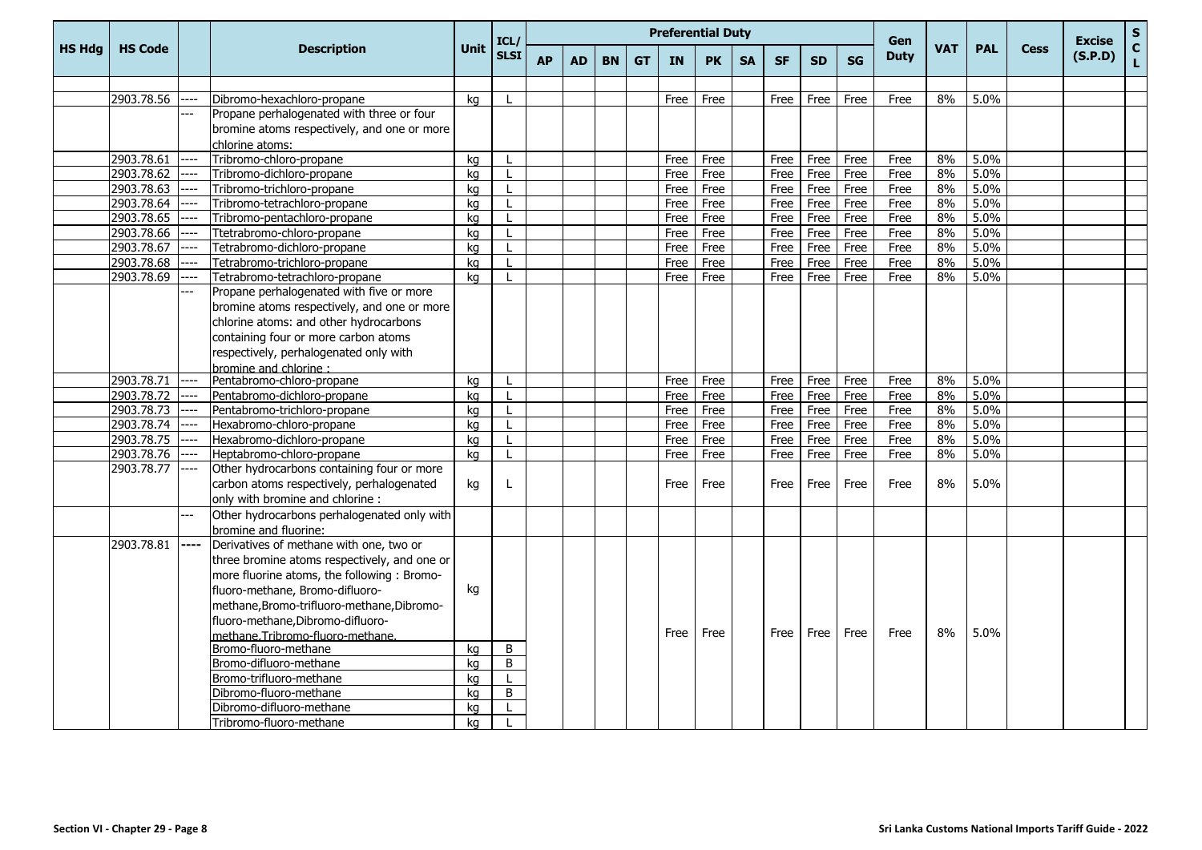| HS Hdg | HS Code | | Description | Unit | ICL/ SLSI | Preferential Duty | | | | | | | | | | Gen Duty | VAT | PAL | Cess | Excise (S.P.D) | S C L |
|---|---|---|---|---|---|---|---|---|---|---|---|---|---|---|---|---|---|---|---|---|---|
| | | | | | | AP | AD | BN | GT | IN | PK | SA | SF | SD | SG | | | | | | |
| | | | | | | | | | | | | | | | | | | | | | |
| | 2903.78.56 | ---- | Dibromo-hexachloro-propane | kg | L | | | | | Free | Free | | Free | Free | Free | Free | 8% | 5.0% | | | |
| | | --- | Propane perhalogenated with three or four bromine atoms respectively, and one or more chlorine atoms: | | | | | | | | | | | | | | | | | | |
| | 2903.78.61 | ---- | Tribromo-chloro-propane | kg | L | | | | | Free | Free | | Free | Free | Free | Free | 8% | 5.0% | | | |
| | 2903.78.62 | ---- | Tribromo-dichloro-propane | kg | L | | | | | Free | Free | | Free | Free | Free | Free | 8% | 5.0% | | | |
| | 2903.78.63 | ---- | Tribromo-trichloro-propane | kg | L | | | | | Free | Free | | Free | Free | Free | Free | 8% | 5.0% | | | |
| | 2903.78.64 | ---- | Tribromo-tetrachloro-propane | kg | L | | | | | Free | Free | | Free | Free | Free | Free | 8% | 5.0% | | | |
| | 2903.78.65 | ---- | Tribromo-pentachloro-propane | kg | L | | | | | Free | Free | | Free | Free | Free | Free | 8% | 5.0% | | | |
| | 2903.78.66 | ---- | Ttetrabromo-chloro-propane | kg | L | | | | | Free | Free | | Free | Free | Free | Free | 8% | 5.0% | | | |
| | 2903.78.67 | ---- | Tetrabromo-dichloro-propane | kg | L | | | | | Free | Free | | Free | Free | Free | Free | 8% | 5.0% | | | |
| | 2903.78.68 | ---- | Tetrabromo-trichloro-propane | kg | L | | | | | Free | Free | | Free | Free | Free | Free | 8% | 5.0% | | | |
| | 2903.78.69 | ---- | Tetrabromo-tetrachloro-propane | kg | L | | | | | Free | Free | | Free | Free | Free | Free | 8% | 5.0% | | | |
| | | --- | Propane perhalogenated with five or more bromine atoms respectively, and one or more chlorine atoms: and other hydrocarbons containing four or more carbon atoms respectively, perhalogenated only with bromine and chlorine : | | | | | | | | | | | | | | | | | | |
| | 2903.78.71 | ---- | Pentabromo-chloro-propane | kg | L | | | | | Free | Free | | Free | Free | Free | Free | 8% | 5.0% | | | |
| | 2903.78.72 | ---- | Pentabromo-dichloro-propane | kg | L | | | | | Free | Free | | Free | Free | Free | Free | 8% | 5.0% | | | |
| | 2903.78.73 | ---- | Pentabromo-trichloro-propane | kg | L | | | | | Free | Free | | Free | Free | Free | Free | 8% | 5.0% | | | |
| | 2903.78.74 | ---- | Hexabromo-chloro-propane | kg | L | | | | | Free | Free | | Free | Free | Free | Free | 8% | 5.0% | | | |
| | 2903.78.75 | ---- | Hexabromo-dichloro-propane | kg | L | | | | | Free | Free | | Free | Free | Free | Free | 8% | 5.0% | | | |
| | 2903.78.76 | ---- | Heptabromo-chloro-propane | kg | L | | | | | Free | Free | | Free | Free | Free | Free | 8% | 5.0% | | | |
| | 2903.78.77 | ---- | Other hydrocarbons containing four or more carbon atoms respectively, perhalogenated only with bromine and chlorine : | kg | L | | | | | Free | Free | | Free | Free | Free | Free | 8% | 5.0% | | | |
| | | --- | Other hydrocarbons perhalogenated only with bromine and fluorine: | | | | | | | | | | | | | | | | | | |
| | 2903.78.81 | ---- | Derivatives of methane with one, two or three bromine atoms respectively, and one or more fluorine atoms, the following : Bromo-fluoro-methane, Bromo-difluoro-methane,Bromo-trifluoro-methane,Dibromo-fluoro-methane,Dibromo-difluoro-methane,Tribromo-fluoro-methane. | kg | | | | | | Free | Free | | Free | Free | Free | Free | 8% | 5.0% | | | |
| | | | Bromo-fluoro-methane | kg | B | | | | | | | | | | | | | | | | |
| | | | Bromo-difluoro-methane | kg | B | | | | | | | | | | | | | | | | |
| | | | Bromo-trifluoro-methane | kg | L | | | | | | | | | | | | | | | | |
| | | | Dibromo-fluoro-methane | kg | B | | | | | | | | | | | | | | | | |
| | | | Dibromo-difluoro-methane | kg | L | | | | | | | | | | | | | | | | |
| | | | Tribromo-fluoro-methane | kg | L | | | | | | | | | | | | | | | | |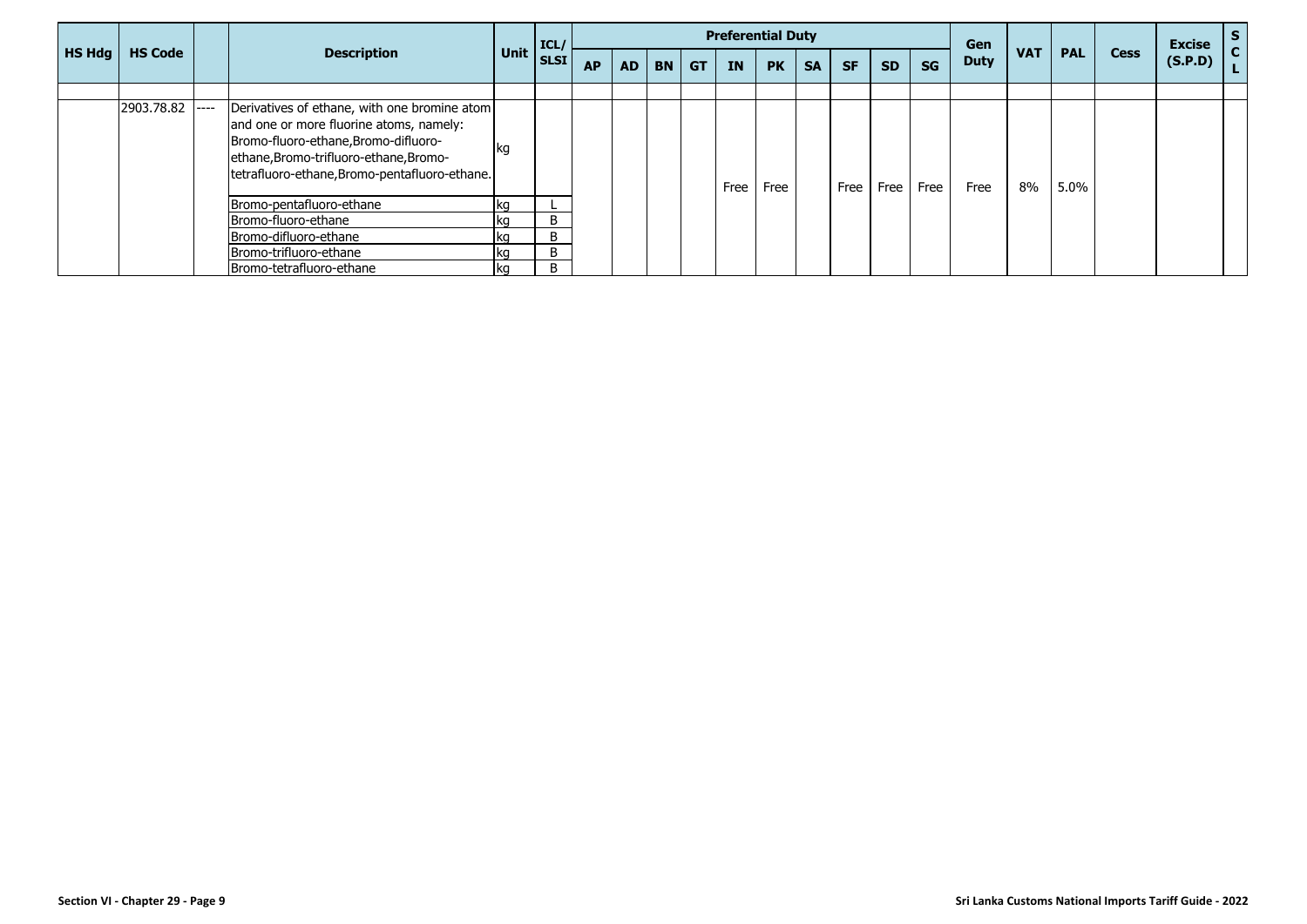| HS Hdg | HS Code | | Description | Unit | ICL/ SLSI | Preferential Duty | | | | | | | | | | Gen Duty | VAT | PAL | Cess | Excise (S.P.D) | SCL |
|---|---|---|---|---|---|---|---|---|---|---|---|---|---|---|---|---|---|---|---|---|---|
| | | | | | | AP | AD | BN | GT | IN | PK | SA | SF | SD | SG | | | | | | |
| | | | | | | | | | | | | | | | | | | | | | |
| | 2903.78.82 | ---- | Derivatives of ethane, with one bromine atom and one or more fluorine atoms, namely: Bromo-fluoro-ethane,Bromo-difluoro-ethane,Bromo-trifluoro-ethane,Bromo-tetrafluoro-ethane,Bromo-pentafluoro-ethane. | kg | | | | | | Free | Free | | Free | Free | Free | Free | 8% | 5.0% | | | |
| | | | Bromo-pentafluoro-ethane | kg | L | | | | | | | | | | | | | | | | |
| | | | Bromo-fluoro-ethane | kg | B | | | | | | | | | | | | | | | | |
| | | | Bromo-difluoro-ethane | kg | B | | | | | | | | | | | | | | | | |
| | | | Bromo-trifluoro-ethane | kg | B | | | | | | | | | | | | | | | | |
| | | | Bromo-tetrafluoro-ethane | kg | B | | | | | | | | | | | | | | | | |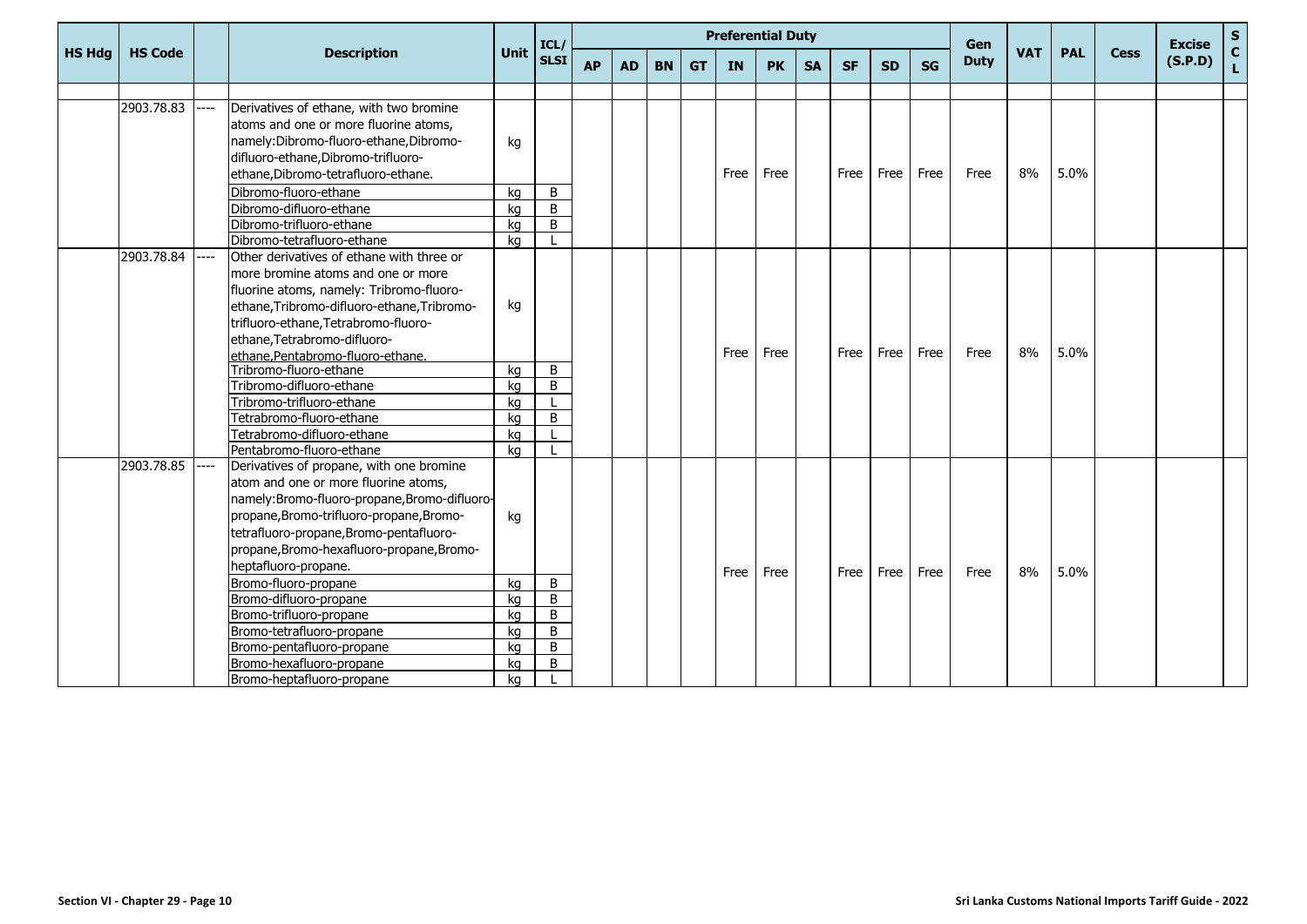| HS Hdg | HS Code | | Description | Unit | ICL/ SLSI | Preferential Duty | | | | | | | | | | Gen Duty | VAT | PAL | Cess | Excise (S.P.D) | SCL |
|---|---|---|---|---|---|---|---|---|---|---|---|---|---|---|---|---|---|---|---|---|---|
| | | | | | | AP | AD | BN | GT | IN | PK | SA | SF | SD | SG | | | | | | |
| | 2903.78.83 | ---- | Derivatives of ethane, with two bromine atoms and one or more fluorine atoms, namely:Dibromo-fluoro-ethane,Dibromo-difluoro-ethane,Dibromo-trifluoro-ethane,Dibromo-tetrafluoro-ethane. | kg | | | | | | Free | Free | | Free | Free | Free | Free | 8% | 5.0% | | | |
| | | | Dibromo-fluoro-ethane | kg | B | | | | | | | | | | | | | | | | |
| | | | Dibromo-difluoro-ethane | kg | B | | | | | | | | | | | | | | | | |
| | | | Dibromo-trifluoro-ethane | kg | B | | | | | | | | | | | | | | | | |
| | | | Dibromo-tetrafluoro-ethane | kg | L | | | | | | | | | | | | | | | | |
| | 2903.78.84 | ---- | Other derivatives of ethane with three or more bromine atoms and one or more fluorine atoms, namely: Tribromo-fluoro-ethane,Tribromo-difluoro-ethane,Tribromo-trifluoro-ethane,Tetrabromo-fluoro-ethane,Tetrabromo-difluoro-ethane,Pentabromo-fluoro-ethane. | kg | | | | | | Free | Free | | Free | Free | Free | Free | 8% | 5.0% | | | |
| | | | Tribromo-fluoro-ethane | kg | B | | | | | | | | | | | | | | | | |
| | | | Tribromo-difluoro-ethane | kg | B | | | | | | | | | | | | | | | | |
| | | | Tribromo-trifluoro-ethane | kg | L | | | | | | | | | | | | | | | | |
| | | | Tetrabromo-fluoro-ethane | kg | B | | | | | | | | | | | | | | | | |
| | | | Tetrabromo-difluoro-ethane | kg | L | | | | | | | | | | | | | | | | |
| | | | Pentabromo-fluoro-ethane | kg | L | | | | | | | | | | | | | | | | |
| | 2903.78.85 | ---- | Derivatives of propane, with one bromine atom and one or more fluorine atoms, namely:Bromo-fluoro-propane,Bromo-difluoro-propane,Bromo-trifluoro-propane,Bromo-tetrafluoro-propane,Bromo-pentafluoro-propane,Bromo-hexafluoro-propane,Bromo-heptafluoro-propane. | kg | | | | | | Free | Free | | Free | Free | Free | Free | 8% | 5.0% | | | |
| | | | Bromo-fluoro-propane | kg | B | | | | | | | | | | | | | | | | |
| | | | Bromo-difluoro-propane | kg | B | | | | | | | | | | | | | | | | |
| | | | Bromo-trifluoro-propane | kg | B | | | | | | | | | | | | | | | | |
| | | | Bromo-tetrafluoro-propane | kg | B | | | | | | | | | | | | | | | | |
| | | | Bromo-pentafluoro-propane | kg | B | | | | | | | | | | | | | | | | |
| | | | Bromo-hexafluoro-propane | kg | B | | | | | | | | | | | | | | | | |
| | | | Bromo-heptafluoro-propane | kg | L | | | | | | | | | | | | | | | | |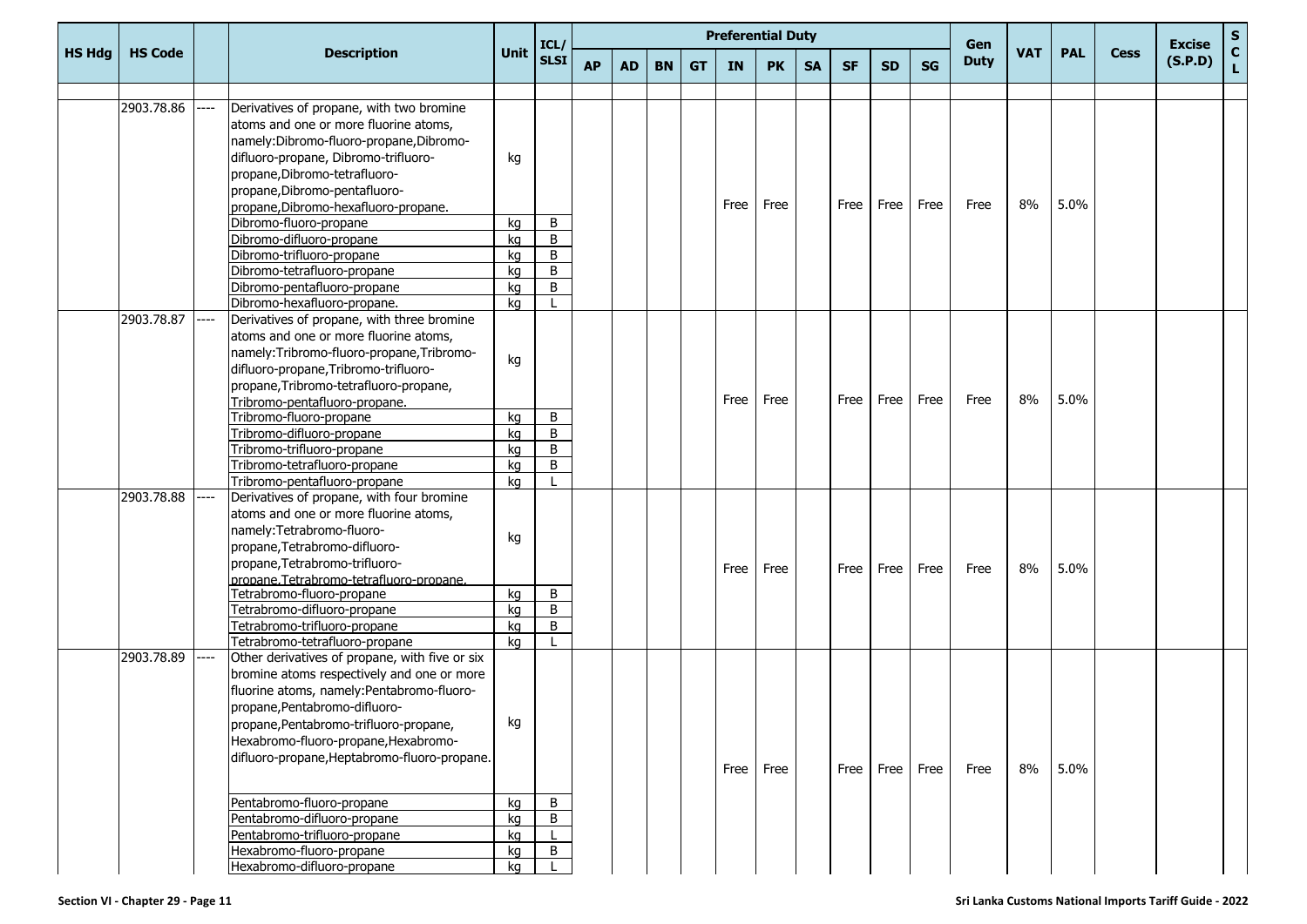| HS Hdg | HS Code | | Description | Unit | ICL/ SLSI | Preferential Duty | | | | | | | | | | Gen Duty | VAT | PAL | Cess | Excise (S.P.D) | SCL |
|---|---|---|---|---|---|---|---|---|---|---|---|---|---|---|---|---|---|---|---|---|---|
| | | | | | | AP | AD | BN | GT | IN | PK | SA | SF | SD | SG | | | | | | |
| | 2903.78.86 | ---- | Derivatives of propane, with two bromine atoms and one or more fluorine atoms, namely:Dibromo-fluoro-propane,Dibromo-difluoro-propane, Dibromo-trifluoro-propane,Dibromo-tetrafluoro-propane,Dibromo-pentafluoro-propane,Dibromo-hexafluoro-propane. | kg | | | | | | Free | Free | | Free | Free | Free | Free | 8% | 5.0% | | | |
| | | | Dibromo-fluoro-propane | kg | B | | | | | | | | | | | | | | | | |
| | | | Dibromo-difluoro-propane | kg | B | | | | | | | | | | | | | | | | |
| | | | Dibromo-trifluoro-propane | kg | B | | | | | | | | | | | | | | | | |
| | | | Dibromo-tetrafluoro-propane | kg | B | | | | | | | | | | | | | | | | |
| | | | Dibromo-pentafluoro-propane | kg | B | | | | | | | | | | | | | | | | |
| | | | Dibromo-hexafluoro-propane. | kg | L | | | | | | | | | | | | | | | | |
| | 2903.78.87 | ---- | Derivatives of propane, with three bromine atoms and one or more fluorine atoms, namely:Tribromo-fluoro-propane,Tribromo-difluoro-propane,Tribromo-trifluoro-propane,Tribromo-tetrafluoro-propane, Tribromo-pentafluoro-propane. | kg | | | | | | Free | Free | | Free | Free | Free | Free | 8% | 5.0% | | | |
| | | | Tribromo-fluoro-propane | kg | B | | | | | | | | | | | | | | | | |
| | | | Tribromo-difluoro-propane | kg | B | | | | | | | | | | | | | | | | |
| | | | Tribromo-trifluoro-propane | kg | B | | | | | | | | | | | | | | | | |
| | | | Tribromo-tetrafluoro-propane | kg | B | | | | | | | | | | | | | | | | |
| | | | Tribromo-pentafluoro-propane | kg | L | | | | | | | | | | | | | | | | |
| | 2903.78.88 | ---- | Derivatives of propane, with four bromine atoms and one or more fluorine atoms, namely:Tetrabromo-fluoro-propane,Tetrabromo-difluoro-propane,Tetrabromo-trifluoro-propane,Tetrabromo-tetrafluoro-propane. | kg | | | | | | Free | Free | | Free | Free | Free | Free | 8% | 5.0% | | | |
| | | | Tetrabromo-fluoro-propane | kg | B | | | | | | | | | | | | | | | | |
| | | | Tetrabromo-difluoro-propane | kg | B | | | | | | | | | | | | | | | | |
| | | | Tetrabromo-trifluoro-propane | kg | B | | | | | | | | | | | | | | | | |
| | | | Tetrabromo-tetrafluoro-propane | kg | L | | | | | | | | | | | | | | | | |
| | 2903.78.89 | ---- | Other derivatives of propane, with five or six bromine atoms respectively and one or more fluorine atoms, namely:Pentabromo-fluoro-propane,Pentabromo-difluoro-propane,Pentabromo-trifluoro-propane, Hexabromo-fluoro-propane,Hexabromo-difluoro-propane,Heptabromo-fluoro-propane. | kg | | | | | | Free | Free | | Free | Free | Free | Free | 8% | 5.0% | | | |
| | | | Pentabromo-fluoro-propane | kg | B | | | | | | | | | | | | | | | | |
| | | | Pentabromo-difluoro-propane | kg | B | | | | | | | | | | | | | | | | |
| | | | Pentabromo-trifluoro-propane | kg | L | | | | | | | | | | | | | | | | |
| | | | Hexabromo-fluoro-propane | kg | B | | | | | | | | | | | | | | | | |
| | | | Hexabromo-difluoro-propane | kg | L | | | | | | | | | | | | | | | | |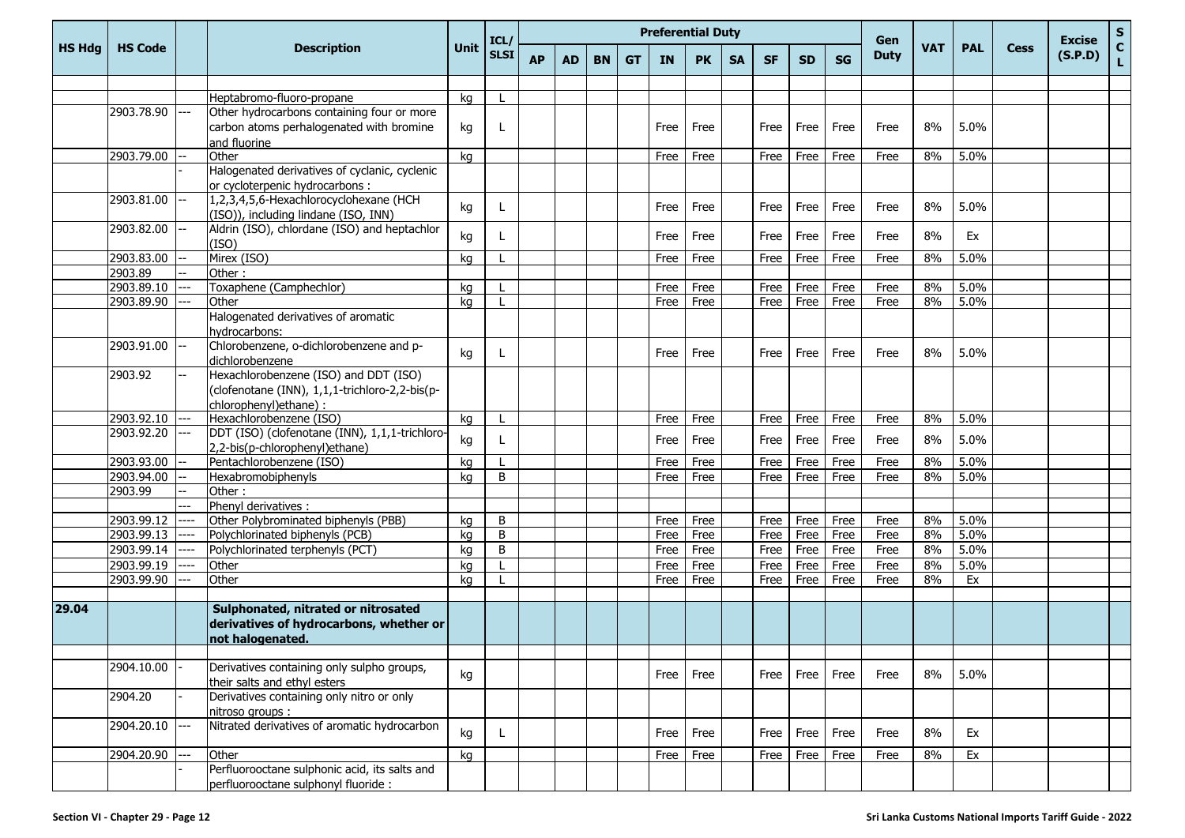| HS Hdg | HS Code | | Description | Unit | ICL/ SLSI | Preferential Duty | | | | | | | | | | Gen Duty | VAT | PAL | Cess | Excise (S.P.D) | S C L |
|---|---|---|---|---|---|---|---|---|---|---|---|---|---|---|---|---|---|---|---|---|---|
| | | | | | | AP | AD | BN | GT | IN | PK | SA | SF | SD | SG | | | | | | |
| | | | | | | | | | | | | | | | | | | | | | |
| | | | Heptabromo-fluoro-propane | kg | L | | | | | | | | | | | | | | | | |
| | 2903.78.90 | --- | Other hydrocarbons containing four or more carbon atoms perhalogenated with bromine and fluorine | kg | L | | | | | Free | Free | | Free | Free | Free | Free | 8% | 5.0% | | | |
| | 2903.79.00 | -- | Other | kg | | | | | | Free | Free | | Free | Free | Free | Free | 8% | 5.0% | | | |
| | | - | Halogenated derivatives of cyclanic, cyclenic or cycloterpenic hydrocarbons : | | | | | | | | | | | | | | | | | | |
| | 2903.81.00 | -- | 1,2,3,4,5,6-Hexachlorocyclohexane (HCH (ISO)), including lindane (ISO, INN) | kg | L | | | | | Free | Free | | Free | Free | Free | Free | 8% | 5.0% | | | |
| | 2903.82.00 | -- | Aldrin (ISO), chlordane (ISO) and heptachlor (ISO) | kg | L | | | | | Free | Free | | Free | Free | Free | Free | 8% | Ex | | | |
| | 2903.83.00 | -- | Mirex (ISO) | kg | L | | | | | Free | Free | | Free | Free | Free | Free | 8% | 5.0% | | | |
| | 2903.89 | -- | Other : | | | | | | | | | | | | | | | | | | |
| | 2903.89.10 | --- | Toxaphene (Camphechlor) | kg | L | | | | | Free | Free | | Free | Free | Free | Free | 8% | 5.0% | | | |
| | 2903.89.90 | --- | Other | kg | L | | | | | Free | Free | | Free | Free | Free | Free | 8% | 5.0% | | | |
| | | | Halogenated derivatives of aromatic hydrocarbons: | | | | | | | | | | | | | | | | | | |
| | 2903.91.00 | -- | Chlorobenzene, o-dichlorobenzene and p-dichlorobenzene | kg | L | | | | | Free | Free | | Free | Free | Free | Free | 8% | 5.0% | | | |
| | 2903.92 | -- | Hexachlorobenzene (ISO) and DDT (ISO) (clofenotane (INN), 1,1,1-trichloro-2,2-bis(p-chlorophenyl)ethane) : | | | | | | | | | | | | | | | | | | |
| | 2903.92.10 | --- | Hexachlorobenzene (ISO) | kg | L | | | | | Free | Free | | Free | Free | Free | Free | 8% | 5.0% | | | |
| | 2903.92.20 | --- | DDT (ISO) (clofenotane (INN), 1,1,1-trichloro-2,2-bis(p-chlorophenyl)ethane) | kg | L | | | | | Free | Free | | Free | Free | Free | Free | 8% | 5.0% | | | |
| | 2903.93.00 | -- | Pentachlorobenzene (ISO) | kg | L | | | | | Free | Free | | Free | Free | Free | Free | 8% | 5.0% | | | |
| | 2903.94.00 | -- | Hexabromobiphenyls | kg | B | | | | | Free | Free | | Free | Free | Free | Free | 8% | 5.0% | | | |
| | 2903.99 | -- | Other : | | | | | | | | | | | | | | | | | | |
| | | --- | Phenyl derivatives : | | | | | | | | | | | | | | | | | | |
| | 2903.99.12 | ---- | Other Polybrominated biphenyls (PBB) | kg | B | | | | | Free | Free | | Free | Free | Free | Free | 8% | 5.0% | | | |
| | 2903.99.13 | ---- | Polychlorinated biphenyls (PCB) | kg | B | | | | | Free | Free | | Free | Free | Free | Free | 8% | 5.0% | | | |
| | 2903.99.14 | ---- | Polychlorinated terphenyls (PCT) | kg | B | | | | | Free | Free | | Free | Free | Free | Free | 8% | 5.0% | | | |
| | 2903.99.19 | ---- | Other | kg | L | | | | | Free | Free | | Free | Free | Free | Free | 8% | 5.0% | | | |
| | 2903.99.90 | --- | Other | kg | L | | | | | Free | Free | | Free | Free | Free | Free | 8% | Ex | | | |
| | | | | | | | | | | | | | | | | | | | | | |
| **29.04** | | | **Sulphonated, nitrated or nitrosated derivatives of hydrocarbons, whether or not halogenated.** | | | | | | | | | | | | | | | | | | |
| | | | | | | | | | | | | | | | | | | | | | |
| | 2904.10.00 | - | Derivatives containing only sulpho groups, their salts and ethyl esters | kg | | | | | | Free | Free | | Free | Free | Free | Free | 8% | 5.0% | | | |
| | 2904.20 | - | Derivatives containing only nitro or only nitroso groups : | | | | | | | | | | | | | | | | | | |
| | 2904.20.10 | --- | Nitrated derivatives of aromatic hydrocarbon | kg | L | | | | | Free | Free | | Free | Free | Free | Free | 8% | Ex | | | |
| | 2904.20.90 | --- | Other | kg | | | | | | Free | Free | | Free | Free | Free | Free | 8% | Ex | | | |
| | | - | Perfluorooctane sulphonic acid, its salts and perfluorooctane sulphonyl fluoride : | | | | | | | | | | | | | | | | | | |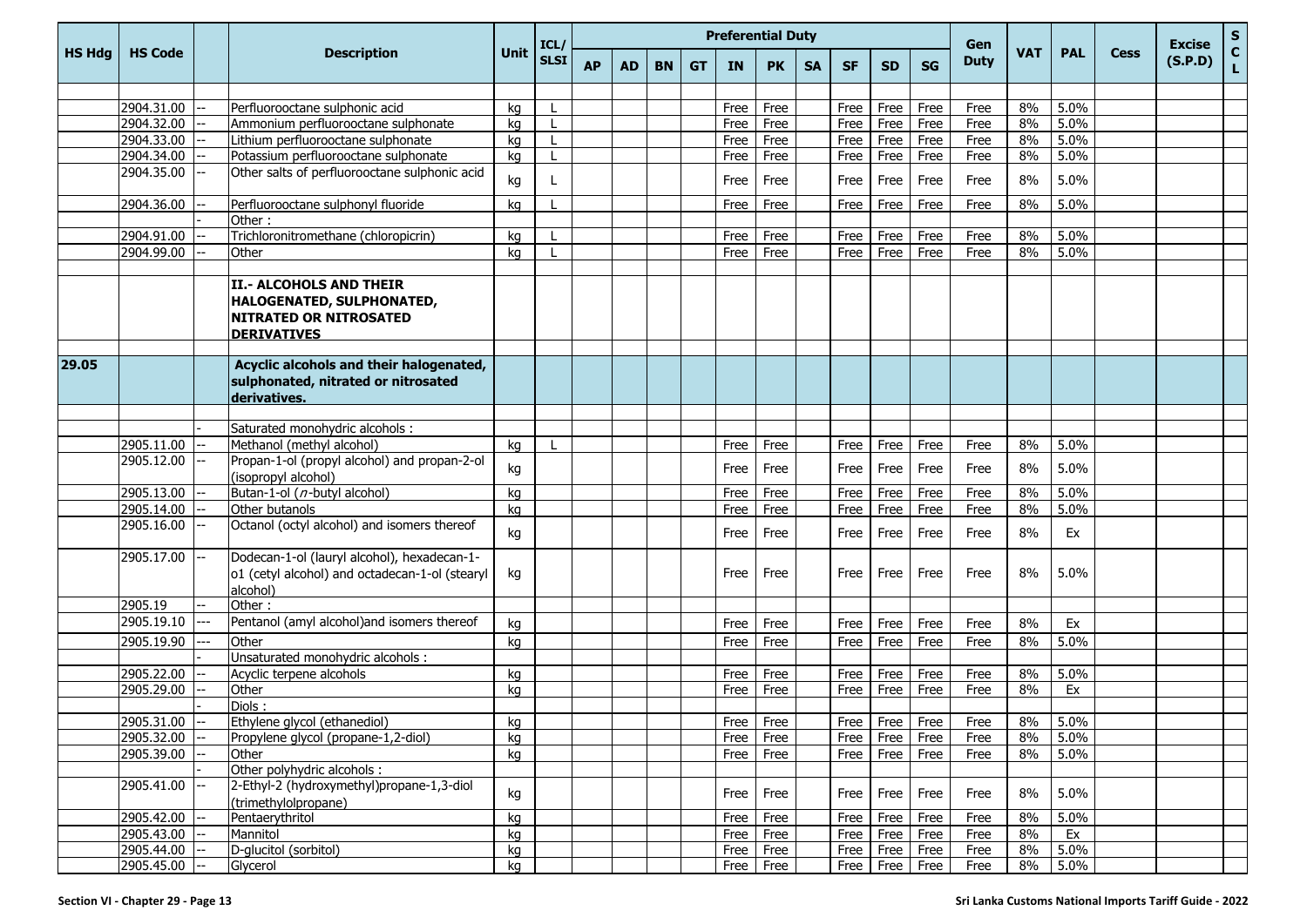| HS Hdg | HS Code | | Description | Unit | ICL/ SLSI | Preferential Duty | | | | | | | | | | Gen Duty | VAT | PAL | Cess | Excise (S.P.D) | S C L |
|---|---|---|---|---|---|---|---|---|---|---|---|---|---|---|---|---|---|---|---|---|---|
| | | | | | | AP | AD | BN | GT | IN | PK | SA | SF | SD | SG | | | | | | |
| | | | | | | | | | | | | | | | | | | | | | |
| | 2904.31.00 | -- | Perfluorooctane sulphonic acid | kg | L | | | | | Free | Free | | Free | Free | Free | Free | 8% | 5.0% | | | |
| | 2904.32.00 | -- | Ammonium perfluorooctane sulphonate | kg | L | | | | | Free | Free | | Free | Free | Free | Free | 8% | 5.0% | | | |
| | 2904.33.00 | -- | Lithium perfluorooctane sulphonate | kg | L | | | | | Free | Free | | Free | Free | Free | Free | 8% | 5.0% | | | |
| | 2904.34.00 | -- | Potassium perfluorooctane sulphonate | kg | L | | | | | Free | Free | | Free | Free | Free | Free | 8% | 5.0% | | | |
| | 2904.35.00 | -- | Other salts of perfluorooctane sulphonic acid | kg | L | | | | | Free | Free | | Free | Free | Free | Free | 8% | 5.0% | | | |
| | 2904.36.00 | -- | Perfluorooctane sulphonyl fluoride | kg | L | | | | | Free | Free | | Free | Free | Free | Free | 8% | 5.0% | | | |
| | | - | Other : | | | | | | | | | | | | | | | | | | |
| | 2904.91.00 | -- | Trichloronitromethane (chloropicrin) | kg | L | | | | | Free | Free | | Free | Free | Free | Free | 8% | 5.0% | | | |
| | 2904.99.00 | -- | Other | kg | L | | | | | Free | Free | | Free | Free | Free | Free | 8% | 5.0% | | | |
| | | | | | | | | | | | | | | | | | | | | | |
| | | | **II.- ALCOHOLS AND THEIR HALOGENATED, SULPHONATED, NITRATED OR NITROSATED DERIVATIVES** | | | | | | | | | | | | | | | | | | |
| | | | | | | | | | | | | | | | | | | | | | |
| **29.05** | | | **Acyclic alcohols and their halogenated, sulphonated, nitrated or nitrosated derivatives.** | | | | | | | | | | | | | | | | | | |
| | | | | | | | | | | | | | | | | | | | | | |
| | | - | Saturated monohydric alcohols : | | | | | | | | | | | | | | | | | | |
| | 2905.11.00 | -- | Methanol (methyl alcohol) | kg | L | | | | | Free | Free | | Free | Free | Free | Free | 8% | 5.0% | | | |
| | 2905.12.00 | -- | Propan-1-ol (propyl alcohol) and propan-2-ol (isopropyl alcohol) | kg | | | | | | Free | Free | | Free | Free | Free | Free | 8% | 5.0% | | | |
| | 2905.13.00 | -- | Butan-1-ol (*n*-butyl alcohol) | kg | | | | | | Free | Free | | Free | Free | Free | Free | 8% | 5.0% | | | |
| | 2905.14.00 | -- | Other butanols | kg | | | | | | Free | Free | | Free | Free | Free | Free | 8% | 5.0% | | | |
| | 2905.16.00 | -- | Octanol (octyl alcohol) and isomers thereof | kg | | | | | | Free | Free | | Free | Free | Free | Free | 8% | Ex | | | |
| | 2905.17.00 | -- | Dodecan-1-ol (lauryl alcohol), hexadecan-1-o1 (cetyl alcohol) and octadecan-1-ol (stearyl alcohol) | kg | | | | | | Free | Free | | Free | Free | Free | Free | 8% | 5.0% | | | |
| | 2905.19 | -- | Other : | | | | | | | | | | | | | | | | | | |
| | 2905.19.10 | --- | Pentanol (amyl alcohol)and isomers thereof | kg | | | | | | Free | Free | | Free | Free | Free | Free | 8% | Ex | | | |
| | 2905.19.90 | --- | Other | kg | | | | | | Free | Free | | Free | Free | Free | Free | 8% | 5.0% | | | |
| | | - | Unsaturated monohydric alcohols : | | | | | | | | | | | | | | | | | | |
| | 2905.22.00 | -- | Acyclic terpene alcohols | kg | | | | | | Free | Free | | Free | Free | Free | Free | 8% | 5.0% | | | |
| | 2905.29.00 | -- | Other | kg | | | | | | Free | Free | | Free | Free | Free | Free | 8% | Ex | | | |
| | | - | Diols : | | | | | | | | | | | | | | | | | | |
| | 2905.31.00 | -- | Ethylene glycol (ethanediol) | kg | | | | | | Free | Free | | Free | Free | Free | Free | 8% | 5.0% | | | |
| | 2905.32.00 | -- | Propylene glycol (propane-1,2-diol) | kg | | | | | | Free | Free | | Free | Free | Free | Free | 8% | 5.0% | | | |
| | 2905.39.00 | -- | Other | kg | | | | | | Free | Free | | Free | Free | Free | Free | 8% | 5.0% | | | |
| | | - | Other polyhydric alcohols : | | | | | | | | | | | | | | | | | | |
| | 2905.41.00 | -- | 2-Ethyl-2 (hydroxymethyl)propane-1,3-diol (trimethylolpropane) | kg | | | | | | Free | Free | | Free | Free | Free | Free | 8% | 5.0% | | | |
| | 2905.42.00 | -- | Pentaerythritol | kg | | | | | | Free | Free | | Free | Free | Free | Free | 8% | 5.0% | | | |
| | 2905.43.00 | -- | Mannitol | kg | | | | | | Free | Free | | Free | Free | Free | Free | 8% | Ex | | | |
| | 2905.44.00 | -- | D-glucitol (sorbitol) | kg | | | | | | Free | Free | | Free | Free | Free | Free | 8% | 5.0% | | | |
| | 2905.45.00 | -- | Glycerol | kg | | | | | | Free | Free | | Free | Free | Free | Free | 8% | 5.0% | | | |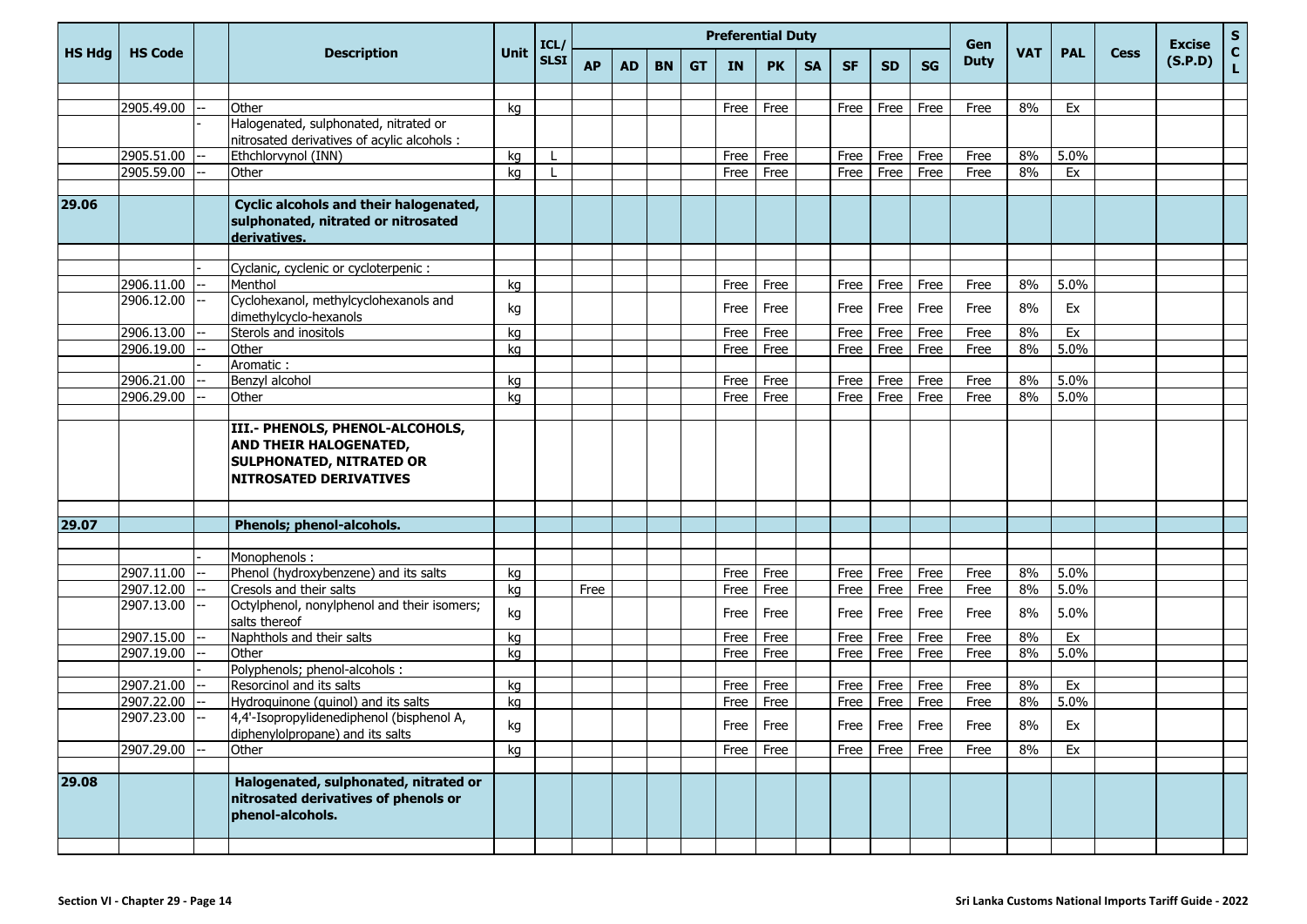| HS Hdg | HS Code | | Description | Unit | ICL/ SLSI | Preferential Duty | | | | | | | | | | Gen Duty | VAT | PAL | Cess | Excise (S.P.D) | S C L |
|---|---|---|---|---|---|---|---|---|---|---|---|---|---|---|---|---|---|---|---|---|---|
| | | | | | | AP | AD | BN | GT | IN | PK | SA | SF | SD | SG | | | | | | |
| | | | | | | | | | | | | | | | | | | | | | |
| | 2905.49.00 | -- | Other | kg | | | | | | Free | Free | | Free | Free | Free | Free | 8% | Ex | | | |
| | | - | Halogenated, sulphonated, nitrated or nitrosated derivatives of acylic alcohols : | | | | | | | | | | | | | | | | | | |
| | 2905.51.00 | -- | Ethchlorvynol (INN) | kg | L | | | | | Free | Free | | Free | Free | Free | Free | 8% | 5.0% | | | |
| | 2905.59.00 | -- | Other | kg | L | | | | | Free | Free | | Free | Free | Free | Free | 8% | Ex | | | |
| | | | | | | | | | | | | | | | | | | | | | |
| **29.06** | | | **Cyclic alcohols and their halogenated, sulphonated, nitrated or nitrosated derivatives.** | | | | | | | | | | | | | | | | | | |
| | | | | | | | | | | | | | | | | | | | | | |
| | | - | Cyclanic, cyclenic or cycloterpenic : | | | | | | | | | | | | | | | | | | |
| | 2906.11.00 | -- | Menthol | kg | | | | | | Free | Free | | Free | Free | Free | Free | 8% | 5.0% | | | |
| | 2906.12.00 | -- | Cyclohexanol, methylcyclohexanols and dimethylcyclo-hexanols | kg | | | | | | Free | Free | | Free | Free | Free | Free | 8% | Ex | | | |
| | 2906.13.00 | -- | Sterols and inositols | kg | | | | | | Free | Free | | Free | Free | Free | Free | 8% | Ex | | | |
| | 2906.19.00 | -- | Other | kg | | | | | | Free | Free | | Free | Free | Free | Free | 8% | 5.0% | | | |
| | | - | Aromatic : | | | | | | | | | | | | | | | | | | |
| | 2906.21.00 | -- | Benzyl alcohol | kg | | | | | | Free | Free | | Free | Free | Free | Free | 8% | 5.0% | | | |
| | 2906.29.00 | -- | Other | kg | | | | | | Free | Free | | Free | Free | Free | Free | 8% | 5.0% | | | |
| | | | | | | | | | | | | | | | | | | | | | |
| | | | **III.- PHENOLS, PHENOL-ALCOHOLS, AND THEIR HALOGENATED, SULPHONATED, NITRATED OR NITROSATED DERIVATIVES** | | | | | | | | | | | | | | | | | | |
| | | | | | | | | | | | | | | | | | | | | | |
| **29.07** | | | **Phenols; phenol-alcohols.** | | | | | | | | | | | | | | | | | | |
| | | | | | | | | | | | | | | | | | | | | | |
| | | - | Monophenols : | | | | | | | | | | | | | | | | | | |
| | 2907.11.00 | -- | Phenol (hydroxybenzene) and its salts | kg | | | | | | Free | Free | | Free | Free | Free | Free | 8% | 5.0% | | | |
| | 2907.12.00 | -- | Cresols and their salts | kg | | Free | | | | Free | Free | | Free | Free | Free | Free | 8% | 5.0% | | | |
| | 2907.13.00 | -- | Octylphenol, nonylphenol and their isomers; salts thereof | kg | | | | | | Free | Free | | Free | Free | Free | Free | 8% | 5.0% | | | |
| | 2907.15.00 | -- | Naphthols and their salts | kg | | | | | | Free | Free | | Free | Free | Free | Free | 8% | Ex | | | |
| | 2907.19.00 | -- | Other | kg | | | | | | Free | Free | | Free | Free | Free | Free | 8% | 5.0% | | | |
| | | - | Polyphenols; phenol-alcohols : | | | | | | | | | | | | | | | | | | |
| | 2907.21.00 | -- | Resorcinol and its salts | kg | | | | | | Free | Free | | Free | Free | Free | Free | 8% | Ex | | | |
| | 2907.22.00 | -- | Hydroquinone (quinol) and its salts | kg | | | | | | Free | Free | | Free | Free | Free | Free | 8% | 5.0% | | | |
| | 2907.23.00 | -- | 4,4'-Isopropylidenediphenol (bisphenol A, diphenylolpropane) and its salts | kg | | | | | | Free | Free | | Free | Free | Free | Free | 8% | Ex | | | |
| | 2907.29.00 | -- | Other | kg | | | | | | Free | Free | | Free | Free | Free | Free | 8% | Ex | | | |
| | | | | | | | | | | | | | | | | | | | | | |
| **29.08** | | | **Halogenated, sulphonated, nitrated or nitrosated derivatives of phenols or phenol-alcohols.** | | | | | | | | | | | | | | | | | | |
| | | | | | | | | | | | | | | | | | | | | | |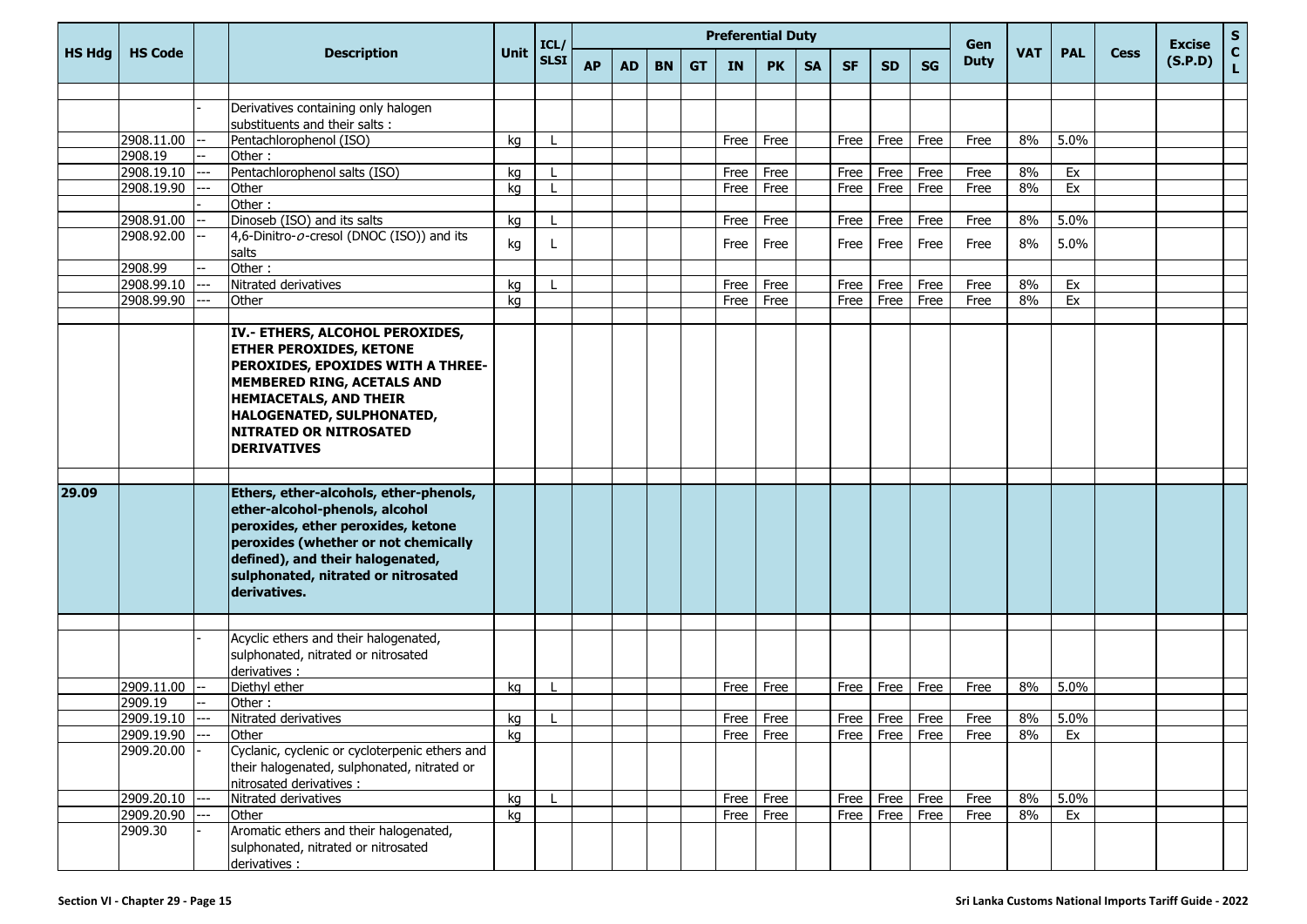| HS Hdg | HS Code | | Description | Unit | ICL/ SLSI | Preferential Duty | | | | | | | | | | Gen Duty | VAT | PAL | Cess | Excise (S.P.D) | S C L |
|---|---|---|---|---|---|---|---|---|---|---|---|---|---|---|---|---|---|---|---|---|---|
| | | | | | | AP | AD | BN | GT | IN | PK | SA | SF | SD | SG | | | | | | |
| | | | | | | | | | | | | | | | | | | | | | |
| | | - | Derivatives containing only halogen substituents and their salts : | | | | | | | | | | | | | | | | | | |
| | 2908.11.00 | -- | Pentachlorophenol (ISO) | kg | L | | | | | Free | Free | | Free | Free | Free | Free | 8% | 5.0% | | | |
| | 2908.19 | -- | Other : | | | | | | | | | | | | | | | | | | |
| | 2908.19.10 | --- | Pentachlorophenol salts (ISO) | kg | L | | | | | Free | Free | | Free | Free | Free | Free | 8% | Ex | | | |
| | 2908.19.90 | --- | Other | kg | L | | | | | Free | Free | | Free | Free | Free | Free | 8% | Ex | | | |
| | | - | Other : | | | | | | | | | | | | | | | | | | |
| | 2908.91.00 | -- | Dinoseb (ISO) and its salts | kg | L | | | | | Free | Free | | Free | Free | Free | Free | 8% | 5.0% | | | |
| | 2908.92.00 | -- | 4,6-Dinitro-*o*-cresol (DNOC (ISO)) and its salts | kg | L | | | | | Free | Free | | Free | Free | Free | Free | 8% | 5.0% | | | |
| | 2908.99 | -- | Other : | | | | | | | | | | | | | | | | | | |
| | 2908.99.10 | --- | Nitrated derivatives | kg | L | | | | | Free | Free | | Free | Free | Free | Free | 8% | Ex | | | |
| | 2908.99.90 | --- | Other | kg | | | | | | Free | Free | | Free | Free | Free | Free | 8% | Ex | | | |
| | | | | | | | | | | | | | | | | | | | | | |
| | | | **IV.- ETHERS, ALCOHOL PEROXIDES, ETHER PEROXIDES, KETONE PEROXIDES, EPOXIDES WITH A THREE-MEMBERED RING, ACETALS AND HEMIACETALS, AND THEIR HALOGENATED, SULPHONATED, NITRATED OR NITROSATED DERIVATIVES** | | | | | | | | | | | | | | | | | | |
| | | | | | | | | | | | | | | | | | | | | | |
| **29.09** | | | **Ethers, ether-alcohols, ether-phenols, ether-alcohol-phenols, alcohol peroxides, ether peroxides, ketone peroxides (whether or not chemically defined), and their halogenated, sulphonated, nitrated or nitrosated derivatives.** | | | | | | | | | | | | | | | | | | |
| | | | | | | | | | | | | | | | | | | | | | |
| | | - | Acyclic ethers and their halogenated, sulphonated, nitrated or nitrosated derivatives : | | | | | | | | | | | | | | | | | | |
| | 2909.11.00 | -- | Diethyl ether | kg | L | | | | | Free | Free | | Free | Free | Free | Free | 8% | 5.0% | | | |
| | 2909.19 | -- | Other : | | | | | | | | | | | | | | | | | | |
| | 2909.19.10 | --- | Nitrated derivatives | kg | L | | | | | Free | Free | | Free | Free | Free | Free | 8% | 5.0% | | | |
| | 2909.19.90 | --- | Other | kg | | | | | | Free | Free | | Free | Free | Free | Free | 8% | Ex | | | |
| | 2909.20.00 | - | Cyclanic, cyclenic or cycloterpenic ethers and their halogenated, sulphonated, nitrated or nitrosated derivatives : | | | | | | | | | | | | | | | | | | |
| | 2909.20.10 | --- | Nitrated derivatives | kg | L | | | | | Free | Free | | Free | Free | Free | Free | 8% | 5.0% | | | |
| | 2909.20.90 | --- | Other | kg | | | | | | Free | Free | | Free | Free | Free | Free | 8% | Ex | | | |
| | 2909.30 | - | Aromatic ethers and their halogenated, sulphonated, nitrated or nitrosated derivatives : | | | | | | | | | | | | | | | | | | |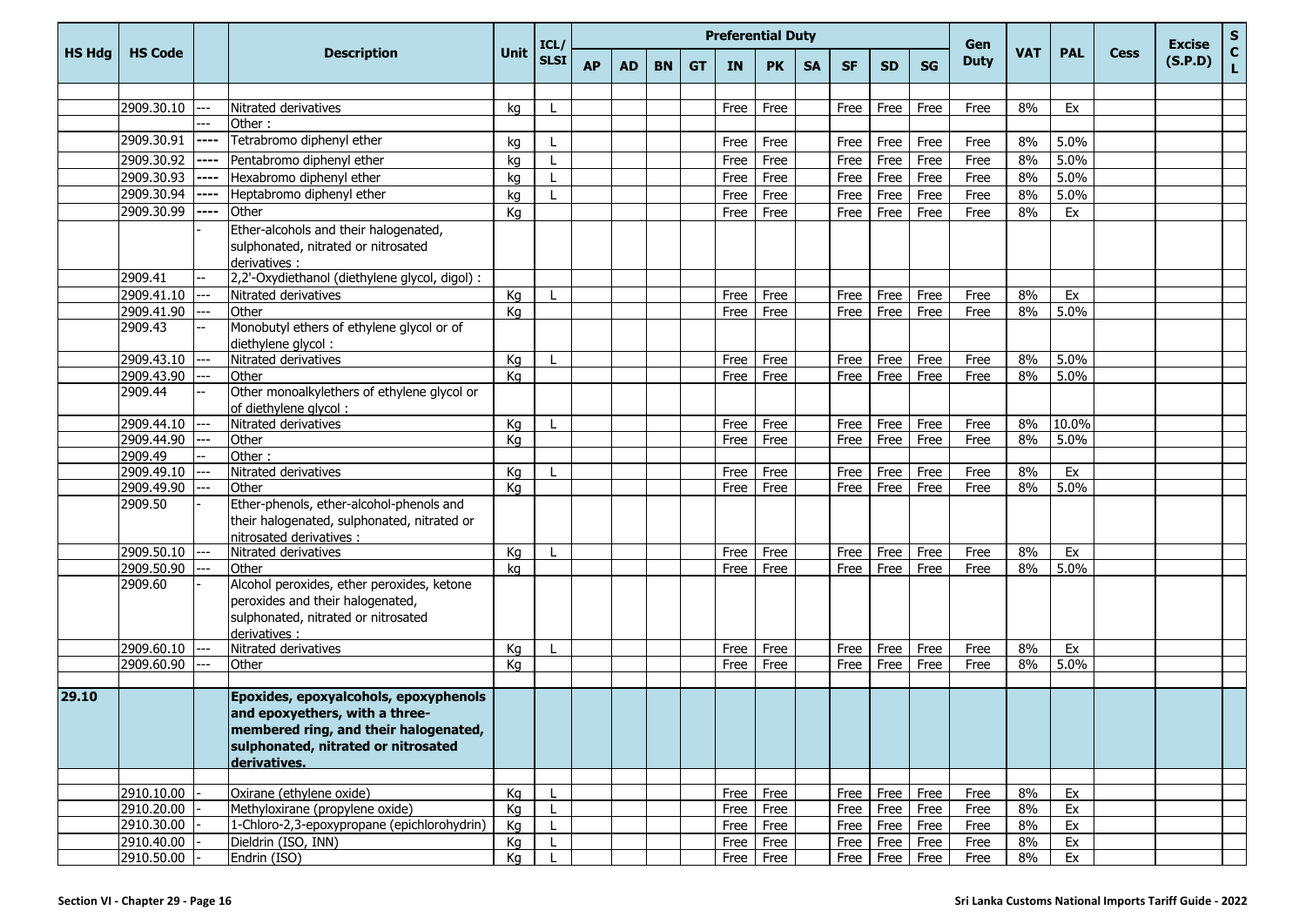| HS Hdg | HS Code | | Description | Unit | ICL/ SLSI | Preferential Duty | | | | | | | | | | Gen Duty | VAT | PAL | Cess | Excise (S.P.D) | S C L |
|---|---|---|---|---|---|---|---|---|---|---|---|---|---|---|---|---|---|---|---|---|---|
| | | | | | | AP | AD | BN | GT | IN | PK | SA | SF | SD | SG | | | | | | |
| | | | | | | | | | | | | | | | | | | | | | |
| | 2909.30.10 | --- | Nitrated derivatives | kg | L | | | | | Free | Free | | Free | Free | Free | Free | 8% | Ex | | | |
| | | --- | Other : | | | | | | | | | | | | | | | | | | |
| | 2909.30.91 | ---- | Tetrabromo diphenyl ether | kg | L | | | | | Free | Free | | Free | Free | Free | Free | 8% | 5.0% | | | |
| | 2909.30.92 | ---- | Pentabromo diphenyl ether | kg | L | | | | | Free | Free | | Free | Free | Free | Free | 8% | 5.0% | | | |
| | 2909.30.93 | ---- | Hexabromo diphenyl ether | kg | L | | | | | Free | Free | | Free | Free | Free | Free | 8% | 5.0% | | | |
| | 2909.30.94 | ---- | Heptabromo diphenyl ether | kg | L | | | | | Free | Free | | Free | Free | Free | Free | 8% | 5.0% | | | |
| | 2909.30.99 | ---- | Other | Kg | | | | | | Free | Free | | Free | Free | Free | Free | 8% | Ex | | | |
| | | - | Ether-alcohols and their halogenated, sulphonated, nitrated or nitrosated derivatives : | | | | | | | | | | | | | | | | | | |
| | 2909.41 | -- | 2,2'-Oxydiethanol (diethylene glycol, digol) : | | | | | | | | | | | | | | | | | | |
| | 2909.41.10 | --- | Nitrated derivatives | Kg | L | | | | | Free | Free | | Free | Free | Free | Free | 8% | Ex | | | |
| | 2909.41.90 | --- | Other | Kg | | | | | | Free | Free | | Free | Free | Free | Free | 8% | 5.0% | | | |
| | 2909.43 | -- | Monobutyl ethers of ethylene glycol or of diethylene glycol : | | | | | | | | | | | | | | | | | | |
| | 2909.43.10 | --- | Nitrated derivatives | Kg | L | | | | | Free | Free | | Free | Free | Free | Free | 8% | 5.0% | | | |
| | 2909.43.90 | --- | Other | Kg | | | | | | Free | Free | | Free | Free | Free | Free | 8% | 5.0% | | | |
| | 2909.44 | -- | Other monoalkylethers of ethylene glycol or of diethylene glycol : | | | | | | | | | | | | | | | | | | |
| | 2909.44.10 | --- | Nitrated derivatives | Kg | L | | | | | Free | Free | | Free | Free | Free | Free | 8% | 10.0% | | | |
| | 2909.44.90 | --- | Other | Kg | | | | | | Free | Free | | Free | Free | Free | Free | 8% | 5.0% | | | |
| | 2909.49 | -- | Other : | | | | | | | | | | | | | | | | | | |
| | 2909.49.10 | --- | Nitrated derivatives | Kg | L | | | | | Free | Free | | Free | Free | Free | Free | 8% | Ex | | | |
| | 2909.49.90 | --- | Other | Kg | | | | | | Free | Free | | Free | Free | Free | Free | 8% | 5.0% | | | |
| | 2909.50 | - | Ether-phenols, ether-alcohol-phenols and their halogenated, sulphonated, nitrated or nitrosated derivatives : | | | | | | | | | | | | | | | | | | |
| | 2909.50.10 | --- | Nitrated derivatives | Kg | L | | | | | Free | Free | | Free | Free | Free | Free | 8% | Ex | | | |
| | 2909.50.90 | --- | Other | kg | | | | | | Free | Free | | Free | Free | Free | Free | 8% | 5.0% | | | |
| | 2909.60 | - | Alcohol peroxides, ether peroxides, ketone peroxides and their halogenated, sulphonated, nitrated or nitrosated derivatives : | | | | | | | | | | | | | | | | | | |
| | 2909.60.10 | --- | Nitrated derivatives | Kg | L | | | | | Free | Free | | Free | Free | Free | Free | 8% | Ex | | | |
| | 2909.60.90 | --- | Other | Kg | | | | | | Free | Free | | Free | Free | Free | Free | 8% | 5.0% | | | |
| | | | | | | | | | | | | | | | | | | | | | |
| **29.10** | | | **Epoxides, epoxyalcohols, epoxyphenols and epoxyethers, with a three-membered ring, and their halogenated, sulphonated, nitrated or nitrosated derivatives.** | | | | | | | | | | | | | | | | | | |
| | | | | | | | | | | | | | | | | | | | | | |
| | 2910.10.00 | - | Oxirane (ethylene oxide) | Kg | L | | | | | Free | Free | | Free | Free | Free | Free | 8% | Ex | | | |
| | 2910.20.00 | - | Methyloxirane (propylene oxide) | Kg | L | | | | | Free | Free | | Free | Free | Free | Free | 8% | Ex | | | |
| | 2910.30.00 | - | 1-Chloro-2,3-epoxypropane (epichlorohydrin) | Kg | L | | | | | Free | Free | | Free | Free | Free | Free | 8% | Ex | | | |
| | 2910.40.00 | - | Dieldrin (ISO, INN) | Kg | L | | | | | Free | Free | | Free | Free | Free | Free | 8% | Ex | | | |
| | 2910.50.00 | - | Endrin (ISO) | Kg | L | | | | | Free | Free | | Free | Free | Free | Free | 8% | Ex | | | |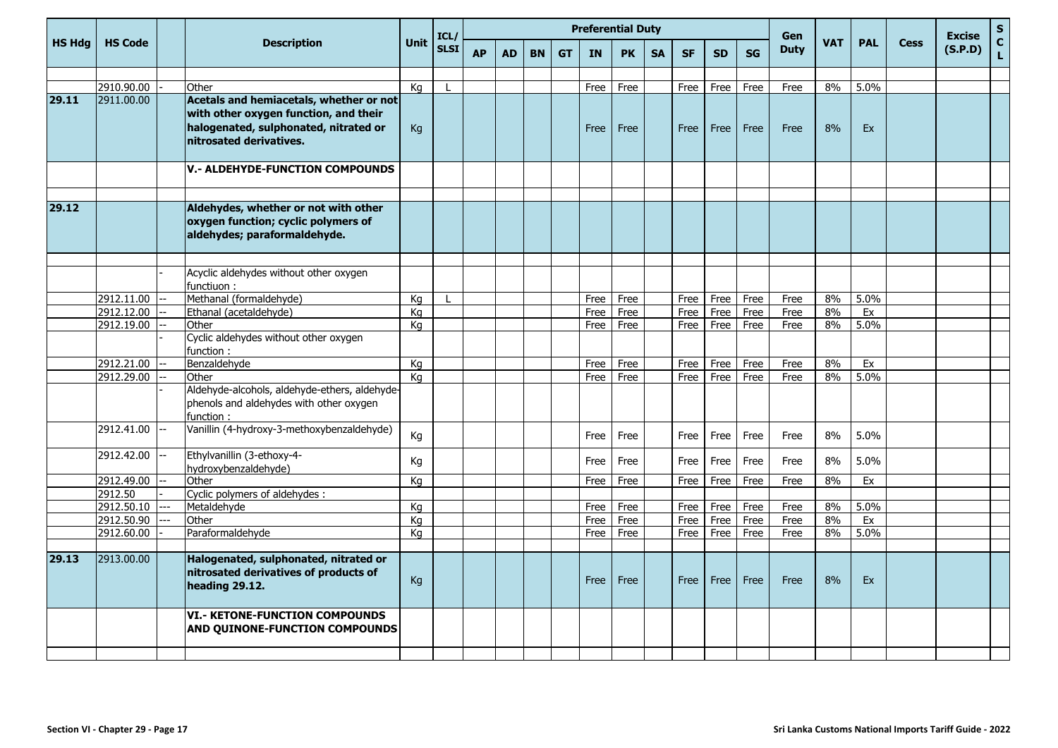| HS Hdg | HS Code | | Description | Unit | ICL/ SLSI | Preferential Duty | | | | | | | | | | Gen Duty | VAT | PAL | Cess | Excise (S.P.D) | S C L |
|---|---|---|---|---|---|---|---|---|---|---|---|---|---|---|---|---|---|---|---|---|---|
| | | | | | | AP | AD | BN | GT | IN | PK | SA | SF | SD | SG | | | | | | |
| | 2910.90.00 | - | Other | Kg | L | | | | | Free | Free | | Free | Free | Free | Free | 8% | 5.0% | | | |
| **29.11** | 2911.00.00 | | **Acetals and hemiacetals, whether or not with other oxygen function, and their halogenated, sulphonated, nitrated or nitrosated derivatives.** | Kg | | | | | | Free | Free | | Free | Free | Free | Free | 8% | Ex | | | |
| | | | **V.- ALDEHYDE-FUNCTION COMPOUNDS** | | | | | | | | | | | | | | | | | | |
| **29.12** | | | **Aldehydes, whether or not with other oxygen function; cyclic polymers of aldehydes; paraformaldehyde.** | | | | | | | | | | | | | | | | | | |
| | | - | Acyclic aldehydes without other oxygen functiuon : | | | | | | | | | | | | | | | | | | |
| | 2912.11.00 | -- | Methanal (formaldehyde) | Kg | L | | | | | Free | Free | | Free | Free | Free | Free | 8% | 5.0% | | | |
| | 2912.12.00 | -- | Ethanal (acetaldehyde) | Kg | | | | | | Free | Free | | Free | Free | Free | Free | 8% | Ex | | | |
| | 2912.19.00 | -- | Other | Kg | | | | | | Free | Free | | Free | Free | Free | Free | 8% | 5.0% | | | |
| | | - | Cyclic aldehydes without other oxygen function : | | | | | | | | | | | | | | | | | | |
| | 2912.21.00 | -- | Benzaldehyde | Kg | | | | | | Free | Free | | Free | Free | Free | Free | 8% | Ex | | | |
| | 2912.29.00 | -- | Other | Kg | | | | | | Free | Free | | Free | Free | Free | Free | 8% | 5.0% | | | |
| | | - | Aldehyde-alcohols, aldehyde-ethers, aldehyde-phenols and aldehydes with other oxygen function : | | | | | | | | | | | | | | | | | | |
| | 2912.41.00 | -- | Vanillin (4-hydroxy-3-methoxybenzaldehyde) | Kg | | | | | | Free | Free | | Free | Free | Free | Free | 8% | 5.0% | | | |
| | 2912.42.00 | -- | Ethylvanillin (3-ethoxy-4-hydroxybenzaldehyde) | Kg | | | | | | Free | Free | | Free | Free | Free | Free | 8% | 5.0% | | | |
| | 2912.49.00 | -- | Other | Kg | | | | | | Free | Free | | Free | Free | Free | Free | 8% | Ex | | | |
| | 2912.50 | - | Cyclic polymers of aldehydes : | | | | | | | | | | | | | | | | | | |
| | 2912.50.10 | --- | Metaldehyde | Kg | | | | | | Free | Free | | Free | Free | Free | Free | 8% | 5.0% | | | |
| | 2912.50.90 | --- | Other | Kg | | | | | | Free | Free | | Free | Free | Free | Free | 8% | Ex | | | |
| | 2912.60.00 | - | Paraformaldehyde | Kg | | | | | | Free | Free | | Free | Free | Free | Free | 8% | 5.0% | | | |
| **29.13** | 2913.00.00 | | **Halogenated, sulphonated, nitrated or nitrosated derivatives of products of heading 29.12.** | Kg | | | | | | Free | Free | | Free | Free | Free | Free | 8% | Ex | | | |
| | | | **VI.- KETONE-FUNCTION COMPOUNDS AND QUINONE-FUNCTION COMPOUNDS** | | | | | | | | | | | | | | | | | | |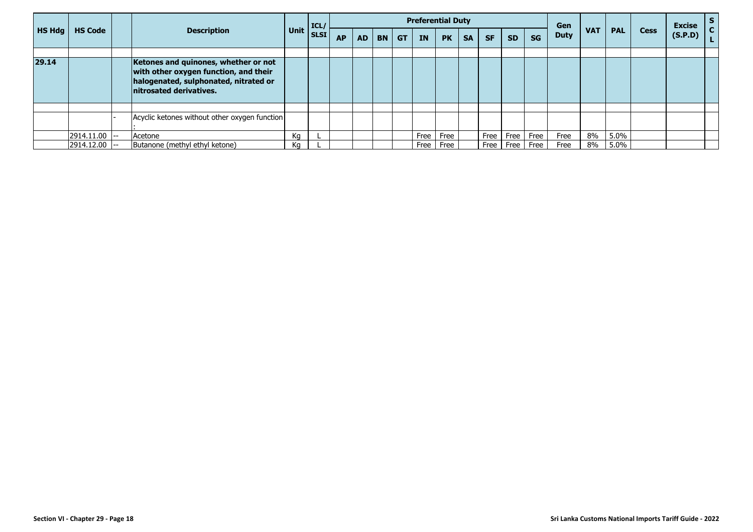| HS Hdg | HS Code | | Description | Unit | ICL/ SLSI | Preferential Duty | | | | | | | | | | Gen Duty | VAT | PAL | Cess | Excise (S.P.D) | S C L |
|---|---|---|---|---|---|---|---|---|---|---|---|---|---|---|---|---|---|---|---|---|---|
| | | | | | | AP | AD | BN | GT | IN | PK | SA | SF | SD | SG | | | | | | |
| | | | | | | | | | | | | | | | | | | | | | |
| **29.14** | | | **Ketones and quinones, whether or not with other oxygen function, and their halogenated, sulphonated, nitrated or nitrosated derivatives.** | | | | | | | | | | | | | | | | | | |
| | | | | | | | | | | | | | | | | | | | | | |
| | | - | Acyclic ketones without other oxygen function : | | | | | | | | | | | | | | | | | | |
| | 2914.11.00 | -- | Acetone | Kg | L | | | | | Free | Free | | Free | Free | Free | Free | 8% | 5.0% | | | |
| | 2914.12.00 | -- | Butanone (methyl ethyl ketone) | Kg | L | | | | | Free | Free | | Free | Free | Free | Free | 8% | 5.0% | | | |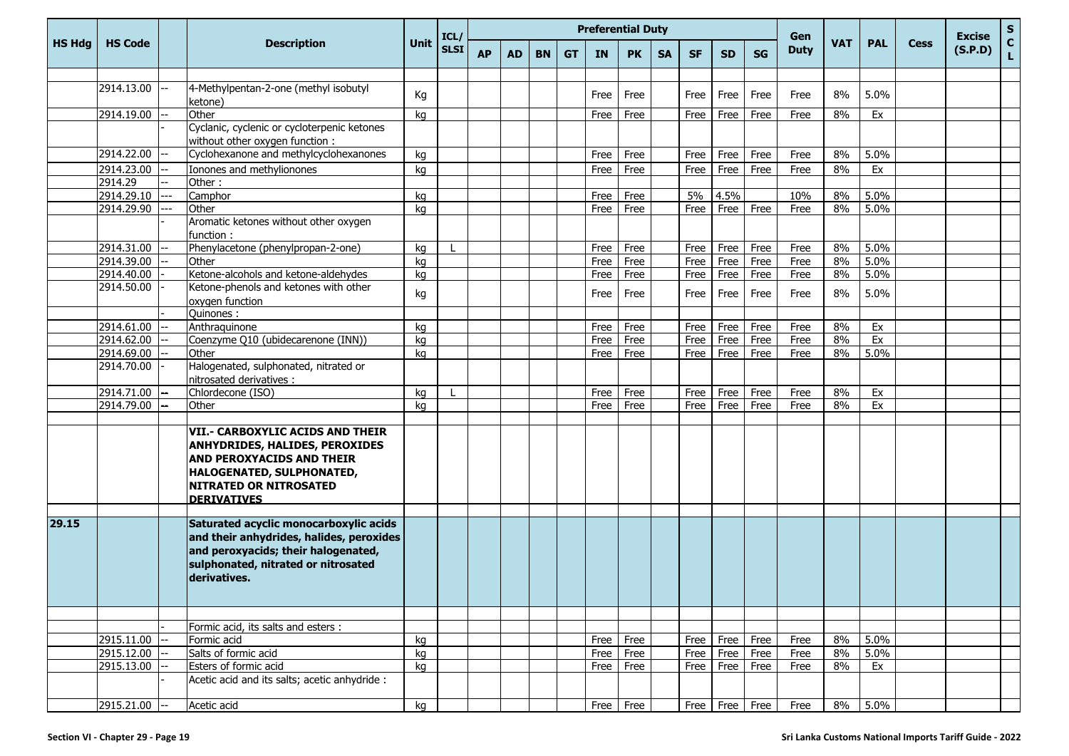| HS Hdg | HS Code | | Description | Unit | ICL/ SLSI | Preferential Duty | | | | | | | | | | Gen Duty | VAT | PAL | Cess | Excise (S.P.D) | S C L |
|---|---|---|---|---|---|---|---|---|---|---|---|---|---|---|---|---|---|---|---|---|---|
| | | | | | | AP | AD | BN | GT | IN | PK | SA | SF | SD | SG | | | | | | |
| | | | | | | | | | | | | | | | | | | | | | |
| | 2914.13.00 | -- | 4-Methylpentan-2-one (methyl isobutyl ketone) | Kg | | | | | | Free | Free | | Free | Free | Free | Free | 8% | 5.0% | | | |
| | 2914.19.00 | -- | Other | kg | | | | | | Free | Free | | Free | Free | Free | Free | 8% | Ex | | | |
| | | - | Cyclanic, cyclenic or cycloterpenic ketones without other oxygen function : | | | | | | | | | | | | | | | | | | |
| | 2914.22.00 | -- | Cyclohexanone and methylcyclohexanones | kg | | | | | | Free | Free | | Free | Free | Free | Free | 8% | 5.0% | | | |
| | 2914.23.00 | -- | Ionones and methylionones | kg | | | | | | Free | Free | | Free | Free | Free | Free | 8% | Ex | | | |
| | 2914.29 | -- | Other : | | | | | | | | | | | | | | | | | | |
| | 2914.29.10 | --- | Camphor | kg | | | | | | Free | Free | | 5% | 4.5% | | 10% | 8% | 5.0% | | | |
| | 2914.29.90 | --- | Other | kg | | | | | | Free | Free | | Free | Free | Free | Free | 8% | 5.0% | | | |
| | | - | Aromatic ketones without other oxygen function : | | | | | | | | | | | | | | | | | | |
| | 2914.31.00 | -- | Phenylacetone (phenylpropan-2-one) | kg | L | | | | | Free | Free | | Free | Free | Free | Free | 8% | 5.0% | | | |
| | 2914.39.00 | -- | Other | kg | | | | | | Free | Free | | Free | Free | Free | Free | 8% | 5.0% | | | |
| | 2914.40.00 | - | Ketone-alcohols and ketone-aldehydes | kg | | | | | | Free | Free | | Free | Free | Free | Free | 8% | 5.0% | | | |
| | 2914.50.00 | - | Ketone-phenols and ketones with other oxygen function | kg | | | | | | Free | Free | | Free | Free | Free | Free | 8% | 5.0% | | | |
| | | - | Quinones : | | | | | | | | | | | | | | | | | | |
| | 2914.61.00 | -- | Anthraquinone | kg | | | | | | Free | Free | | Free | Free | Free | Free | 8% | Ex | | | |
| | 2914.62.00 | -- | Coenzyme Q10 (ubidecarenone (INN)) | kg | | | | | | Free | Free | | Free | Free | Free | Free | 8% | Ex | | | |
| | 2914.69.00 | -- | Other | kg | | | | | | Free | Free | | Free | Free | Free | Free | 8% | 5.0% | | | |
| | 2914.70.00 | - | Halogenated, sulphonated, nitrated or nitrosated derivatives : | | | | | | | | | | | | | | | | | | |
| | 2914.71.00 | -- | Chlordecone (ISO) | kg | L | | | | | Free | Free | | Free | Free | Free | Free | 8% | Ex | | | |
| | 2914.79.00 | -- | Other | kg | | | | | | Free | Free | | Free | Free | Free | Free | 8% | Ex | | | |
| | | | | | | | | | | | | | | | | | | | | | |
| | | | **VII.- CARBOXYLIC ACIDS AND THEIR ANHYDRIDES, HALIDES, PEROXIDES AND PEROXYACIDS AND THEIR HALOGENATED, SULPHONATED, NITRATED OR NITROSATED DERIVATIVES** | | | | | | | | | | | | | | | | | | |
| **29.15** | | | **Saturated acyclic monocarboxylic acids and their anhydrides, halides, peroxides and peroxyacids; their halogenated, sulphonated, nitrated or nitrosated derivatives.** | | | | | | | | | | | | | | | | | | |
| | | | | | | | | | | | | | | | | | | | | | |
| | | - | Formic acid, its salts and esters : | | | | | | | | | | | | | | | | | | |
| | 2915.11.00 | -- | Formic acid | kg | | | | | | Free | Free | | Free | Free | Free | Free | 8% | 5.0% | | | |
| | 2915.12.00 | -- | Salts of formic acid | kg | | | | | | Free | Free | | Free | Free | Free | Free | 8% | 5.0% | | | |
| | 2915.13.00 | -- | Esters of formic acid | kg | | | | | | Free | Free | | Free | Free | Free | Free | 8% | Ex | | | |
| | | - | Acetic acid and its salts; acetic anhydride : | | | | | | | | | | | | | | | | | | |
| | 2915.21.00 | -- | Acetic acid | kg | | | | | | Free | Free | | Free | Free | Free | Free | 8% | 5.0% | | | |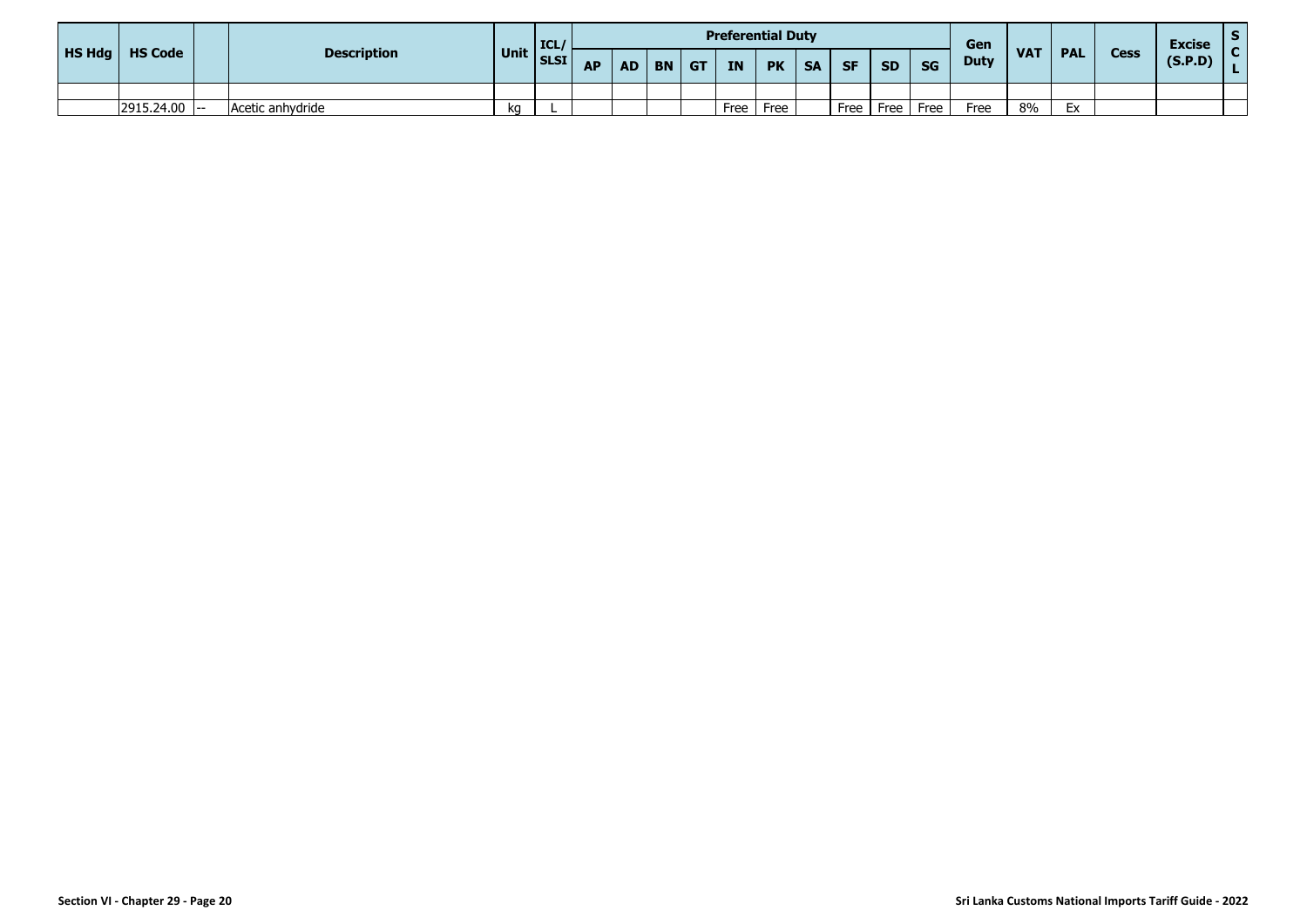| HS Hdg | HS Code | | Description | Unit | ICL/ SLSI | Preferential Duty | | | | | | | | | | Gen Duty | VAT | PAL | Cess | Excise (S.P.D) | S C L |
|---|---|---|---|---|---|---|---|---|---|---|---|---|---|---|---|---|---|---|---|---|---|
| | | | | | | AP | AD | BN | GT | IN | PK | SA | SF | SD | SG | | | | | | |
| | | | | | | | | | | | | | | | | | | | | | |
| | 2915.24.00 | -- | Acetic anhydride | kg | L | | | | | Free | Free | | Free | Free | Free | Free | 8% | Ex | | | |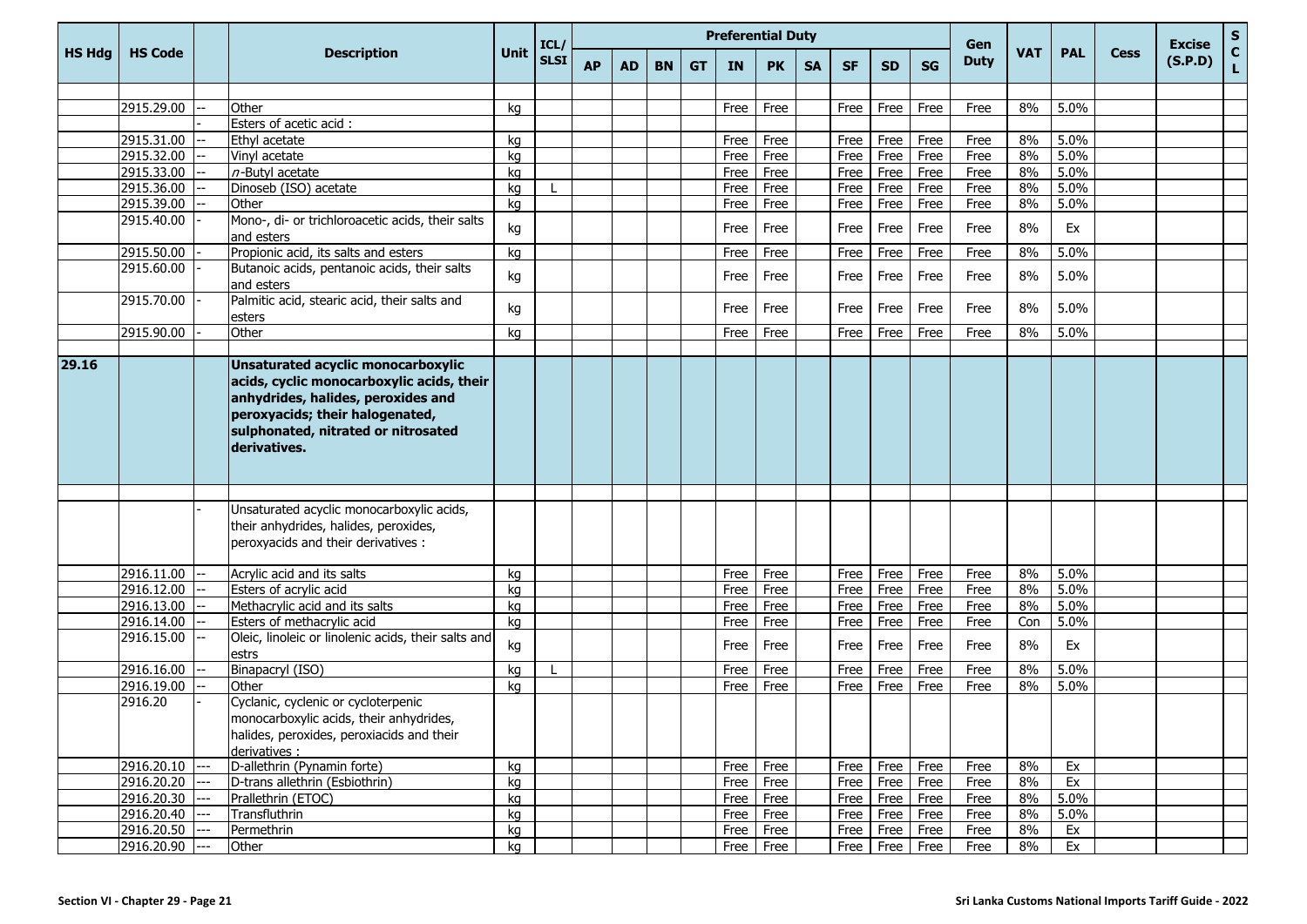| HS Hdg | HS Code | | Description | Unit | ICL/ SLSI | Preferential Duty | | | | | | | | | | Gen Duty | VAT | PAL | Cess | Excise (S.P.D) | SCL |
|---|---|---|---|---|---|---|---|---|---|---|---|---|---|---|---|---|---|---|---|---|---|
| | | | | | | AP | AD | BN | GT | IN | PK | SA | SF | SD | SG | | | | | | |
| | | | | | | | | | | | | | | | | | | | | | |
| | 2915.29.00 | -- | Other | kg | | | | | | Free | Free | | Free | Free | Free | Free | 8% | 5.0% | | | |
| | | - | Esters of acetic acid : | | | | | | | | | | | | | | | | | | |
| | 2915.31.00 | -- | Ethyl acetate | kg | | | | | | Free | Free | | Free | Free | Free | Free | 8% | 5.0% | | | |
| | 2915.32.00 | -- | Vinyl acetate | kg | | | | | | Free | Free | | Free | Free | Free | Free | 8% | 5.0% | | | |
| | 2915.33.00 | -- | *n*-Butyl acetate | kg | | | | | | Free | Free | | Free | Free | Free | Free | 8% | 5.0% | | | |
| | 2915.36.00 | -- | Dinoseb (ISO) acetate | kg | L | | | | | Free | Free | | Free | Free | Free | Free | 8% | 5.0% | | | |
| | 2915.39.00 | -- | Other | kg | | | | | | Free | Free | | Free | Free | Free | Free | 8% | 5.0% | | | |
| | 2915.40.00 | - | Mono-, di- or trichloroacetic acids, their salts and esters | kg | | | | | | Free | Free | | Free | Free | Free | Free | 8% | Ex | | | |
| | 2915.50.00 | - | Propionic acid, its salts and esters | kg | | | | | | Free | Free | | Free | Free | Free | Free | 8% | 5.0% | | | |
| | 2915.60.00 | - | Butanoic acids, pentanoic acids, their salts and esters | kg | | | | | | Free | Free | | Free | Free | Free | Free | 8% | 5.0% | | | |
| | 2915.70.00 | - | Palmitic acid, stearic acid, their salts and esters | kg | | | | | | Free | Free | | Free | Free | Free | Free | 8% | 5.0% | | | |
| | 2915.90.00 | - | Other | kg | | | | | | Free | Free | | Free | Free | Free | Free | 8% | 5.0% | | | |
| | | | | | | | | | | | | | | | | | | | | | |
| **29.16** | | | **Unsaturated acyclic monocarboxylic acids, cyclic monocarboxylic acids, their anhydrides, halides, peroxides and peroxyacids; their halogenated, sulphonated, nitrated or nitrosated derivatives.** | | | | | | | | | | | | | | | | | | |
| | | | | | | | | | | | | | | | | | | | | | |
| | | - | Unsaturated acyclic monocarboxylic acids, their anhydrides, halides, peroxides, peroxyacids and their derivatives : | | | | | | | | | | | | | | | | | | |
| | 2916.11.00 | -- | Acrylic acid and its salts | kg | | | | | | Free | Free | | Free | Free | Free | Free | 8% | 5.0% | | | |
| | 2916.12.00 | -- | Esters of acrylic acid | kg | | | | | | Free | Free | | Free | Free | Free | Free | 8% | 5.0% | | | |
| | 2916.13.00 | -- | Methacrylic acid and its salts | kg | | | | | | Free | Free | | Free | Free | Free | Free | 8% | 5.0% | | | |
| | 2916.14.00 | -- | Esters of methacrylic acid | kg | | | | | | Free | Free | | Free | Free | Free | Free | Con | 5.0% | | | |
| | 2916.15.00 | -- | Oleic, linoleic or linolenic acids, their salts and estrs | kg | | | | | | Free | Free | | Free | Free | Free | Free | 8% | Ex | | | |
| | 2916.16.00 | -- | Binapacryl (ISO) | kg | L | | | | | Free | Free | | Free | Free | Free | Free | 8% | 5.0% | | | |
| | 2916.19.00 | -- | Other | kg | | | | | | Free | Free | | Free | Free | Free | Free | 8% | 5.0% | | | |
| | 2916.20 | - | Cyclanic, cyclenic or cycloterpenic monocarboxylic acids, their anhydrides, halides, peroxides, peroxiacids and their derivatives : | | | | | | | | | | | | | | | | | | |
| | 2916.20.10 | --- | D-allethrin (Pynamin forte) | kg | | | | | | Free | Free | | Free | Free | Free | Free | 8% | Ex | | | |
| | 2916.20.20 | --- | D-trans allethrin (Esbiothrin) | kg | | | | | | Free | Free | | Free | Free | Free | Free | 8% | Ex | | | |
| | 2916.20.30 | --- | Prallethrin (ETOC) | kg | | | | | | Free | Free | | Free | Free | Free | Free | 8% | 5.0% | | | |
| | 2916.20.40 | --- | Transfluthrin | kg | | | | | | Free | Free | | Free | Free | Free | Free | 8% | 5.0% | | | |
| | 2916.20.50 | --- | Permethrin | kg | | | | | | Free | Free | | Free | Free | Free | Free | 8% | Ex | | | |
| | 2916.20.90 | --- | Other | kg | | | | | | Free | Free | | Free | Free | Free | Free | 8% | Ex | | | |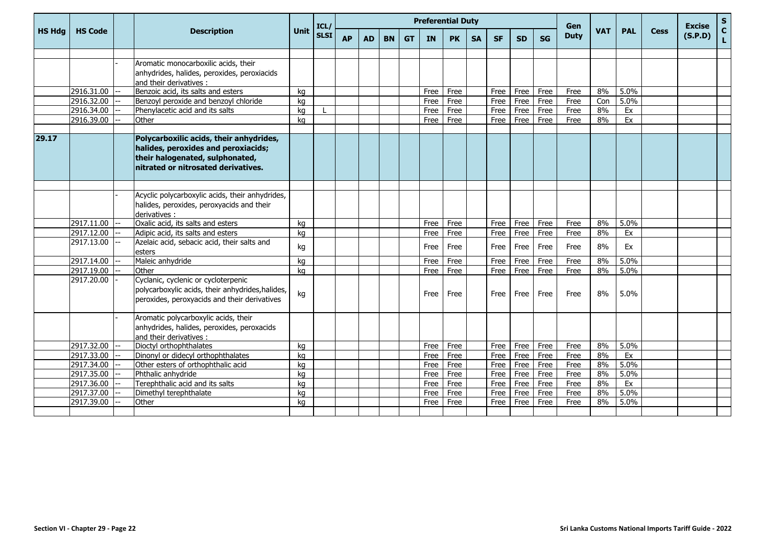| HS Hdg | HS Code | | Description | Unit | ICL/ SLSI | Preferential Duty | | | | | | | | | | Gen Duty | VAT | PAL | Cess | Excise (S.P.D) | S C L |
|---|---|---|---|---|---|---|---|---|---|---|---|---|---|---|---|---|---|---|---|---|---|
| | | | | | | AP | AD | BN | GT | IN | PK | SA | SF | SD | SG | | | | | | |
| | | - | Aromatic monocarboxilic acids, their anhydrides, halides, peroxides, peroxiacids and their derivatives : | | | | | | | | | | | | | | | | | | |
| | 2916.31.00 | -- | Benzoic acid, its salts and esters | kg | | | | | | Free | Free | | Free | Free | Free | Free | 8% | 5.0% | | | |
| | 2916.32.00 | -- | Benzoyl peroxide and benzoyl chloride | kg | | | | | | Free | Free | | Free | Free | Free | Free | Con | 5.0% | | | |
| | 2916.34.00 | -- | Phenylacetic acid and its salts | kg | L | | | | | Free | Free | | Free | Free | Free | Free | 8% | Ex | | | |
| | 2916.39.00 | -- | Other | kg | | | | | | Free | Free | | Free | Free | Free | Free | 8% | Ex | | | |
| **29.17** | | | **Polycarboxilic acids, their anhydrides, halides, peroxides and peroxiacids; their halogenated, sulphonated, nitrated or nitrosated derivatives.** | | | | | | | | | | | | | | | | | | |
| | | - | Acyclic polycarboxylic acids, their anhydrides, halides, peroxides, peroxyacids and their derivatives : | | | | | | | | | | | | | | | | | | |
| | 2917.11.00 | -- | Oxalic acid, its salts and esters | kg | | | | | | Free | Free | | Free | Free | Free | Free | 8% | 5.0% | | | |
| | 2917.12.00 | -- | Adipic acid, its salts and esters | kg | | | | | | Free | Free | | Free | Free | Free | Free | 8% | Ex | | | |
| | 2917.13.00 | -- | Azelaic acid, sebacic acid, their salts and esters | kg | | | | | | Free | Free | | Free | Free | Free | Free | 8% | Ex | | | |
| | 2917.14.00 | -- | Maleic anhydride | kg | | | | | | Free | Free | | Free | Free | Free | Free | 8% | 5.0% | | | |
| | 2917.19.00 | -- | Other | kg | | | | | | Free | Free | | Free | Free | Free | Free | 8% | 5.0% | | | |
| | 2917.20.00 | - | Cyclanic, cyclenic or cycloterpenic polycarboxylic acids, their anhydrides,halides, peroxides, peroxyacids and their derivatives | kg | | | | | | Free | Free | | Free | Free | Free | Free | 8% | 5.0% | | | |
| | | - | Aromatic polycarboxylic acids, their anhydrides, halides, peroxides, peroxacids and their derivatives : | | | | | | | | | | | | | | | | | | |
| | 2917.32.00 | -- | Dioctyl orthophthalates | kg | | | | | | Free | Free | | Free | Free | Free | Free | 8% | 5.0% | | | |
| | 2917.33.00 | -- | Dinonyl or didecyl orthophthalates | kg | | | | | | Free | Free | | Free | Free | Free | Free | 8% | Ex | | | |
| | 2917.34.00 | -- | Other esters of orthophthalic acid | kg | | | | | | Free | Free | | Free | Free | Free | Free | 8% | 5.0% | | | |
| | 2917.35.00 | -- | Phthalic anhydride | kg | | | | | | Free | Free | | Free | Free | Free | Free | 8% | 5.0% | | | |
| | 2917.36.00 | -- | Terephthalic acid and its salts | kg | | | | | | Free | Free | | Free | Free | Free | Free | 8% | Ex | | | |
| | 2917.37.00 | -- | Dimethyl terephthalate | kg | | | | | | Free | Free | | Free | Free | Free | Free | 8% | 5.0% | | | |
| | 2917.39.00 | -- | Other | kg | | | | | | Free | Free | | Free | Free | Free | Free | 8% | 5.0% | | | |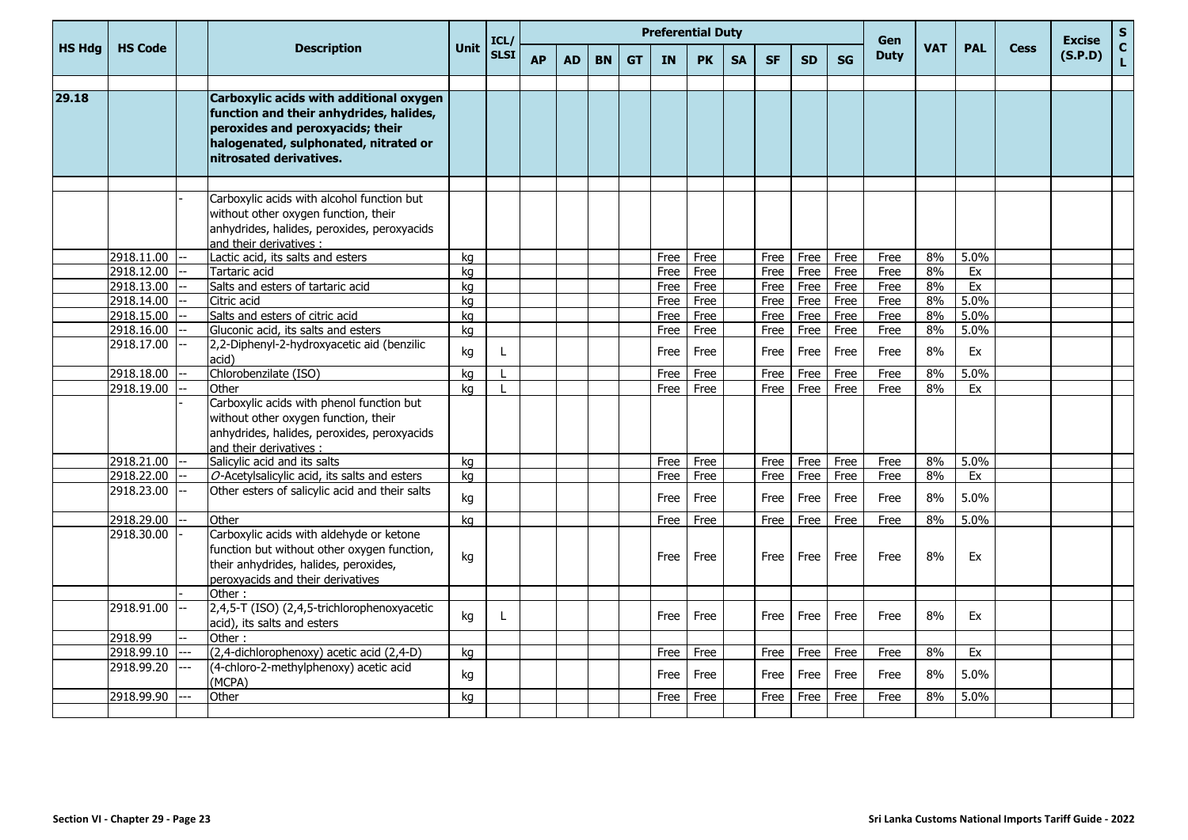| HS Hdg | HS Code | | Description | Unit | ICL/ SLSI | Preferential Duty | | | | | | | | | | Gen Duty | VAT | PAL | Cess | Excise (S.P.D) | S C L |
|---|---|---|---|---|---|---|---|---|---|---|---|---|---|---|---|---|---|---|---|---|---|
| | | | | | | AP | AD | BN | GT | IN | PK | SA | SF | SD | SG | | | | | | |
| 29.18 | | | **Carboxylic acids with additional oxygen function and their anhydrides, halides, peroxides and peroxyacids; their halogenated, sulphonated, nitrated or nitrosated derivatives.** | | | | | | | | | | | | | | | | | | |
| | | - | Carboxylic acids with alcohol function but without other oxygen function, their anhydrides, halides, peroxides, peroxyacids and their derivatives : | | | | | | | | | | | | | | | | | | |
| | 2918.11.00 | -- | Lactic acid, its salts and esters | kg | | | | | | Free | Free | | Free | Free | Free | Free | 8% | 5.0% | | | |
| | 2918.12.00 | -- | Tartaric acid | kg | | | | | | Free | Free | | Free | Free | Free | Free | 8% | Ex | | | |
| | 2918.13.00 | -- | Salts and esters of tartaric acid | kg | | | | | | Free | Free | | Free | Free | Free | Free | 8% | Ex | | | |
| | 2918.14.00 | -- | Citric acid | kg | | | | | | Free | Free | | Free | Free | Free | Free | 8% | 5.0% | | | |
| | 2918.15.00 | -- | Salts and esters of citric acid | kg | | | | | | Free | Free | | Free | Free | Free | Free | 8% | 5.0% | | | |
| | 2918.16.00 | -- | Gluconic acid, its salts and esters | kg | | | | | | Free | Free | | Free | Free | Free | Free | 8% | 5.0% | | | |
| | 2918.17.00 | -- | 2,2-Diphenyl-2-hydroxyacetic aid (benzilic acid) | kg | L | | | | | Free | Free | | Free | Free | Free | Free | 8% | Ex | | | |
| | 2918.18.00 | -- | Chlorobenzilate (ISO) | kg | L | | | | | Free | Free | | Free | Free | Free | Free | 8% | 5.0% | | | |
| | 2918.19.00 | -- | Other | kg | L | | | | | Free | Free | | Free | Free | Free | Free | 8% | Ex | | | |
| | | - | Carboxylic acids with phenol function but without other oxygen function, their anhydrides, halides, peroxides, peroxyacids and their derivatives : | | | | | | | | | | | | | | | | | | |
| | 2918.21.00 | -- | Salicylic acid and its salts | kg | | | | | | Free | Free | | Free | Free | Free | Free | 8% | 5.0% | | | |
| | 2918.22.00 | -- | *O*-Acetylsalicylic acid, its salts and esters | kg | | | | | | Free | Free | | Free | Free | Free | Free | 8% | Ex | | | |
| | 2918.23.00 | -- | Other esters of salicylic acid and their salts | kg | | | | | | Free | Free | | Free | Free | Free | Free | 8% | 5.0% | | | |
| | 2918.29.00 | -- | Other | kg | | | | | | Free | Free | | Free | Free | Free | Free | 8% | 5.0% | | | |
| | 2918.30.00 | - | Carboxylic acids with aldehyde or ketone function but without other oxygen function, their anhydrides, halides, peroxides, peroxyacids and their derivatives | kg | | | | | | Free | Free | | Free | Free | Free | Free | 8% | Ex | | | |
| | | - | Other : | | | | | | | | | | | | | | | | | | |
| | 2918.91.00 | -- | 2,4,5-T (ISO) (2,4,5-trichlorophenoxyacetic acid), its salts and esters | kg | L | | | | | Free | Free | | Free | Free | Free | Free | 8% | Ex | | | |
| | 2918.99 | -- | Other : | | | | | | | | | | | | | | | | | | |
| | 2918.99.10 | --- | (2,4-dichlorophenoxy) acetic acid (2,4-D) | kg | | | | | | Free | Free | | Free | Free | Free | Free | 8% | Ex | | | |
| | 2918.99.20 | --- | (4-chloro-2-methylphenoxy) acetic acid (MCPA) | kg | | | | | | Free | Free | | Free | Free | Free | Free | 8% | 5.0% | | | |
| | 2918.99.90 | --- | Other | kg | | | | | | Free | Free | | Free | Free | Free | Free | 8% | 5.0% | | | |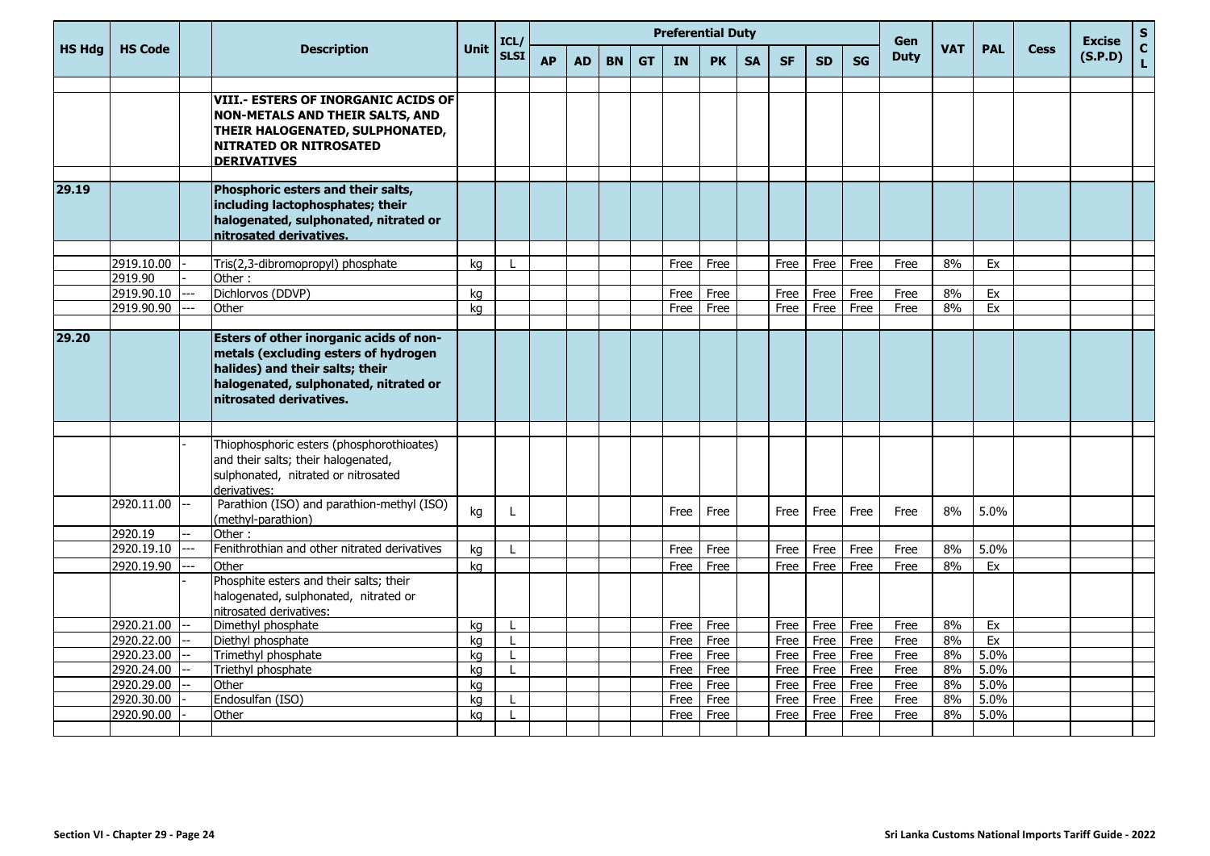| HS Hdg | HS Code | | Description | Unit | ICL/ SLSI | Preferential Duty | | | | | | | | | | Gen Duty | VAT | PAL | Cess | Excise (S.P.D) | S C L |
|---|---|---|---|---|---|---|---|---|---|---|---|---|---|---|---|---|---|---|---|---|---|
| | | | | | | AP | AD | BN | GT | IN | PK | SA | SF | SD | SG | | | | | | |
| | | | **VIII.- ESTERS OF INORGANIC ACIDS OF NON-METALS AND THEIR SALTS, AND THEIR HALOGENATED, SULPHONATED, NITRATED OR NITROSATED DERIVATIVES** | | | | | | | | | | | | | | | | | | |
| **29.19** | | | **Phosphoric esters and their salts, including lactophosphates; their halogenated, sulphonated, nitrated or nitrosated derivatives.** | | | | | | | | | | | | | | | | | | |
| | 2919.10.00 | - | Tris(2,3-dibromopropyl) phosphate | kg | L | | | | | Free | Free | | Free | Free | Free | Free | 8% | Ex | | | |
| | 2919.90 | - | Other : | | | | | | | | | | | | | | | | | | |
| | 2919.90.10 | --- | Dichlorvos (DDVP) | kg | | | | | | Free | Free | | Free | Free | Free | Free | 8% | Ex | | | |
| | 2919.90.90 | --- | Other | kg | | | | | | Free | Free | | Free | Free | Free | Free | 8% | Ex | | | |
| **29.20** | | | **Esters of other inorganic acids of non-metals (excluding esters of hydrogen halides) and their salts; their halogenated, sulphonated, nitrated or nitrosated derivatives.** | | | | | | | | | | | | | | | | | | |
| | | - | Thiophosphoric esters (phosphorothioates) and their salts; their halogenated, sulphonated, nitrated or nitrosated derivatives: | | | | | | | | | | | | | | | | | | |
| | 2920.11.00 | -- | Parathion (ISO) and parathion-methyl (ISO) (methyl-parathion) | kg | L | | | | | Free | Free | | Free | Free | Free | Free | 8% | 5.0% | | | |
| | 2920.19 | -- | Other : | | | | | | | | | | | | | | | | | | |
| | 2920.19.10 | --- | Fenithrothian and other nitrated derivatives | kg | L | | | | | Free | Free | | Free | Free | Free | Free | 8% | 5.0% | | | |
| | 2920.19.90 | --- | Other | kg | | | | | | Free | Free | | Free | Free | Free | Free | 8% | Ex | | | |
| | | - | Phosphite esters and their salts; their halogenated, sulphonated, nitrated or nitrosated derivatives: | | | | | | | | | | | | | | | | | | |
| | 2920.21.00 | -- | Dimethyl phosphate | kg | L | | | | | Free | Free | | Free | Free | Free | Free | 8% | Ex | | | |
| | 2920.22.00 | -- | Diethyl phosphate | kg | L | | | | | Free | Free | | Free | Free | Free | Free | 8% | Ex | | | |
| | 2920.23.00 | -- | Trimethyl phosphate | kg | L | | | | | Free | Free | | Free | Free | Free | Free | 8% | 5.0% | | | |
| | 2920.24.00 | -- | Triethyl phosphate | kg | L | | | | | Free | Free | | Free | Free | Free | Free | 8% | 5.0% | | | |
| | 2920.29.00 | -- | Other | kg | | | | | | Free | Free | | Free | Free | Free | Free | 8% | 5.0% | | | |
| | 2920.30.00 | - | Endosulfan (ISO) | kg | L | | | | | Free | Free | | Free | Free | Free | Free | 8% | 5.0% | | | |
| | 2920.90.00 | - | Other | kg | L | | | | | Free | Free | | Free | Free | Free | Free | 8% | 5.0% | | | |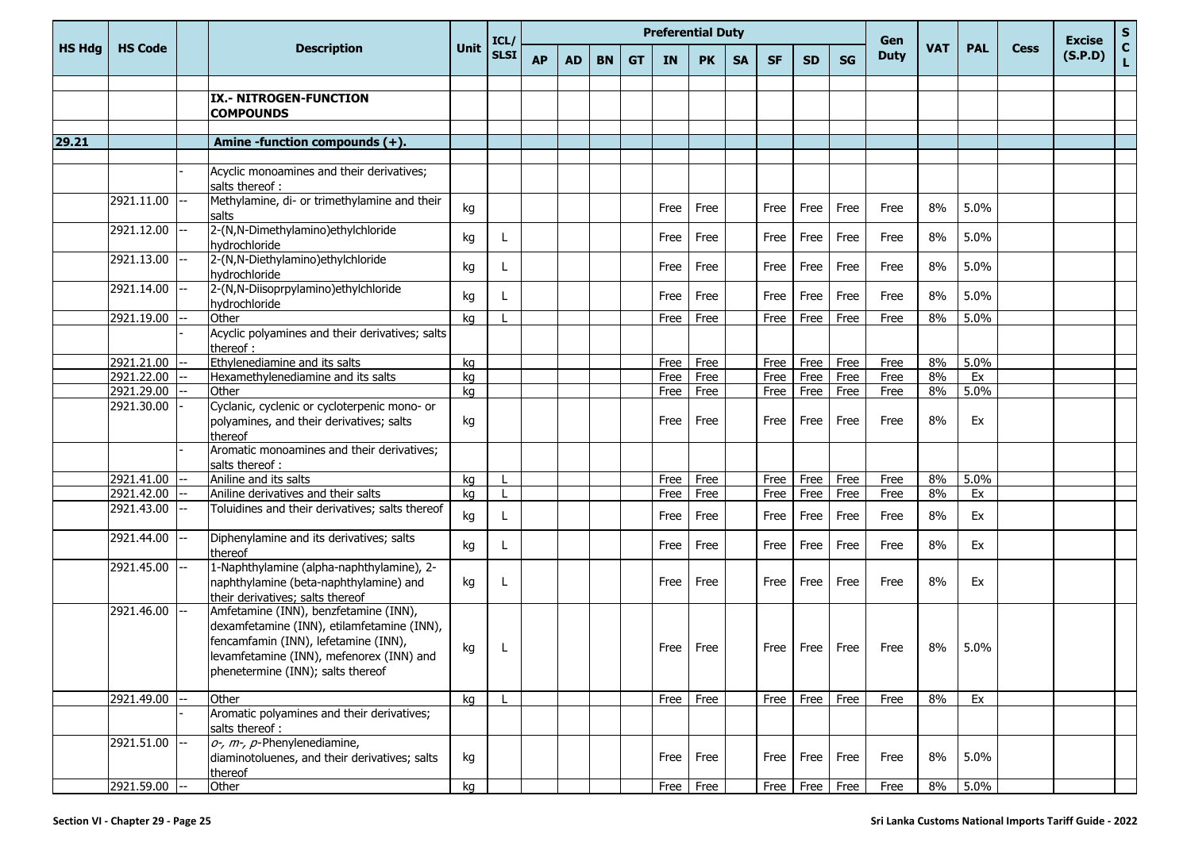| HS Hdg | HS Code | | Description | Unit | ICL/ SLSI | Preferential Duty | | | | | | | | | | Gen Duty | VAT | PAL | Cess | Excise (S.P.D) | SCL |
|---|---|---|---|---|---|---|---|---|---|---|---|---|---|---|---|---|---|---|---|---|---|
| | | | | | | AP | AD | BN | GT | IN | PK | SA | SF | SD | SG | | | | | | |
| | | | **IX.- NITROGEN-FUNCTION COMPOUNDS** | | | | | | | | | | | | | | | | | | |
| **29.21** | | | **Amine -function compounds (+).** | | | | | | | | | | | | | | | | | | |
| | | - | Acyclic monoamines and their derivatives; salts thereof : | | | | | | | | | | | | | | | | | | |
| | 2921.11.00 | -- | Methylamine, di- or trimethylamine and their salts | kg | | | | | | Free | Free | | Free | Free | Free | Free | 8% | 5.0% | | | |
| | 2921.12.00 | -- | 2-(N,N-Dimethylamino)ethylchloride hydrochloride | kg | L | | | | | Free | Free | | Free | Free | Free | Free | 8% | 5.0% | | | |
| | 2921.13.00 | -- | 2-(N,N-Diethylamino)ethylchloride hydrochloride | kg | L | | | | | Free | Free | | Free | Free | Free | Free | 8% | 5.0% | | | |
| | 2921.14.00 | -- | 2-(N,N-Diisoprpylamino)ethylchloride hydrochloride | kg | L | | | | | Free | Free | | Free | Free | Free | Free | 8% | 5.0% | | | |
| | 2921.19.00 | -- | Other | kg | L | | | | | Free | Free | | Free | Free | Free | Free | 8% | 5.0% | | | |
| | | - | Acyclic polyamines and their derivatives; salts thereof : | | | | | | | | | | | | | | | | | | |
| | 2921.21.00 | -- | Ethylenediamine and its salts | kg | | | | | | Free | Free | | Free | Free | Free | Free | 8% | 5.0% | | | |
| | 2921.22.00 | -- | Hexamethylenediamine and its salts | kg | | | | | | Free | Free | | Free | Free | Free | Free | 8% | Ex | | | |
| | 2921.29.00 | -- | Other | kg | | | | | | Free | Free | | Free | Free | Free | Free | 8% | 5.0% | | | |
| | 2921.30.00 | - | Cyclanic, cyclenic or cycloterpenic mono- or polyamines, and their derivatives; salts thereof | kg | | | | | | Free | Free | | Free | Free | Free | Free | 8% | Ex | | | |
| | | - | Aromatic monoamines and their derivatives; salts thereof : | | | | | | | | | | | | | | | | | | |
| | 2921.41.00 | -- | Aniline and its salts | kg | L | | | | | Free | Free | | Free | Free | Free | Free | 8% | 5.0% | | | |
| | 2921.42.00 | -- | Aniline derivatives and their salts | kg | L | | | | | Free | Free | | Free | Free | Free | Free | 8% | Ex | | | |
| | 2921.43.00 | -- | Toluidines and their derivatives; salts thereof | kg | L | | | | | Free | Free | | Free | Free | Free | Free | 8% | Ex | | | |
| | 2921.44.00 | -- | Diphenylamine and its derivatives; salts thereof | kg | L | | | | | Free | Free | | Free | Free | Free | Free | 8% | Ex | | | |
| | 2921.45.00 | -- | 1-Naphthylamine (alpha-naphthylamine), 2-naphthylamine (beta-naphthylamine) and their derivatives; salts thereof | kg | L | | | | | Free | Free | | Free | Free | Free | Free | 8% | Ex | | | |
| | 2921.46.00 | -- | Amfetamine (INN), benzfetamine (INN), dexamfetamine (INN), etilamfetamine (INN), fencamfamin (INN), lefetamine (INN), levamfetamine (INN), mefenorex (INN) and phenetermine (INN); salts thereof | kg | L | | | | | Free | Free | | Free | Free | Free | Free | 8% | 5.0% | | | |
| | 2921.49.00 | -- | Other | kg | L | | | | | Free | Free | | Free | Free | Free | Free | 8% | Ex | | | |
| | | - | Aromatic polyamines and their derivatives; salts thereof : | | | | | | | | | | | | | | | | | | |
| | 2921.51.00 | -- | *o-, m-, p*-Phenylenediamine, diaminotoluenes, and their derivatives; salts thereof | kg | | | | | | Free | Free | | Free | Free | Free | Free | 8% | 5.0% | | | |
| | 2921.59.00 | -- | Other | kg | | | | | | Free | Free | | Free | Free | Free | Free | 8% | 5.0% | | | |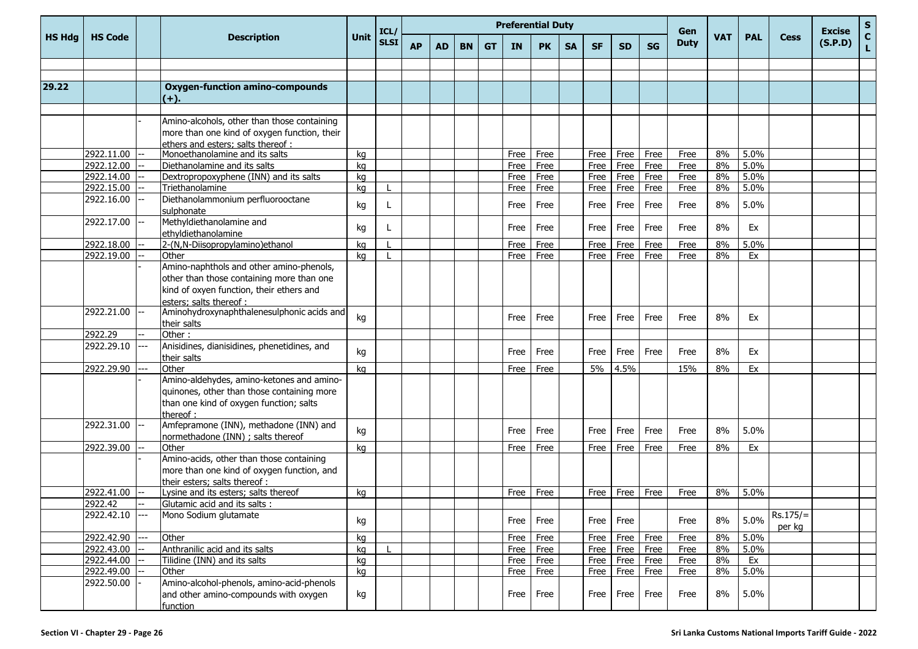| HS Hdg | HS Code | | Description | Unit | ICL/ SLSI | Preferential Duty | | | | | | | | | | Gen Duty | VAT | PAL | Cess | Excise (S.P.D) | S C L |
|---|---|---|---|---|---|---|---|---|---|---|---|---|---|---|---|---|---|---|---|---|---|
| | | | | | | AP | AD | BN | GT | IN | PK | SA | SF | SD | SG | | | | | | |
| | | | | | | | | | | | | | | | | | | | | | |
| | | | | | | | | | | | | | | | | | | | | | |
| 29.22 | | | **Oxygen-function amino-compounds (+).** | | | | | | | | | | | | | | | | | | |
| | | | | | | | | | | | | | | | | | | | | | |
| | | - | Amino-alcohols, other than those containing more than one kind of oxygen function, their ethers and esters; salts thereof : | | | | | | | | | | | | | | | | | | |
| | 2922.11.00 | -- | Monoethanolamine and its salts | kg | | | | | | Free | Free | | Free | Free | Free | Free | 8% | 5.0% | | | |
| | 2922.12.00 | -- | Diethanolamine and its salts | kg | | | | | | Free | Free | | Free | Free | Free | Free | 8% | 5.0% | | | |
| | 2922.14.00 | -- | Dextropropoxyphene (INN) and its salts | kg | | | | | | Free | Free | | Free | Free | Free | Free | 8% | 5.0% | | | |
| | 2922.15.00 | -- | Triethanolamine | kg | L | | | | | Free | Free | | Free | Free | Free | Free | 8% | 5.0% | | | |
| | 2922.16.00 | -- | Diethanolammonium perfluorooctane sulphonate | kg | L | | | | | Free | Free | | Free | Free | Free | Free | 8% | 5.0% | | | |
| | 2922.17.00 | -- | Methyldiethanolamine and ethyldiethanolamine | kg | L | | | | | Free | Free | | Free | Free | Free | Free | 8% | Ex | | | |
| | 2922.18.00 | -- | 2-(N,N-Diisopropylamino)ethanol | kg | L | | | | | Free | Free | | Free | Free | Free | Free | 8% | 5.0% | | | |
| | 2922.19.00 | -- | Other | kg | L | | | | | Free | Free | | Free | Free | Free | Free | 8% | Ex | | | |
| | | - | Amino-naphthols and other amino-phenols, other than those containing more than one kind of oxyen function, their ethers and esters; salts thereof : | | | | | | | | | | | | | | | | | | |
| | 2922.21.00 | -- | Aminohydroxynaphthalenesulphonic acids and their salts | kg | | | | | | Free | Free | | Free | Free | Free | Free | 8% | Ex | | | |
| | 2922.29 | -- | Other : | | | | | | | | | | | | | | | | | | |
| | 2922.29.10 | --- | Anisidines, dianisidines, phenetidines, and their salts | kg | | | | | | Free | Free | | Free | Free | Free | Free | 8% | Ex | | | |
| | 2922.29.90 | --- | Other | kg | | | | | | Free | Free | | 5% | 4.5% | | 15% | 8% | Ex | | | |
| | | - | Amino-aldehydes, amino-ketones and amino-quinones, other than those containing more than one kind of oxygen function; salts thereof : | | | | | | | | | | | | | | | | | | |
| | 2922.31.00 | -- | Amfepramone (INN), methadone (INN) and normethadone (INN) ; salts thereof | kg | | | | | | Free | Free | | Free | Free | Free | Free | 8% | 5.0% | | | |
| | 2922.39.00 | -- | Other | kg | | | | | | Free | Free | | Free | Free | Free | Free | 8% | Ex | | | |
| | | - | Amino-acids, other than those containing more than one kind of oxygen function, and their esters; salts thereof : | | | | | | | | | | | | | | | | | | |
| | 2922.41.00 | -- | Lysine and its esters; salts thereof | kg | | | | | | Free | Free | | Free | Free | Free | Free | 8% | 5.0% | | | |
| | 2922.42 | -- | Glutamic acid and its salts : | | | | | | | | | | | | | | | | | | |
| | 2922.42.10 | --- | Mono Sodium glutamate | kg | | | | | | Free | Free | | Free | Free | | Free | 8% | 5.0% | Rs.175/= per kg | | |
| | 2922.42.90 | --- | Other | kg | | | | | | Free | Free | | Free | Free | Free | Free | 8% | 5.0% | | | |
| | 2922.43.00 | -- | Anthranilic acid and its salts | kg | L | | | | | Free | Free | | Free | Free | Free | Free | 8% | 5.0% | | | |
| | 2922.44.00 | -- | Tilidine (INN) and its salts | kg | | | | | | Free | Free | | Free | Free | Free | Free | 8% | Ex | | | |
| | 2922.49.00 | -- | Other | kg | | | | | | Free | Free | | Free | Free | Free | Free | 8% | 5.0% | | | |
| | 2922.50.00 | - | Amino-alcohol-phenols, amino-acid-phenols and other amino-compounds with oxygen function | kg | | | | | | Free | Free | | Free | Free | Free | Free | 8% | 5.0% | | | |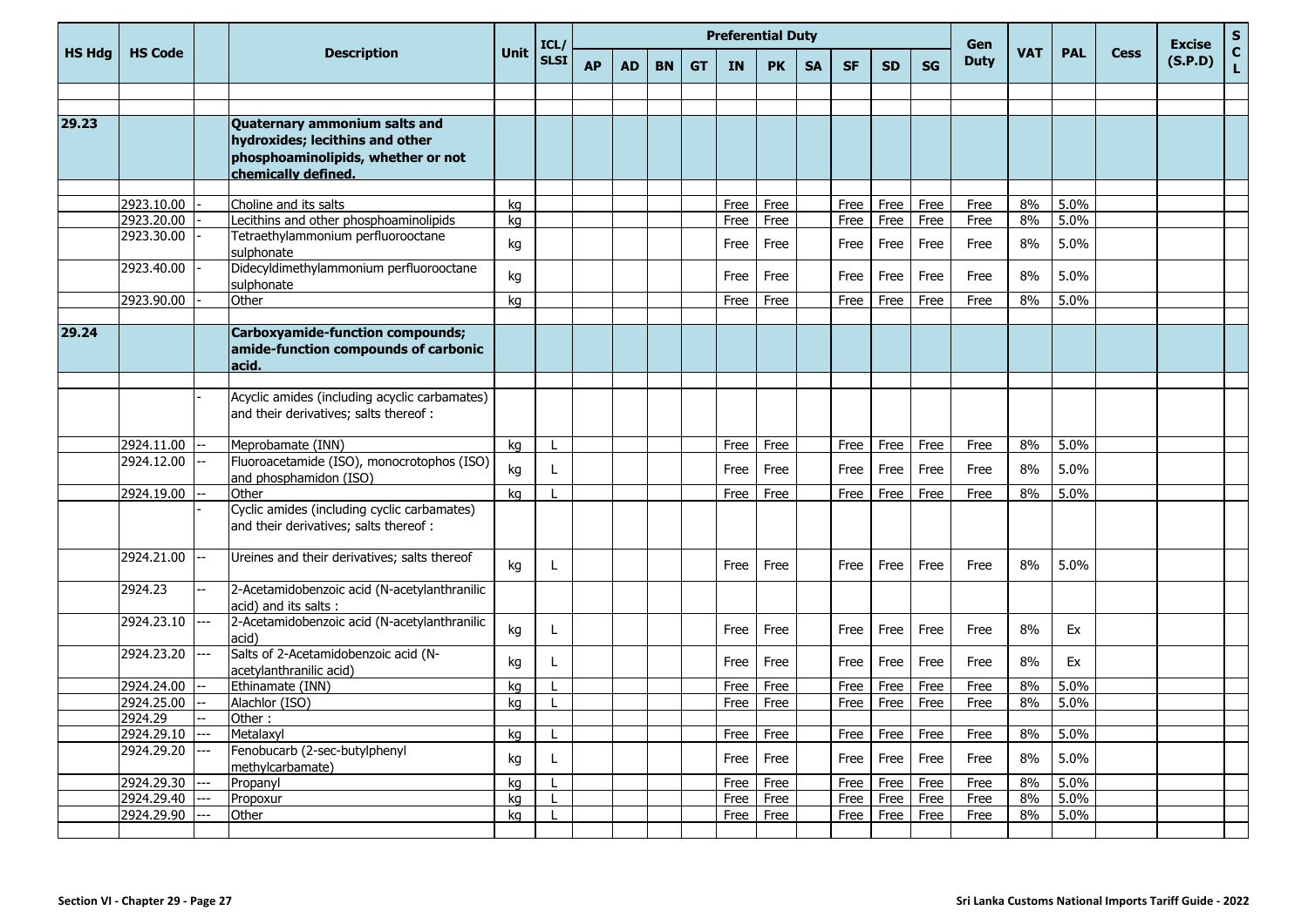| HS Hdg | HS Code | | Description | Unit | ICL/ SLSI | Preferential Duty | | | | | | | | | | Gen Duty | VAT | PAL | Cess | Excise (S.P.D) | SCL |
|---|---|---|---|---|---|---|---|---|---|---|---|---|---|---|---|---|---|---|---|---|---|
| | | | | | | AP | AD | BN | GT | IN | PK | SA | SF | SD | SG | | | | | | |
| 29.23 | | | **Quaternary ammonium salts and hydroxides; lecithins and other phosphoaminolipids, whether or not chemically defined.** | | | | | | | | | | | | | | | | | | |
| | 2923.10.00 | - | Choline and its salts | kg | | | | | | Free | Free | | Free | Free | Free | Free | 8% | 5.0% | | | |
| | 2923.20.00 | - | Lecithins and other phosphoaminolipids | kg | | | | | | Free | Free | | Free | Free | Free | Free | 8% | 5.0% | | | |
| | 2923.30.00 | - | Tetraethylammonium perfluorooctane sulphonate | kg | | | | | | Free | Free | | Free | Free | Free | Free | 8% | 5.0% | | | |
| | 2923.40.00 | - | Didecyldimethylammonium perfluorooctane sulphonate | kg | | | | | | Free | Free | | Free | Free | Free | Free | 8% | 5.0% | | | |
| | 2923.90.00 | - | Other | kg | | | | | | Free | Free | | Free | Free | Free | Free | 8% | 5.0% | | | |
| 29.24 | | | **Carboxyamide-function compounds; amide-function compounds of carbonic acid.** | | | | | | | | | | | | | | | | | | |
| | | - | Acyclic amides (including acyclic carbamates) and their derivatives; salts thereof : | | | | | | | | | | | | | | | | | | |
| | 2924.11.00 | -- | Meprobamate (INN) | kg | L | | | | | Free | Free | | Free | Free | Free | Free | 8% | 5.0% | | | |
| | 2924.12.00 | -- | Fluoroacetamide (ISO), monocrotophos (ISO) and phosphamidon (ISO) | kg | L | | | | | Free | Free | | Free | Free | Free | Free | 8% | 5.0% | | | |
| | 2924.19.00 | -- | Other | kg | L | | | | | Free | Free | | Free | Free | Free | Free | 8% | 5.0% | | | |
| | | - | Cyclic amides (including cyclic carbamates) and their derivatives; salts thereof : | | | | | | | | | | | | | | | | | | |
| | 2924.21.00 | -- | Ureines and their derivatives; salts thereof | kg | L | | | | | Free | Free | | Free | Free | Free | Free | 8% | 5.0% | | | |
| | 2924.23 | -- | 2-Acetamidobenzoic acid (N-acetylanthranilic acid) and its salts : | | | | | | | | | | | | | | | | | | |
| | 2924.23.10 | --- | 2-Acetamidobenzoic acid (N-acetylanthranilic acid) | kg | L | | | | | Free | Free | | Free | Free | Free | Free | 8% | Ex | | | |
| | 2924.23.20 | --- | Salts of 2-Acetamidobenzoic acid (N-acetylanthranilic acid) | kg | L | | | | | Free | Free | | Free | Free | Free | Free | 8% | Ex | | | |
| | 2924.24.00 | -- | Ethinamate (INN) | kg | L | | | | | Free | Free | | Free | Free | Free | Free | 8% | 5.0% | | | |
| | 2924.25.00 | -- | Alachlor (ISO) | kg | L | | | | | Free | Free | | Free | Free | Free | Free | 8% | 5.0% | | | |
| | 2924.29 | -- | Other : | | | | | | | | | | | | | | | | | | |
| | 2924.29.10 | --- | Metalaxyl | kg | L | | | | | Free | Free | | Free | Free | Free | Free | 8% | 5.0% | | | |
| | 2924.29.20 | --- | Fenobucarb (2-sec-butylphenyl methylcarbamate) | kg | L | | | | | Free | Free | | Free | Free | Free | Free | 8% | 5.0% | | | |
| | 2924.29.30 | --- | Propanyl | kg | L | | | | | Free | Free | | Free | Free | Free | Free | 8% | 5.0% | | | |
| | 2924.29.40 | --- | Propoxur | kg | L | | | | | Free | Free | | Free | Free | Free | Free | 8% | 5.0% | | | |
| | 2924.29.90 | --- | Other | kg | L | | | | | Free | Free | | Free | Free | Free | Free | 8% | 5.0% | | | |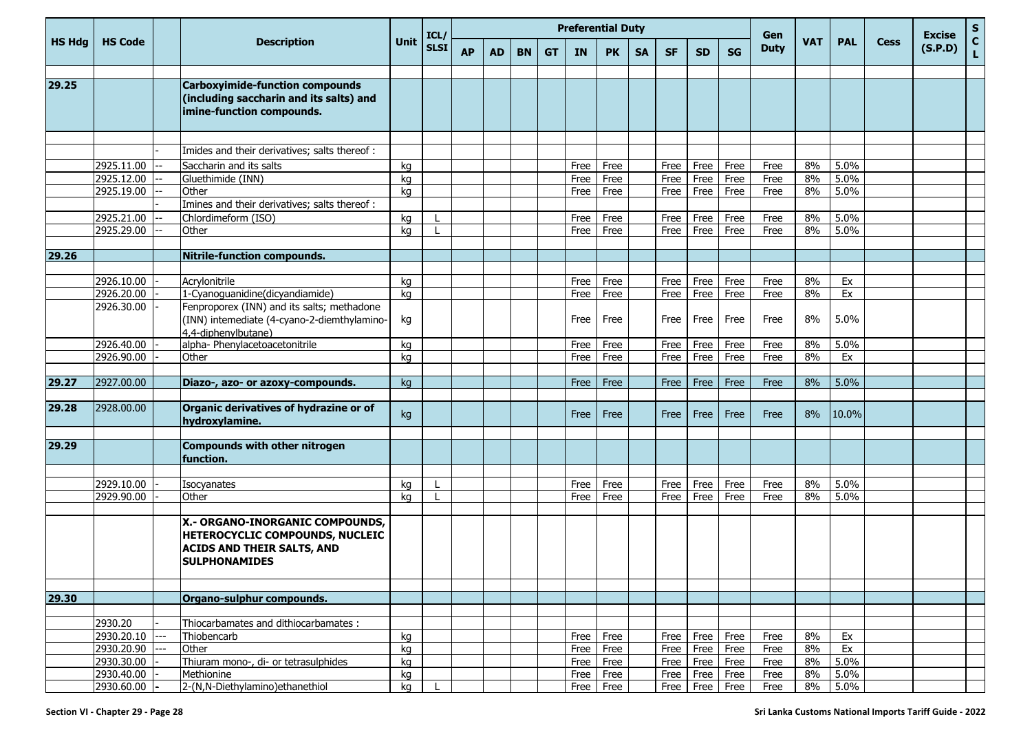| HS Hdg | HS Code | | Description | Unit | ICL/ SLSI | Preferential Duty | | | | | | | | | | Gen Duty | VAT | PAL | Cess | Excise (S.P.D) | S C L |
|---|---|---|---|---|---|---|---|---|---|---|---|---|---|---|---|---|---|---|---|---|---|
| | | | | | | AP | AD | BN | GT | IN | PK | SA | SF | SD | SG | | | | | | |
| 29.25 | | | **Carboxyimide-function compounds (including saccharin and its salts) and imine-function compounds.** | | | | | | | | | | | | | | | | | | |
| | | - | Imides and their derivatives; salts thereof : | | | | | | | | | | | | | | | | | | |
| | 2925.11.00 | -- | Saccharin and its salts | kg | | | | | | Free | Free | | Free | Free | Free | Free | 8% | 5.0% | | | |
| | 2925.12.00 | -- | Gluethimide (INN) | kg | | | | | | Free | Free | | Free | Free | Free | Free | 8% | 5.0% | | | |
| | 2925.19.00 | -- | Other | kg | | | | | | Free | Free | | Free | Free | Free | Free | 8% | 5.0% | | | |
| | | - | Imines and their derivatives; salts thereof : | | | | | | | | | | | | | | | | | | |
| | 2925.21.00 | -- | Chlordimeform (ISO) | kg | L | | | | | Free | Free | | Free | Free | Free | Free | 8% | 5.0% | | | |
| | 2925.29.00 | -- | Other | kg | L | | | | | Free | Free | | Free | Free | Free | Free | 8% | 5.0% | | | |
| 29.26 | | | **Nitrile-function compounds.** | | | | | | | | | | | | | | | | | | |
| | 2926.10.00 | - | Acrylonitrile | kg | | | | | | Free | Free | | Free | Free | Free | Free | 8% | Ex | | | |
| | 2926.20.00 | - | 1-Cyanoguanidine(dicyandiamide) | kg | | | | | | Free | Free | | Free | Free | Free | Free | 8% | Ex | | | |
| | 2926.30.00 | - | Fenproporex (INN) and its salts; methadone (INN) intemediate (4-cyano-2-diemthylamino-4,4-diphenylbutane) | kg | | | | | | Free | Free | | Free | Free | Free | Free | 8% | 5.0% | | | |
| | 2926.40.00 | - | alpha- Phenylacetoacetonitrile | kg | | | | | | Free | Free | | Free | Free | Free | Free | 8% | 5.0% | | | |
| | 2926.90.00 | - | Other | kg | | | | | | Free | Free | | Free | Free | Free | Free | 8% | Ex | | | |
| 29.27 | 2927.00.00 | | **Diazo-, azo- or azoxy-compounds.** | kg | | | | | | Free | Free | | Free | Free | Free | Free | 8% | 5.0% | | | |
| 29.28 | 2928.00.00 | | **Organic derivatives of hydrazine or of hydroxylamine.** | kg | | | | | | Free | Free | | Free | Free | Free | Free | 8% | 10.0% | | | |
| 29.29 | | | **Compounds with other nitrogen function.** | | | | | | | | | | | | | | | | | | |
| | 2929.10.00 | - | Isocyanates | kg | L | | | | | Free | Free | | Free | Free | Free | Free | 8% | 5.0% | | | |
| | 2929.90.00 | - | Other | kg | L | | | | | Free | Free | | Free | Free | Free | Free | 8% | 5.0% | | | |
| | | | **X.- ORGANO-INORGANIC COMPOUNDS, HETEROCYCLIC COMPOUNDS, NUCLEIC ACIDS AND THEIR SALTS, AND SULPHONAMIDES** | | | | | | | | | | | | | | | | | | |
| 29.30 | | | **Organo-sulphur compounds.** | | | | | | | | | | | | | | | | | | |
| | 2930.20 | - | Thiocarbamates and dithiocarbamates : | | | | | | | | | | | | | | | | | | |
| | 2930.20.10 | --- | Thiobencarb | kg | | | | | | Free | Free | | Free | Free | Free | Free | 8% | Ex | | | |
| | 2930.20.90 | --- | Other | kg | | | | | | Free | Free | | Free | Free | Free | Free | 8% | Ex | | | |
| | 2930.30.00 | - | Thiuram mono-, di- or tetrasulphides | kg | | | | | | Free | Free | | Free | Free | Free | Free | 8% | 5.0% | | | |
| | 2930.40.00 | - | Methionine | kg | | | | | | Free | Free | | Free | Free | Free | Free | 8% | 5.0% | | | |
| | 2930.60.00 | - | 2-(N,N-Diethylamino)ethanethiol | kg | L | | | | | Free | Free | | Free | Free | Free | Free | 8% | 5.0% | | | |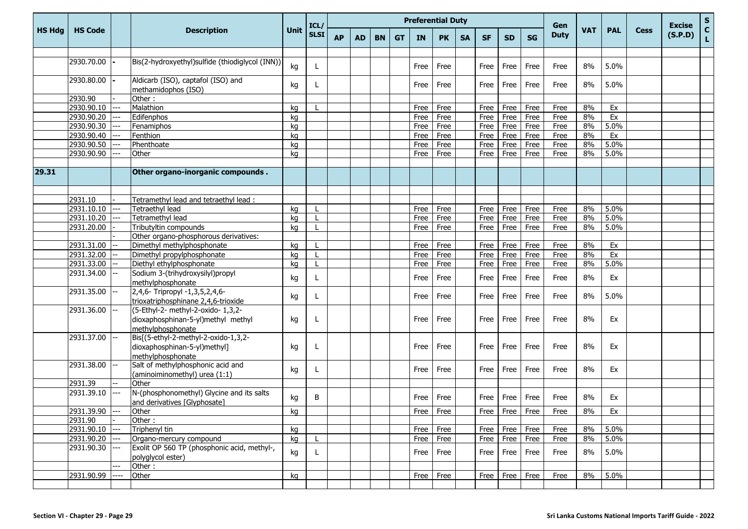| HS Hdg | HS Code | | Description | Unit | ICL/ SLSI | Preferential Duty | | | | | | | | | | Gen Duty | VAT | PAL | Cess | Excise (S.P.D) | SCL |
|---|---|---|---|---|---|---|---|---|---|---|---|---|---|---|---|---|---|---|---|---|---|
| | | | | | | AP | AD | BN | GT | IN | PK | SA | SF | SD | SG | | | | | | |
| | | | | | | | | | | | | | | | | | | | | | |
| | 2930.70.00 | - | Bis(2-hydroxyethyl)sulfide (thiodiglycol (INN)) | kg | L | | | | | Free | Free | | Free | Free | Free | Free | 8% | 5.0% | | | |
| | 2930.80.00 | - | Aldicarb (ISO), captafol (ISO) and methamidophos (ISO) | kg | L | | | | | Free | Free | | Free | Free | Free | Free | 8% | 5.0% | | | |
| | 2930.90 | - | Other : | | | | | | | | | | | | | | | | | | |
| | 2930.90.10 | --- | Malathion | kg | L | | | | | Free | Free | | Free | Free | Free | Free | 8% | Ex | | | |
| | 2930.90.20 | --- | Edifenphos | kg | | | | | | Free | Free | | Free | Free | Free | Free | 8% | Ex | | | |
| | 2930.90.30 | --- | Fenamiphos | kg | | | | | | Free | Free | | Free | Free | Free | Free | 8% | 5.0% | | | |
| | 2930.90.40 | --- | Fenthion | kg | | | | | | Free | Free | | Free | Free | Free | Free | 8% | Ex | | | |
| | 2930.90.50 | --- | Phenthoate | kg | | | | | | Free | Free | | Free | Free | Free | Free | 8% | 5.0% | | | |
| | 2930.90.90 | --- | Other | kg | | | | | | Free | Free | | Free | Free | Free | Free | 8% | 5.0% | | | |
| | | | | | | | | | | | | | | | | | | | | | |
| **29.31** | | | **Other organo-inorganic compounds .** | | | | | | | | | | | | | | | | | | |
| | | | | | | | | | | | | | | | | | | | | | |
| | 2931.10 | - | Tetramethyl lead and tetraethyl lead : | | | | | | | | | | | | | | | | | | |
| | 2931.10.10 | --- | Tetraethyl lead | kg | L | | | | | Free | Free | | Free | Free | Free | Free | 8% | 5.0% | | | |
| | 2931.10.20 | --- | Tetramethyl lead | kg | L | | | | | Free | Free | | Free | Free | Free | Free | 8% | 5.0% | | | |
| | 2931.20.00 | - | Tributyltin compounds | kg | L | | | | | Free | Free | | Free | Free | Free | Free | 8% | 5.0% | | | |
| | | - | Other organo-phosphorous derivatives: | | | | | | | | | | | | | | | | | | |
| | 2931.31.00 | -- | Dimethyl methylphosphonate | kg | L | | | | | Free | Free | | Free | Free | Free | Free | 8% | Ex | | | |
| | 2931.32.00 | -- | Dimethyl propylphosphonate | kg | L | | | | | Free | Free | | Free | Free | Free | Free | 8% | Ex | | | |
| | 2931.33.00 | -- | Diethyl ethylphosphonate | kg | L | | | | | Free | Free | | Free | Free | Free | Free | 8% | 5.0% | | | |
| | 2931.34.00 | -- | Sodium 3-(trihydroxysilyl)propyl methylphosphonate | kg | L | | | | | Free | Free | | Free | Free | Free | Free | 8% | Ex | | | |
| | 2931.35.00 | -- | 2,4,6- Tripropyl -1,3,5,2,4,6- trioxatriphosphinane 2,4,6-trioxide | kg | L | | | | | Free | Free | | Free | Free | Free | Free | 8% | 5.0% | | | |
| | 2931.36.00 | -- | (5-Ethyl-2- methyl-2-oxido- 1,3,2- dioxaphosphinan-5-yl)methyl methyl methylphosphonate | kg | L | | | | | Free | Free | | Free | Free | Free | Free | 8% | Ex | | | |
| | 2931.37.00 | -- | Bis[(5-ethyl-2-methyl-2-oxido-1,3,2- dioxaphosphinan-5-yl)methyl] methylphosphonate | kg | L | | | | | Free | Free | | Free | Free | Free | Free | 8% | Ex | | | |
| | 2931.38.00 | -- | Salt of methylphosphonic acid and (aminoiminomethyl) urea (1:1) | kg | L | | | | | Free | Free | | Free | Free | Free | Free | 8% | Ex | | | |
| | 2931.39 | -- | Other | | | | | | | | | | | | | | | | | | |
| | 2931.39.10 | --- | N-(phosphonomethyl) Glycine and its salts and derivatives [Glyphosate] | kg | B | | | | | Free | Free | | Free | Free | Free | Free | 8% | Ex | | | |
| | 2931.39.90 | --- | Other | kg | | | | | | Free | Free | | Free | Free | Free | Free | 8% | Ex | | | |
| | 2931.90 | - | Other : | | | | | | | | | | | | | | | | | | |
| | 2931.90.10 | --- | Triphenyl tin | kg | | | | | | Free | Free | | Free | Free | Free | Free | 8% | 5.0% | | | |
| | 2931.90.20 | --- | Organo-mercury compound | kg | L | | | | | Free | Free | | Free | Free | Free | Free | 8% | 5.0% | | | |
| | 2931.90.30 | --- | Exolit OP 560 TP (phosphonic acid, methyl-, polyglycol ester) | kg | L | | | | | Free | Free | | Free | Free | Free | Free | 8% | 5.0% | | | |
| | | --- | Other : | | | | | | | | | | | | | | | | | | |
| | 2931.90.99 | ---- | Other | kg | | | | | | Free | Free | | Free | Free | Free | Free | 8% | 5.0% | | | |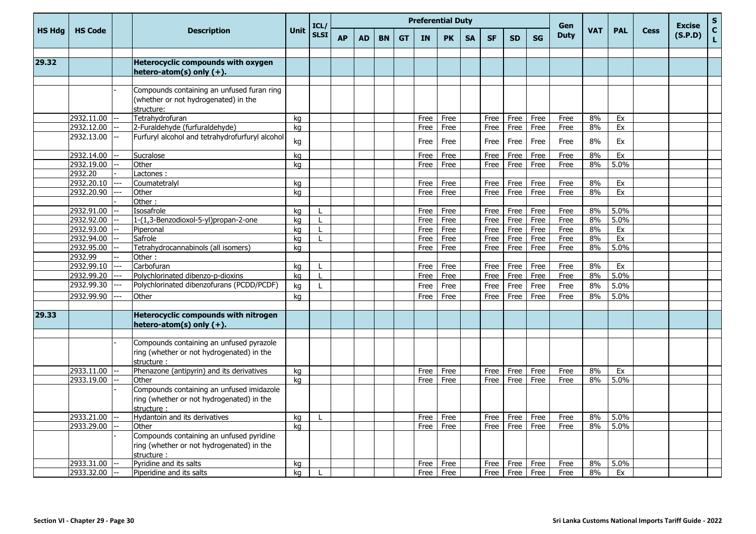| HS Hdg | HS Code | | Description | Unit | ICL/ SLSI | Preferential Duty | | | | | | | | | | Gen Duty | VAT | PAL | Cess | Excise (S.P.D) | S C L |
|---|---|---|---|---|---|---|---|---|---|---|---|---|---|---|---|---|---|---|---|---|---|
| | | | | | | AP | AD | BN | GT | IN | PK | SA | SF | SD | SG | | | | | | |
| 29.32 | | | **Heterocyclic compounds with oxygen hetero-atom(s) only (+).** | | | | | | | | | | | | | | | | | | |
| | | - | Compounds containing an unfused furan ring (whether or not hydrogenated) in the structure: | | | | | | | | | | | | | | | | | | |
| | 2932.11.00 | -- | Tetrahydrofuran | kg | | | | | | Free | Free | | Free | Free | Free | Free | 8% | Ex | | | |
| | 2932.12.00 | -- | 2-Furaldehyde (furfuraldehyde) | kg | | | | | | Free | Free | | Free | Free | Free | Free | 8% | Ex | | | |
| | 2932.13.00 | -- | Furfuryl alcohol and tetrahydrofurfuryl alcohol | kg | | | | | | Free | Free | | Free | Free | Free | Free | 8% | Ex | | | |
| | 2932.14.00 | -- | Sucralose | kg | | | | | | Free | Free | | Free | Free | Free | Free | 8% | Ex | | | |
| | 2932.19.00 | -- | Other | kg | | | | | | Free | Free | | Free | Free | Free | Free | 8% | 5.0% | | | |
| | 2932.20 | - | Lactones : | | | | | | | | | | | | | | | | | | |
| | 2932.20.10 | --- | Coumatetralyl | kg | | | | | | Free | Free | | Free | Free | Free | Free | 8% | Ex | | | |
| | 2932.20.90 | --- | Other | kg | | | | | | Free | Free | | Free | Free | Free | Free | 8% | Ex | | | |
| | | - | Other : | | | | | | | | | | | | | | | | | | |
| | 2932.91.00 | -- | Isosafrole | kg | L | | | | | Free | Free | | Free | Free | Free | Free | 8% | 5.0% | | | |
| | 2932.92.00 | -- | 1-(1,3-Benzodioxol-5-yl)propan-2-one | kg | L | | | | | Free | Free | | Free | Free | Free | Free | 8% | 5.0% | | | |
| | 2932.93.00 | -- | Piperonal | kg | L | | | | | Free | Free | | Free | Free | Free | Free | 8% | Ex | | | |
| | 2932.94.00 | -- | Safrole | kg | L | | | | | Free | Free | | Free | Free | Free | Free | 8% | Ex | | | |
| | 2932.95.00 | -- | Tetrahydrocannabinols (all isomers) | kg | | | | | | Free | Free | | Free | Free | Free | Free | 8% | 5.0% | | | |
| | 2932.99 | -- | Other : | | | | | | | | | | | | | | | | | | |
| | 2932.99.10 | --- | Carbofuran | kg | L | | | | | Free | Free | | Free | Free | Free | Free | 8% | Ex | | | |
| | 2932.99.20 | --- | Polychlorinated dibenzo-p-dioxins | kg | L | | | | | Free | Free | | Free | Free | Free | Free | 8% | 5.0% | | | |
| | 2932.99.30 | --- | Polychlorinated dibenzofurans (PCDD/PCDF) | kg | L | | | | | Free | Free | | Free | Free | Free | Free | 8% | 5.0% | | | |
| | 2932.99.90 | --- | Other | kg | | | | | | Free | Free | | Free | Free | Free | Free | 8% | 5.0% | | | |
| 29.33 | | | **Heterocyclic compounds with nitrogen hetero-atom(s) only (+).** | | | | | | | | | | | | | | | | | | |
| | | - | Compounds containing an unfused pyrazole ring (whether or not hydrogenated) in the structure : | | | | | | | | | | | | | | | | | | |
| | 2933.11.00 | -- | Phenazone (antipyrin) and its derivatives | kg | | | | | | Free | Free | | Free | Free | Free | Free | 8% | Ex | | | |
| | 2933.19.00 | -- | Other | kg | | | | | | Free | Free | | Free | Free | Free | Free | 8% | 5.0% | | | |
| | | - | Compounds containing an unfused imidazole ring (whether or not hydrogenated) in the structure : | | | | | | | | | | | | | | | | | | |
| | 2933.21.00 | -- | Hydantoin and its derivatives | kg | L | | | | | Free | Free | | Free | Free | Free | Free | 8% | 5.0% | | | |
| | 2933.29.00 | -- | Other | kg | | | | | | Free | Free | | Free | Free | Free | Free | 8% | 5.0% | | | |
| | | - | Compounds containing an unfused pyridine ring (whether or not hydrogenated) in the structure : | | | | | | | | | | | | | | | | | | |
| | 2933.31.00 | -- | Pyridine and its salts | kg | | | | | | Free | Free | | Free | Free | Free | Free | 8% | 5.0% | | | |
| | 2933.32.00 | -- | Piperidine and its salts | kg | L | | | | | Free | Free | | Free | Free | Free | Free | 8% | Ex | | | |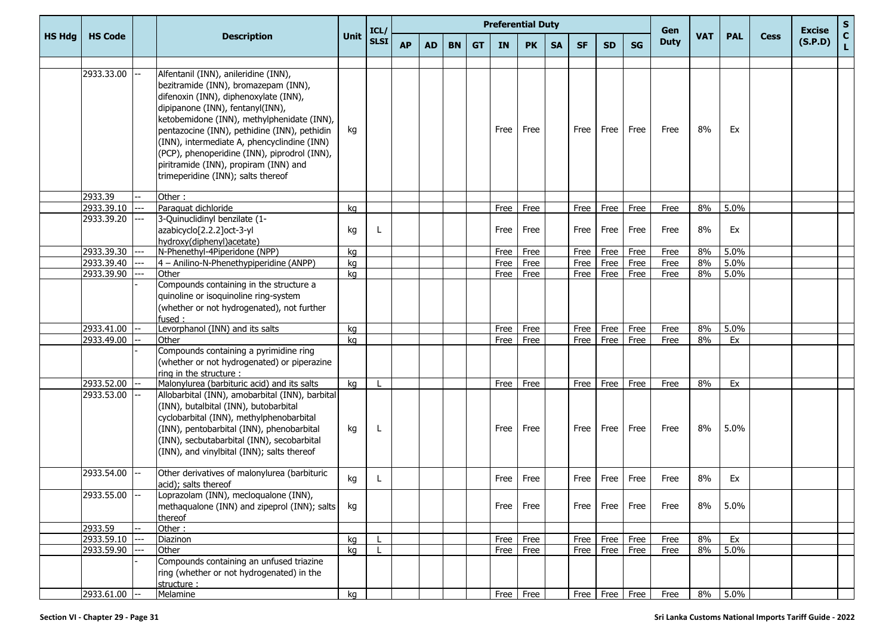| HS Hdg | HS Code | | Description | Unit | ICL/ SLSI | Preferential Duty | | | | | | | | | | Gen Duty | VAT | PAL | Cess | Excise (S.P.D) | SCL |
|---|---|---|---|---|---|---|---|---|---|---|---|---|---|---|---|---|---|---|---|---|---|
| | | | | | | AP | AD | BN | GT | IN | PK | SA | SF | SD | SG | | | | | | |
| | | | | | | | | | | | | | | | | | | | | | |
| | 2933.33.00 | -- | Alfentanil (INN), anileridine (INN), bezitramide (INN), bromazepam (INN), difenoxin (INN), diphenoxylate (INN), dipipanone (INN), fentanyl(INN), ketobemidone (INN), methylphenidate (INN), pentazocine (INN), pethidine (INN), pethidin (INN), intermediate A, phencyclindine (INN) (PCP), phenoperidine (INN), piprodrol (INN), piritramide (INN), propiram (INN) and trimeperidine (INN); salts thereof | kg | | | | | | Free | Free | | Free | Free | Free | Free | 8% | Ex | | | |
| | 2933.39 | -- | Other : | | | | | | | | | | | | | | | | | | |
| | 2933.39.10 | --- | Paraquat dichloride | kg | | | | | | Free | Free | | Free | Free | Free | Free | 8% | 5.0% | | | |
| | 2933.39.20 | --- | 3-Quinuclidinyl benzilate (1-azabicyclo[2.2.2]oct-3-yl hydroxy(diphenyl)acetate) | kg | L | | | | | Free | Free | | Free | Free | Free | Free | 8% | Ex | | | |
| | 2933.39.30 | --- | N-Phenethyl-4Piperidone (NPP) | kg | | | | | | Free | Free | | Free | Free | Free | Free | 8% | 5.0% | | | |
| | 2933.39.40 | --- | 4 – Anilino-N-Phenethypiperidine (ANPP) | kg | | | | | | Free | Free | | Free | Free | Free | Free | 8% | 5.0% | | | |
| | 2933.39.90 | --- | Other | kg | | | | | | Free | Free | | Free | Free | Free | Free | 8% | 5.0% | | | |
| | | - | Compounds containing in the structure a quinoline or isoquinoline ring-system (whether or not hydrogenated), not further fused : | | | | | | | | | | | | | | | | | | |
| | 2933.41.00 | -- | Levorphanol (INN) and its salts | kg | | | | | | Free | Free | | Free | Free | Free | Free | 8% | 5.0% | | | |
| | 2933.49.00 | -- | Other | kg | | | | | | Free | Free | | Free | Free | Free | Free | 8% | Ex | | | |
| | | - | Compounds containing a pyrimidine ring (whether or not hydrogenated) or piperazine ring in the structure : | | | | | | | | | | | | | | | | | | |
| | 2933.52.00 | -- | Malonylurea (barbituric acid) and its salts | kg | L | | | | | Free | Free | | Free | Free | Free | Free | 8% | Ex | | | |
| | 2933.53.00 | -- | Allobarbital (INN), amobarbital (INN), barbital (INN), butalbital (INN), butobarbital cyclobarbital (INN), methylphenobarbital (INN), pentobarbital (INN), phenobarbital (INN), secbutabarbital (INN), secobarbital (INN), and vinylbital (INN); salts thereof | kg | L | | | | | Free | Free | | Free | Free | Free | Free | 8% | 5.0% | | | |
| | 2933.54.00 | -- | Other derivatives of malonylurea (barbituric acid); salts thereof | kg | L | | | | | Free | Free | | Free | Free | Free | Free | 8% | Ex | | | |
| | 2933.55.00 | -- | Loprazolam (INN), mecloqualone (INN), methaqualone (INN) and zipeprol (INN); salts thereof | kg | | | | | | Free | Free | | Free | Free | Free | Free | 8% | 5.0% | | | |
| | 2933.59 | -- | Other : | | | | | | | | | | | | | | | | | | |
| | 2933.59.10 | --- | Diazinon | kg | L | | | | | Free | Free | | Free | Free | Free | Free | 8% | Ex | | | |
| | 2933.59.90 | --- | Other | kg | L | | | | | Free | Free | | Free | Free | Free | Free | 8% | 5.0% | | | |
| | | - | Compounds containing an unfused triazine ring (whether or not hydrogenated) in the structure : | | | | | | | | | | | | | | | | | | |
| | 2933.61.00 | -- | Melamine | kg | | | | | | Free | Free | | Free | Free | Free | Free | 8% | 5.0% | | | |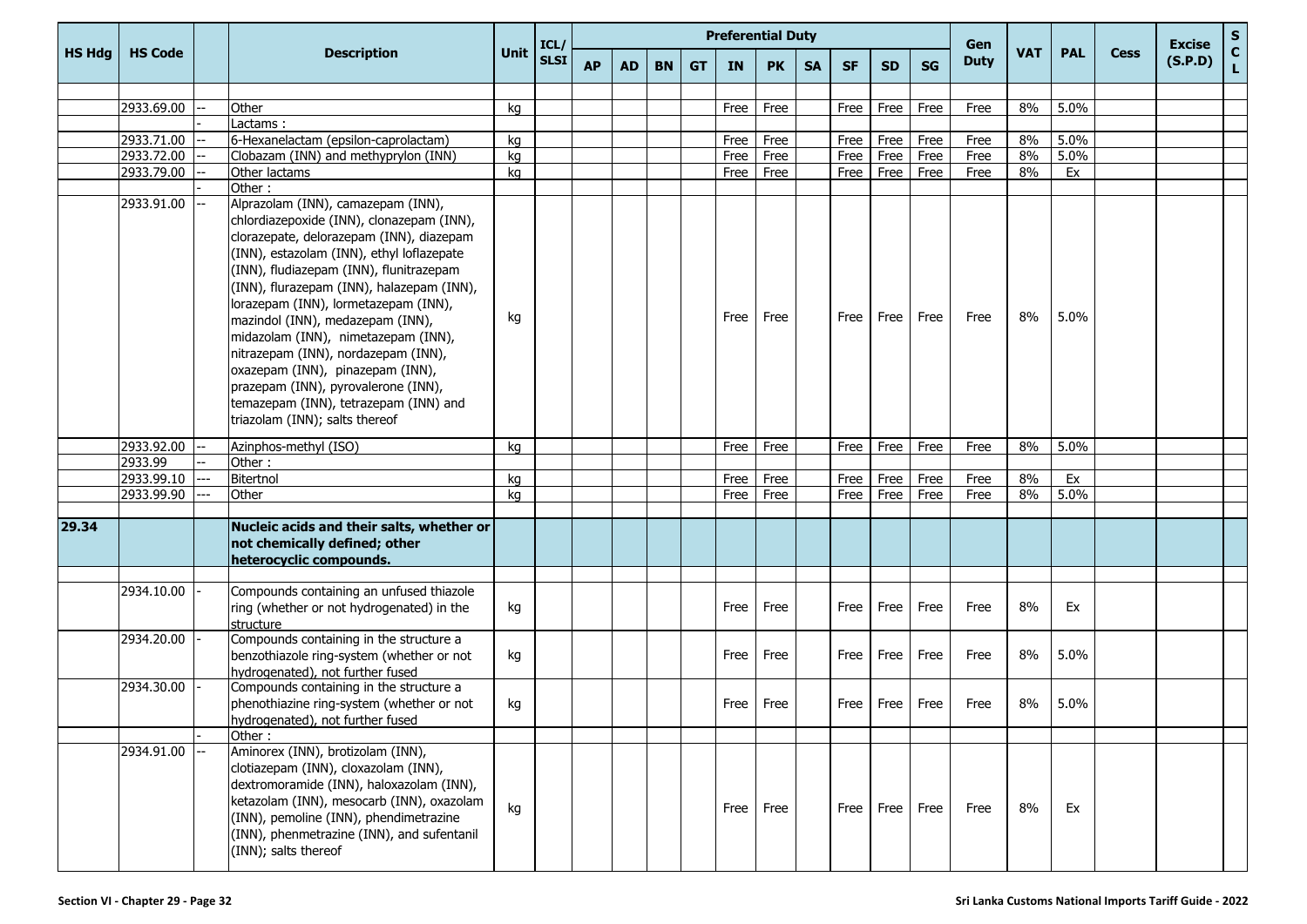| HS Hdg | HS Code | | Description | Unit | ICL/ SLSI | Preferential Duty | | | | | | | | | | Gen Duty | VAT | PAL | Cess | Excise (S.P.D) | S C L |
|---|---|---|---|---|---|---|---|---|---|---|---|---|---|---|---|---|---|---|---|---|---|
| | | | | | | AP | AD | BN | GT | IN | PK | SA | SF | SD | SG | | | | | | |
| | | | | | | | | | | | | | | | | | | | | | |
| | 2933.69.00 | -- | Other | kg | | | | | | Free | Free | | Free | Free | Free | Free | 8% | 5.0% | | | |
| | | - | Lactams : | | | | | | | | | | | | | | | | | | |
| | 2933.71.00 | -- | 6-Hexanelactam (epsilon-caprolactam) | kg | | | | | | Free | Free | | Free | Free | Free | Free | 8% | 5.0% | | | |
| | 2933.72.00 | -- | Clobazam (INN) and methyprylon (INN) | kg | | | | | | Free | Free | | Free | Free | Free | Free | 8% | 5.0% | | | |
| | 2933.79.00 | -- | Other lactams | kg | | | | | | Free | Free | | Free | Free | Free | Free | 8% | Ex | | | |
| | | - | Other : | | | | | | | | | | | | | | | | | | |
| | 2933.91.00 | -- | Alprazolam (INN), camazepam (INN), chlordiazepoxide (INN), clonazepam (INN), clorazepate, delorazepam (INN), diazepam (INN), estazolam (INN), ethyl loflazepate (INN), fludiazepam (INN), flunitrazepam (INN), flurazepam (INN), halazepam (INN), lorazepam (INN), lormetazepam (INN), mazindol (INN), medazepam (INN), midazolam (INN), nimetazepam (INN), nitrazepam (INN), nordazepam (INN), oxazepam (INN), pinazepam (INN), prazepam (INN), pyrovalerone (INN), temazepam (INN), tetrazepam (INN) and triazolam (INN); salts thereof | kg | | | | | | Free | Free | | Free | Free | Free | Free | 8% | 5.0% | | | |
| | 2933.92.00 | -- | Azinphos-methyl (ISO) | kg | | | | | | Free | Free | | Free | Free | Free | Free | 8% | 5.0% | | | |
| | 2933.99 | -- | Other : | | | | | | | | | | | | | | | | | | |
| | 2933.99.10 | --- | Bitertnol | kg | | | | | | Free | Free | | Free | Free | Free | Free | 8% | Ex | | | |
| | 2933.99.90 | --- | Other | kg | | | | | | Free | Free | | Free | Free | Free | Free | 8% | 5.0% | | | |
| | | | | | | | | | | | | | | | | | | | | | |
| **29.34** | | | **Nucleic acids and their salts, whether or not chemically defined; other heterocyclic compounds.** | | | | | | | | | | | | | | | | | | |
| | | | | | | | | | | | | | | | | | | | | | |
| | 2934.10.00 | - | Compounds containing an unfused thiazole ring (whether or not hydrogenated) in the structure | kg | | | | | | Free | Free | | Free | Free | Free | Free | 8% | Ex | | | |
| | 2934.20.00 | - | Compounds containing in the structure a benzothiazole ring-system (whether or not hydrogenated), not further fused | kg | | | | | | Free | Free | | Free | Free | Free | Free | 8% | 5.0% | | | |
| | 2934.30.00 | - | Compounds containing in the structure a phenothiazine ring-system (whether or not hydrogenated), not further fused | kg | | | | | | Free | Free | | Free | Free | Free | Free | 8% | 5.0% | | | |
| | | - | Other : | | | | | | | | | | | | | | | | | | |
| | 2934.91.00 | -- | Aminorex (INN), brotizolam (INN), clotiazepam (INN), cloxazolam (INN), dextromoramide (INN), haloxazolam (INN), ketazolam (INN), mesocarb (INN), oxazolam (INN), pemoline (INN), phendimetrazine (INN), phenmetrazine (INN), and sufentanil (INN); salts thereof | kg | | | | | | Free | Free | | Free | Free | Free | Free | 8% | Ex | | | |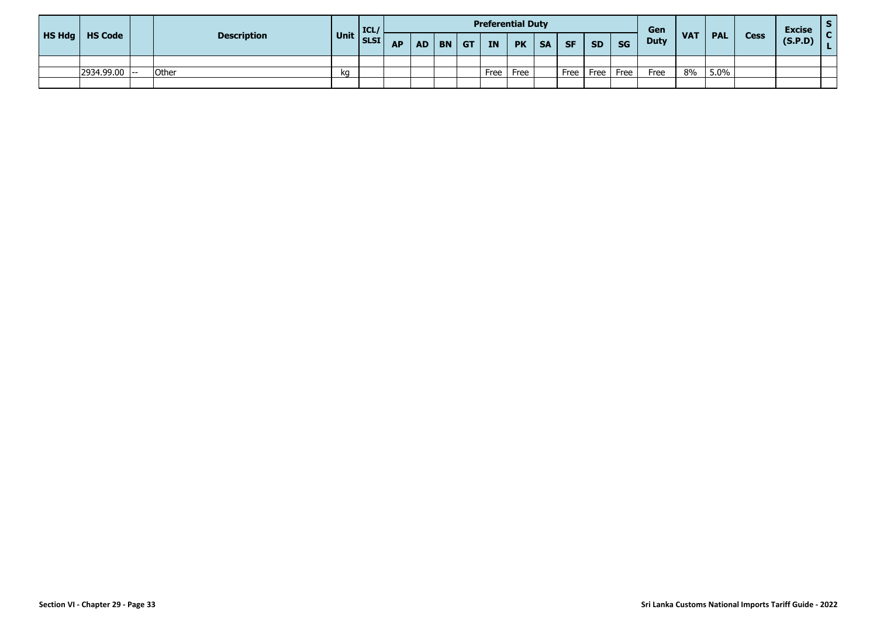| HS Hdg | HS Code | | Description | Unit | ICL/ SLSI | Preferential Duty | | | | | | | | | | Gen Duty | VAT | PAL | Cess | Excise (S.P.D) | S C L |
|---|---|---|---|---|---|---|---|---|---|---|---|---|---|---|---|---|---|---|---|---|---|
| | | | | | | AP | AD | BN | GT | IN | PK | SA | SF | SD | SG | | | | | | |
| | | | | | | | | | | | | | | | | | | | | | |
| | 2934.99.00 | -- | Other | kg | | | | | | Free | Free | | Free | Free | Free | Free | 8% | 5.0% | | | |
| | | | | | | | | | | | | | | | | | | | | | |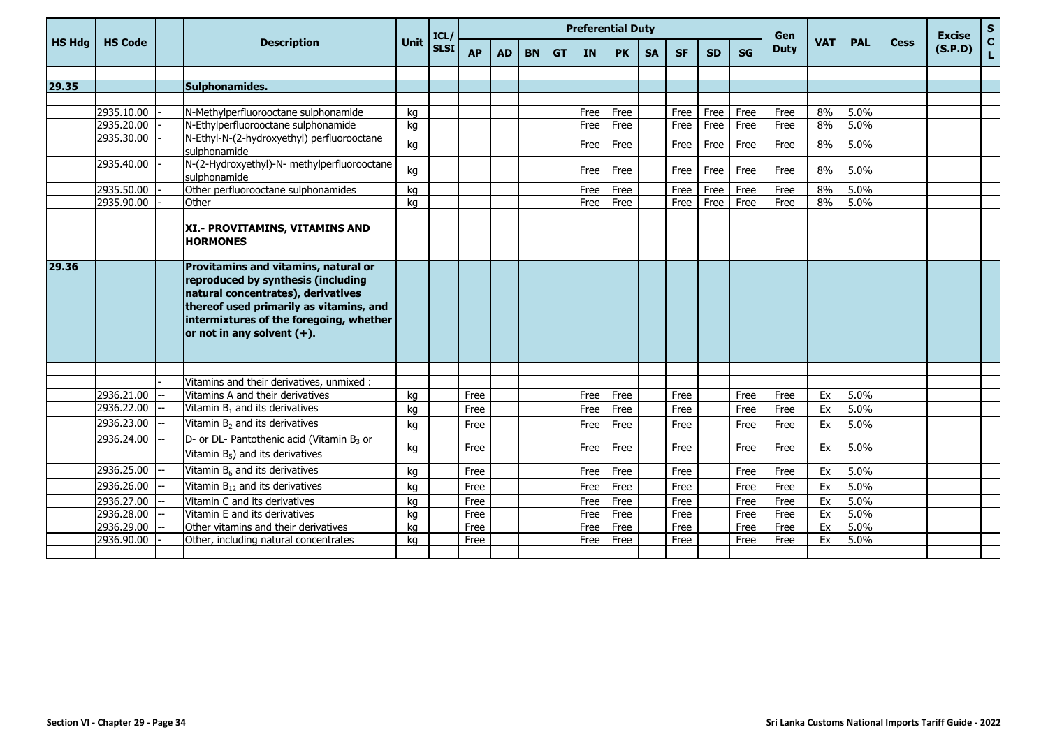| HS Hdg | HS Code | | Description | Unit | ICL/ SLSI | Preferential Duty | | | | | | | | | | Gen Duty | VAT | PAL | Cess | Excise (S.P.D) | S C L |
|---|---|---|---|---|---|---|---|---|---|---|---|---|---|---|---|---|---|---|---|---|---|
| | | | | | | AP | AD | BN | GT | IN | PK | SA | SF | SD | SG | | | | | | |
| **29.35** | | | **Sulphonamides.** | | | | | | | | | | | | | | | | | | |
| | 2935.10.00 | - | N-Methylperfluorooctane sulphonamide | kg | | | | | | Free | Free | | Free | Free | Free | Free | 8% | 5.0% | | | |
| | 2935.20.00 | - | N-Ethylperfluorooctane sulphonamide | kg | | | | | | Free | Free | | Free | Free | Free | Free | 8% | 5.0% | | | |
| | 2935.30.00 | - | N-Ethyl-N-(2-hydroxyethyl) perfluorooctane sulphonamide | kg | | | | | | Free | Free | | Free | Free | Free | Free | 8% | 5.0% | | | |
| | 2935.40.00 | - | N-(2-Hydroxyethyl)-N- methylperfluorooctane sulphonamide | kg | | | | | | Free | Free | | Free | Free | Free | Free | 8% | 5.0% | | | |
| | 2935.50.00 | - | Other perfluorooctane sulphonamides | kg | | | | | | Free | Free | | Free | Free | Free | Free | 8% | 5.0% | | | |
| | 2935.90.00 | - | Other | kg | | | | | | Free | Free | | Free | Free | Free | Free | 8% | 5.0% | | | |
| | | | **XI.- PROVITAMINS, VITAMINS AND HORMONES** | | | | | | | | | | | | | | | | | | |
| **29.36** | | | **Provitamins and vitamins, natural or reproduced by synthesis (including natural concentrates), derivatives thereof used primarily as vitamins, and intermixtures of the foregoing, whether or not in any solvent (+).** | | | | | | | | | | | | | | | | | | |
| | | - | Vitamins and their derivatives, unmixed : | | | | | | | | | | | | | | | | | | |
| | 2936.21.00 | -- | Vitamins A and their derivatives | kg | | Free | | | | Free | Free | | Free | | Free | Free | Ex | 5.0% | | | |
| | 2936.22.00 | -- | Vitamin $B_1$ and its derivatives | kg | | Free | | | | Free | Free | | Free | | Free | Free | Ex | 5.0% | | | |
| | 2936.23.00 | -- | Vitamin $B_2$ and its derivatives | kg | | Free | | | | Free | Free | | Free | | Free | Free | Ex | 5.0% | | | |
| | 2936.24.00 | -- | D- or DL- Pantothenic acid (Vitamin $B_3$ or Vitamin $B_5$) and its derivatives | kg | | Free | | | | Free | Free | | Free | | Free | Free | Ex | 5.0% | | | |
| | 2936.25.00 | -- | Vitamin $B_6$ and its derivatives | kg | | Free | | | | Free | Free | | Free | | Free | Free | Ex | 5.0% | | | |
| | 2936.26.00 | -- | Vitamin $B_{12}$ and its derivatives | kg | | Free | | | | Free | Free | | Free | | Free | Free | Ex | 5.0% | | | |
| | 2936.27.00 | -- | Vitamin C and its derivatives | kg | | Free | | | | Free | Free | | Free | | Free | Free | Ex | 5.0% | | | |
| | 2936.28.00 | -- | Vitamin E and its derivatives | kg | | Free | | | | Free | Free | | Free | | Free | Free | Ex | 5.0% | | | |
| | 2936.29.00 | -- | Other vitamins and their derivatives | kg | | Free | | | | Free | Free | | Free | | Free | Free | Ex | 5.0% | | | |
| | 2936.90.00 | - | Other, including natural concentrates | kg | | Free | | | | Free | Free | | Free | | Free | Free | Ex | 5.0% | | | |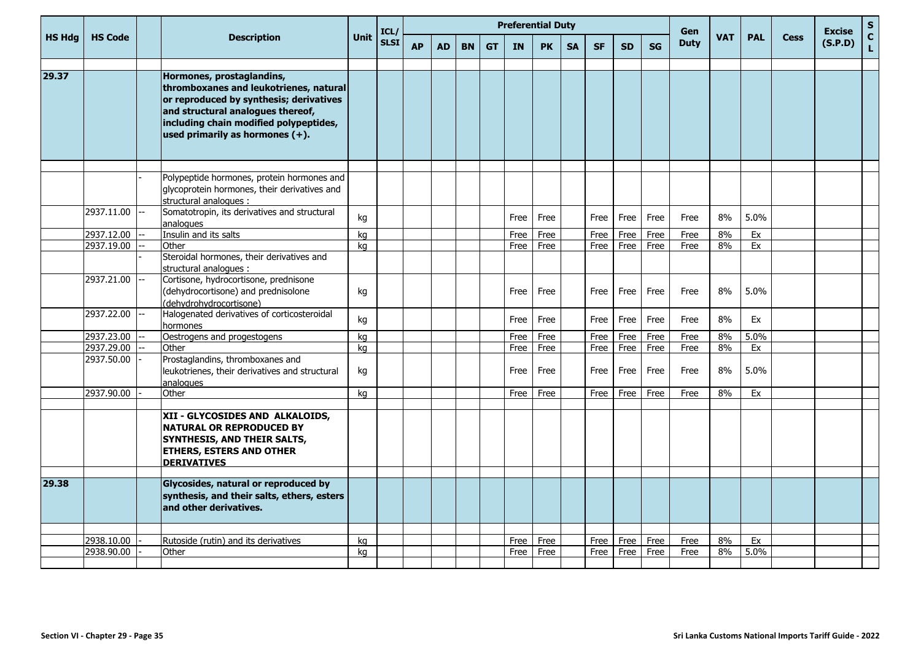| HS Hdg | HS Code | | Description | Unit | ICL/ SLSI | Preferential Duty | | | | | | | | | | Gen Duty | VAT | PAL | Cess | Excise (S.P.D) | S C L |
|---|---|---|---|---|---|---|---|---|---|---|---|---|---|---|---|---|---|---|---|---|---|
| | | | | | | AP | AD | BN | GT | IN | PK | SA | SF | SD | SG | | | | | | |
| **29.37** | | | **Hormones, prostaglandins, thromboxanes and leukotrienes, natural or reproduced by synthesis; derivatives and structural analogues thereof, including chain modified polypeptides, used primarily as hormones (+).** | | | | | | | | | | | | | | | | | | |
| | | - | Polypeptide hormones, protein hormones and glycoprotein hormones, their derivatives and structural analogues : | | | | | | | | | | | | | | | | | | |
| | 2937.11.00 | -- | Somatotropin, its derivatives and structural analogues | kg | | | | | | Free | Free | | Free | Free | Free | Free | 8% | 5.0% | | | |
| | 2937.12.00 | -- | Insulin and its salts | kg | | | | | | Free | Free | | Free | Free | Free | Free | 8% | Ex | | | |
| | 2937.19.00 | -- | Other | kg | | | | | | Free | Free | | Free | Free | Free | Free | 8% | Ex | | | |
| | | - | Steroidal hormones, their derivatives and structural analogues : | | | | | | | | | | | | | | | | | | |
| | 2937.21.00 | -- | Cortisone, hydrocortisone, prednisone (dehydrocortisone) and prednisolone (dehydrohydrocortisone) | kg | | | | | | Free | Free | | Free | Free | Free | Free | 8% | 5.0% | | | |
| | 2937.22.00 | -- | Halogenated derivatives of corticosteroidal hormones | kg | | | | | | Free | Free | | Free | Free | Free | Free | 8% | Ex | | | |
| | 2937.23.00 | -- | Oestrogens and progestogens | kg | | | | | | Free | Free | | Free | Free | Free | Free | 8% | 5.0% | | | |
| | 2937.29.00 | -- | Other | kg | | | | | | Free | Free | | Free | Free | Free | Free | 8% | Ex | | | |
| | 2937.50.00 | - | Prostaglandins, thromboxanes and leukotrienes, their derivatives and structural analogues | kg | | | | | | Free | Free | | Free | Free | Free | Free | 8% | 5.0% | | | |
| | 2937.90.00 | - | Other | kg | | | | | | Free | Free | | Free | Free | Free | Free | 8% | Ex | | | |
| | | | **XII - GLYCOSIDES AND ALKALOIDS, NATURAL OR REPRODUCED BY SYNTHESIS, AND THEIR SALTS, ETHERS, ESTERS AND OTHER DERIVATIVES** | | | | | | | | | | | | | | | | | | |
| **29.38** | | | **Glycosides, natural or reproduced by synthesis, and their salts, ethers, esters and other derivatives.** | | | | | | | | | | | | | | | | | | |
| | 2938.10.00 | - | Rutoside (rutin) and its derivatives | kg | | | | | | Free | Free | | Free | Free | Free | Free | 8% | Ex | | | |
| | 2938.90.00 | - | Other | kg | | | | | | Free | Free | | Free | Free | Free | Free | 8% | 5.0% | | | |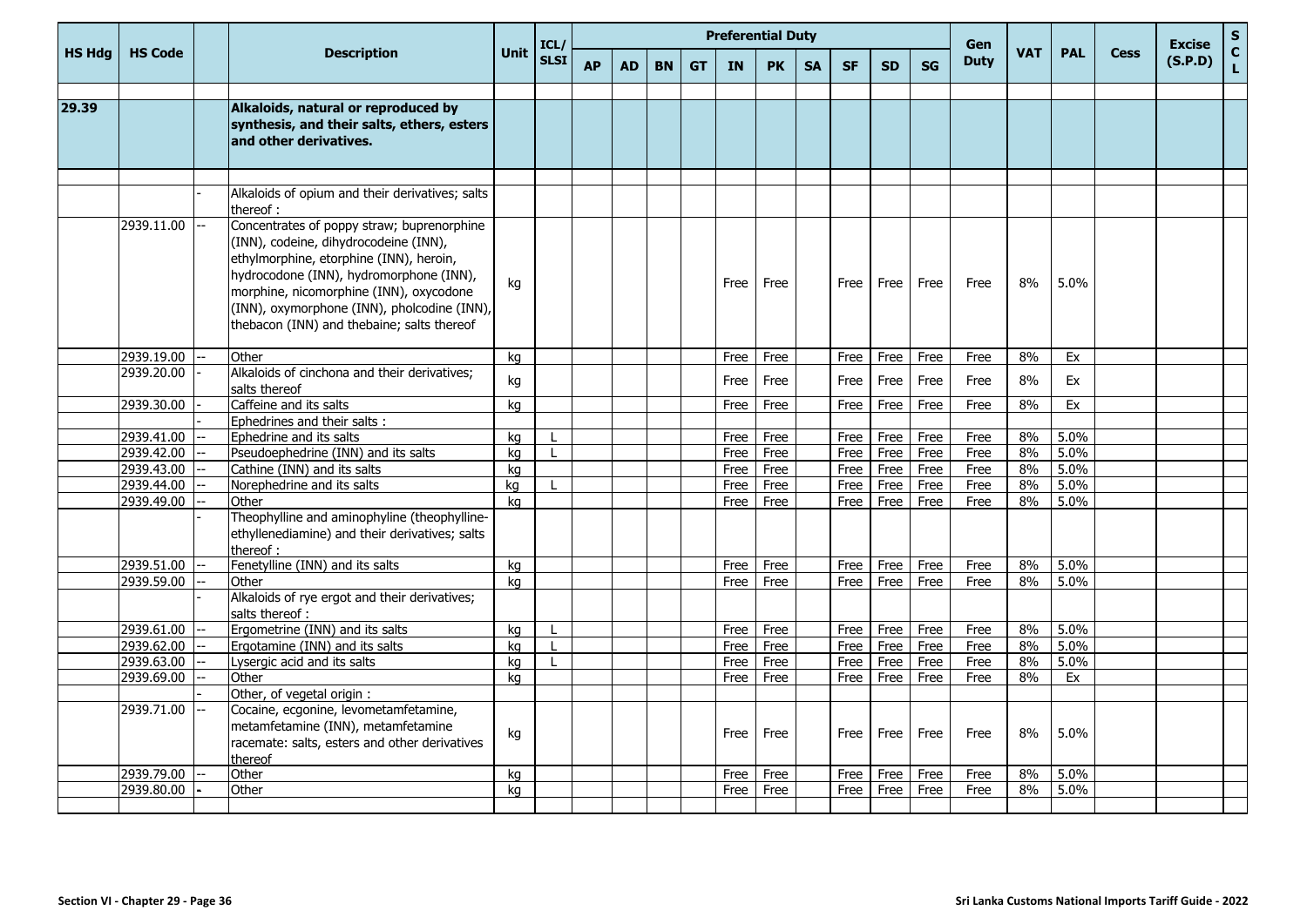| HS Hdg | HS Code | | Description | Unit | ICL/ SLSI | Preferential Duty | | | | | | | | | | Gen Duty | VAT | PAL | Cess | Excise (S.P.D) | S C L |
|---|---|---|---|---|---|---|---|---|---|---|---|---|---|---|---|---|---|---|---|---|---|
| | | | | | | AP | AD | BN | GT | IN | PK | SA | SF | SD | SG | | | | | | |
| 29.39 | | | **Alkaloids, natural or reproduced by synthesis, and their salts, ethers, esters and other derivatives.** | | | | | | | | | | | | | | | | | | |
| | | - | Alkaloids of opium and their derivatives; salts thereof : | | | | | | | | | | | | | | | | | | |
| | 2939.11.00 | -- | Concentrates of poppy straw; buprenorphine (INN), codeine, dihydrocodeine (INN), ethylmorphine, etorphine (INN), heroin, hydrocodone (INN), hydromorphone (INN), morphine, nicomorphine (INN), oxycodone (INN), oxymorphone (INN), pholcodine (INN), thebacon (INN) and thebaine; salts thereof | kg | | | | | | Free | Free | | Free | Free | Free | Free | 8% | 5.0% | | | |
| | 2939.19.00 | -- | Other | kg | | | | | | Free | Free | | Free | Free | Free | Free | 8% | Ex | | | |
| | 2939.20.00 | - | Alkaloids of cinchona and their derivatives; salts thereof | kg | | | | | | Free | Free | | Free | Free | Free | Free | 8% | Ex | | | |
| | 2939.30.00 | - | Caffeine and its salts | kg | | | | | | Free | Free | | Free | Free | Free | Free | 8% | Ex | | | |
| | | - | Ephedrines and their salts : | | | | | | | | | | | | | | | | | | |
| | 2939.41.00 | -- | Ephedrine and its salts | kg | L | | | | | Free | Free | | Free | Free | Free | Free | 8% | 5.0% | | | |
| | 2939.42.00 | -- | Pseudoephedrine (INN) and its salts | kg | L | | | | | Free | Free | | Free | Free | Free | Free | 8% | 5.0% | | | |
| | 2939.43.00 | -- | Cathine (INN) and its salts | kg | | | | | | Free | Free | | Free | Free | Free | Free | 8% | 5.0% | | | |
| | 2939.44.00 | -- | Norephedrine and its salts | kg | L | | | | | Free | Free | | Free | Free | Free | Free | 8% | 5.0% | | | |
| | 2939.49.00 | -- | Other | kg | | | | | | Free | Free | | Free | Free | Free | Free | 8% | 5.0% | | | |
| | | - | Theophylline and aminophyline (theophylline-ethyllenediamine) and their derivatives; salts thereof : | | | | | | | | | | | | | | | | | | |
| | 2939.51.00 | -- | Fenetylline (INN) and its salts | kg | | | | | | Free | Free | | Free | Free | Free | Free | 8% | 5.0% | | | |
| | 2939.59.00 | -- | Other | kg | | | | | | Free | Free | | Free | Free | Free | Free | 8% | 5.0% | | | |
| | | - | Alkaloids of rye ergot and their derivatives; salts thereof : | | | | | | | | | | | | | | | | | | |
| | 2939.61.00 | -- | Ergometrine (INN) and its salts | kg | L | | | | | Free | Free | | Free | Free | Free | Free | 8% | 5.0% | | | |
| | 2939.62.00 | -- | Ergotamine (INN) and its salts | kg | L | | | | | Free | Free | | Free | Free | Free | Free | 8% | 5.0% | | | |
| | 2939.63.00 | -- | Lysergic acid and its salts | kg | L | | | | | Free | Free | | Free | Free | Free | Free | 8% | 5.0% | | | |
| | 2939.69.00 | -- | Other | kg | | | | | | Free | Free | | Free | Free | Free | Free | 8% | Ex | | | |
| | | - | Other, of vegetal origin : | | | | | | | | | | | | | | | | | | |
| | 2939.71.00 | -- | Cocaine, ecgonine, levometamfetamine, metamfetamine (INN), metamfetamine racemate: salts, esters and other derivatives thereof | kg | | | | | | Free | Free | | Free | Free | Free | Free | 8% | 5.0% | | | |
| | 2939.79.00 | -- | Other | kg | | | | | | Free | Free | | Free | Free | Free | Free | 8% | 5.0% | | | |
| | 2939.80.00 | - | Other | kg | | | | | | Free | Free | | Free | Free | Free | Free | 8% | 5.0% | | | |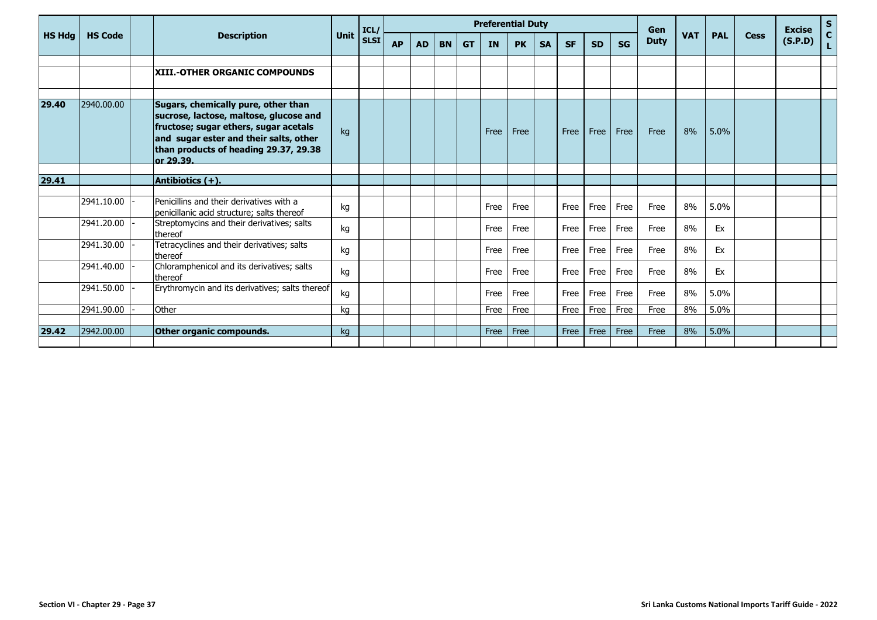| HS Hdg | HS Code | | Description | Unit | ICL/ SLSI | Preferential Duty | | | | | | | | | | Gen Duty | VAT | PAL | Cess | Excise (S.P.D) | SCL |
|---|---|---|---|---|---|---|---|---|---|---|---|---|---|---|---|---|---|---|---|---|---|
| | | | | | | AP | AD | BN | GT | IN | PK | SA | SF | SD | SG | | | | | | |
| | | | **XIII.-OTHER ORGANIC COMPOUNDS** | | | | | | | | | | | | | | | | | | |
| **29.40** | 2940.00.00 | | **Sugars, chemically pure, other than sucrose, lactose, maltose, glucose and fructose; sugar ethers, sugar acetals and sugar ester and their salts, other than products of heading 29.37, 29.38 or 29.39.** | kg | | | | | | Free | Free | | Free | Free | Free | Free | 8% | 5.0% | | | |
| **29.41** | | | **Antibiotics (+).** | | | | | | | | | | | | | | | | | | |
| | 2941.10.00 | - | Penicillins and their derivatives with a penicillanic acid structure; salts thereof | kg | | | | | | Free | Free | | Free | Free | Free | Free | 8% | 5.0% | | | |
| | 2941.20.00 | - | Streptomycins and their derivatives; salts thereof | kg | | | | | | Free | Free | | Free | Free | Free | Free | 8% | Ex | | | |
| | 2941.30.00 | - | Tetracyclines and their derivatives; salts thereof | kg | | | | | | Free | Free | | Free | Free | Free | Free | 8% | Ex | | | |
| | 2941.40.00 | - | Chloramphenicol and its derivatives; salts thereof | kg | | | | | | Free | Free | | Free | Free | Free | Free | 8% | Ex | | | |
| | 2941.50.00 | - | Erythromycin and its derivatives; salts thereof | kg | | | | | | Free | Free | | Free | Free | Free | Free | 8% | 5.0% | | | |
| | 2941.90.00 | - | Other | kg | | | | | | Free | Free | | Free | Free | Free | Free | 8% | 5.0% | | | |
| **29.42** | 2942.00.00 | | **Other organic compounds.** | kg | | | | | | Free | Free | | Free | Free | Free | Free | 8% | 5.0% | | | |